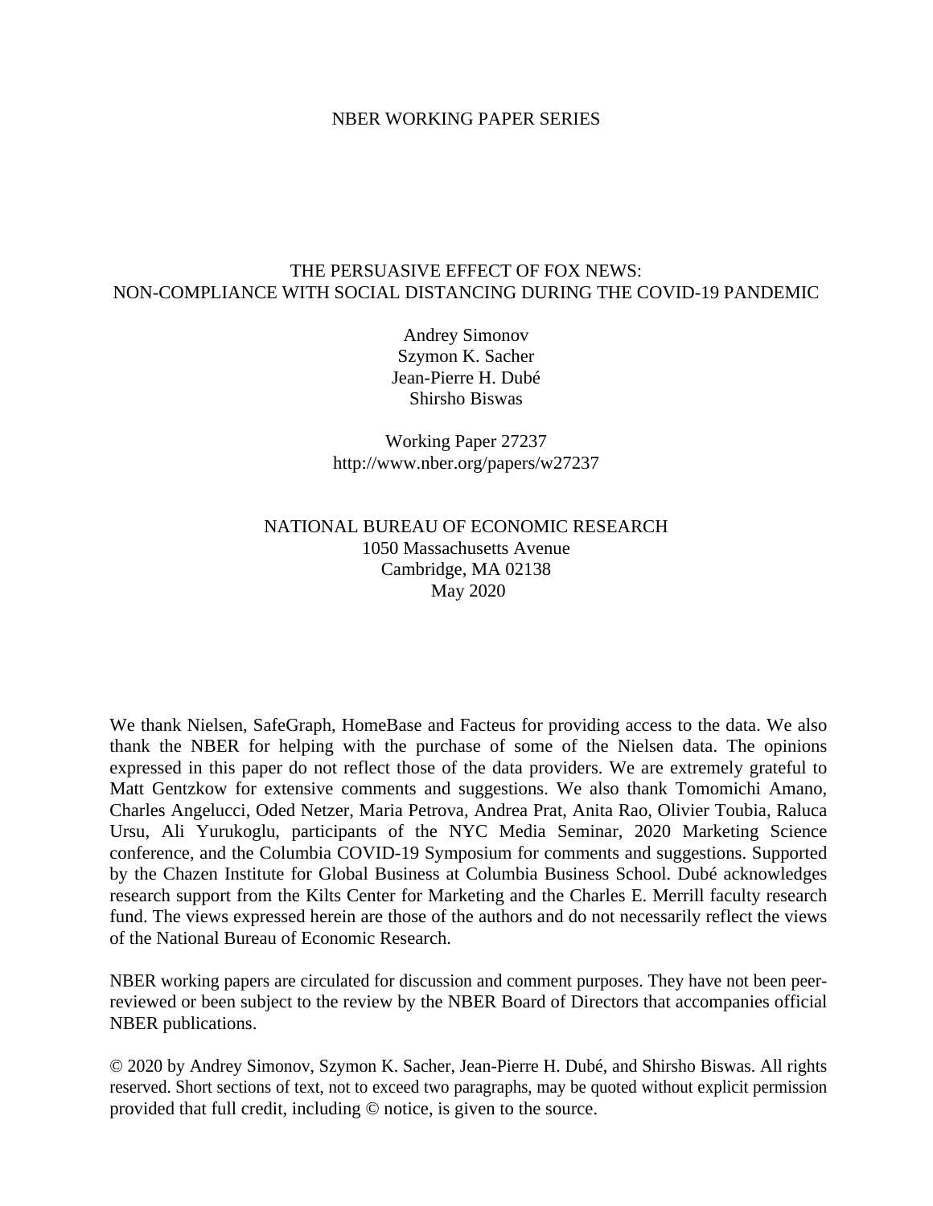NBER WORKING PAPER SERIES

# THE PERSUASIVE EFFECT OF FOX NEWS: NON-COMPLIANCE WITH SOCIAL DISTANCING DURING THE COVID-19 PANDEMIC

Andrey Simonov
Szymon K. Sacher
Jean-Pierre H. Dubé
Shirsho Biswas

Working Paper 27237
http://www.nber.org/papers/w27237

NATIONAL BUREAU OF ECONOMIC RESEARCH
1050 Massachusetts Avenue
Cambridge, MA 02138
May 2020

We thank Nielsen, SafeGraph, HomeBase and Facteus for providing access to the data. We also thank the NBER for helping with the purchase of some of the Nielsen data. The opinions expressed in this paper do not reflect those of the data providers. We are extremely grateful to Matt Gentzkow for extensive comments and suggestions. We also thank Tomomichi Amano, Charles Angelucci, Oded Netzer, Maria Petrova, Andrea Prat, Anita Rao, Olivier Toubia, Raluca Ursu, Ali Yurukoglu, participants of the NYC Media Seminar, 2020 Marketing Science conference, and the Columbia COVID-19 Symposium for comments and suggestions. Supported by the Chazen Institute for Global Business at Columbia Business School. Dubé acknowledges research support from the Kilts Center for Marketing and the Charles E. Merrill faculty research fund. The views expressed herein are those of the authors and do not necessarily reflect the views of the National Bureau of Economic Research.

NBER working papers are circulated for discussion and comment purposes. They have not been peer-reviewed or been subject to the review by the NBER Board of Directors that accompanies official NBER publications.

© 2020 by Andrey Simonov, Szymon K. Sacher, Jean-Pierre H. Dubé, and Shirsho Biswas. All rights reserved. Short sections of text, not to exceed two paragraphs, may be quoted without explicit permission provided that full credit, including © notice, is given to the source.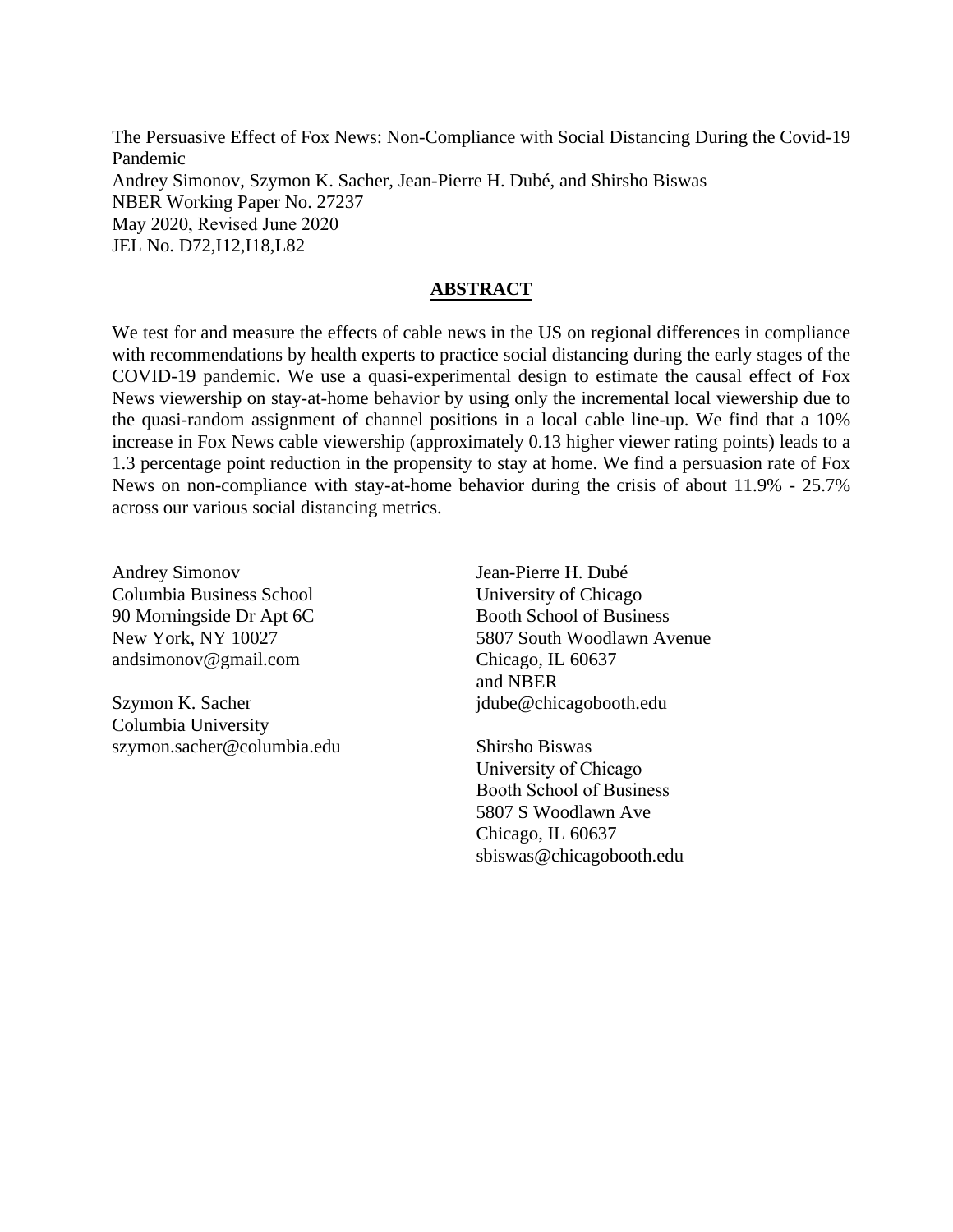The Persuasive Effect of Fox News: Non-Compliance with Social Distancing During the Covid-19 Pandemic
Andrey Simonov, Szymon K. Sacher, Jean-Pierre H. Dubé, and Shirsho Biswas
NBER Working Paper No. 27237
May 2020, Revised June 2020
JEL No. D72,I12,I18,L82

## ABSTRACT

We test for and measure the effects of cable news in the US on regional differences in compliance with recommendations by health experts to practice social distancing during the early stages of the COVID-19 pandemic. We use a quasi-experimental design to estimate the causal effect of Fox News viewership on stay-at-home behavior by using only the incremental local viewership due to the quasi-random assignment of channel positions in a local cable line-up. We find that a 10% increase in Fox News cable viewership (approximately 0.13 higher viewer rating points) leads to a 1.3 percentage point reduction in the propensity to stay at home. We find a persuasion rate of Fox News on non-compliance with stay-at-home behavior during the crisis of about 11.9% - 25.7% across our various social distancing metrics.

Andrey Simonov
Columbia Business School
90 Morningside Dr Apt 6C
New York, NY 10027
andsimonov@gmail.com

Szymon K. Sacher
Columbia University
szymon.sacher@columbia.edu

Jean-Pierre H. Dubé
University of Chicago
Booth School of Business
5807 South Woodlawn Avenue
Chicago, IL 60637
and NBER
jdube@chicagobooth.edu

Shirsho Biswas
University of Chicago
Booth School of Business
5807 S Woodlawn Ave
Chicago, IL 60637
sbiswas@chicagobooth.edu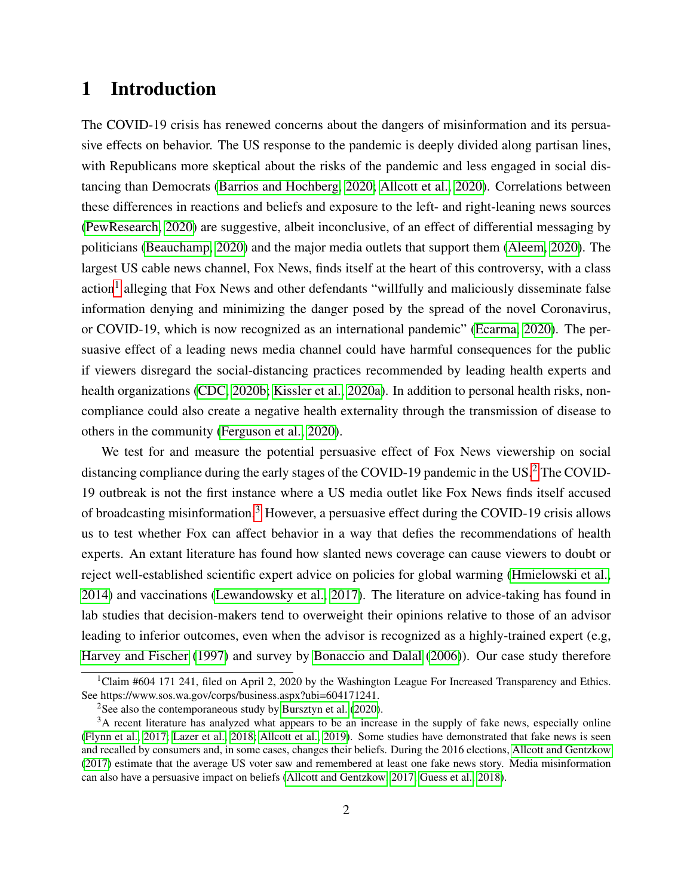# 1 Introduction

The COVID-19 crisis has renewed concerns about the dangers of misinformation and its persuasive effects on behavior. The US response to the pandemic is deeply divided along partisan lines, with Republicans more skeptical about the risks of the pandemic and less engaged in social distancing than Democrats (Barrios and Hochberg, 2020; Allcott et al., 2020). Correlations between these differences in reactions and beliefs and exposure to the left- and right-leaning news sources (PewResearch, 2020) are suggestive, albeit inconclusive, of an effect of differential messaging by politicians (Beauchamp, 2020) and the major media outlets that support them (Aleem, 2020). The largest US cable news channel, Fox News, finds itself at the heart of this controversy, with a class action[1] alleging that Fox News and other defendants "willfully and maliciously disseminate false information denying and minimizing the danger posed by the spread of the novel Coronavirus, or COVID-19, which is now recognized as an international pandemic" (Ecarma, 2020). The persuasive effect of a leading news media channel could have harmful consequences for the public if viewers disregard the social-distancing practices recommended by leading health experts and health organizations (CDC, 2020b; Kissler et al., 2020a). In addition to personal health risks, noncompliance could also create a negative health externality through the transmission of disease to others in the community (Ferguson et al., 2020).

We test for and measure the potential persuasive effect of Fox News viewership on social distancing compliance during the early stages of the COVID-19 pandemic in the US.[2] The COVID-19 outbreak is not the first instance where a US media outlet like Fox News finds itself accused of broadcasting misinformation.[3] However, a persuasive effect during the COVID-19 crisis allows us to test whether Fox can affect behavior in a way that defies the recommendations of health experts. An extant literature has found how slanted news coverage can cause viewers to doubt or reject well-established scientific expert advice on policies for global warming (Hmielowski et al., 2014) and vaccinations (Lewandowsky et al., 2017). The literature on advice-taking has found in lab studies that decision-makers tend to overweight their opinions relative to those of an advisor leading to inferior outcomes, even when the advisor is recognized as a highly-trained expert (e.g, Harvey and Fischer (1997) and survey by Bonaccio and Dalal (2006)). Our case study therefore

[1] Claim #604 171 241, filed on April 2, 2020 by the Washington League For Increased Transparency and Ethics. See https://www.sos.wa.gov/corps/business.aspx?ubi=604171241.

[2] See also the contemporaneous study by Bursztyn et al. (2020).

[3] A recent literature has analyzed what appears to be an increase in the supply of fake news, especially online (Flynn et al., 2017; Lazer et al., 2018; Allcott et al., 2019). Some studies have demonstrated that fake news is seen and recalled by consumers and, in some cases, changes their beliefs. During the 2016 elections, Allcott and Gentzkow (2017) estimate that the average US voter saw and remembered at least one fake news story. Media misinformation can also have a persuasive impact on beliefs (Allcott and Gentzkow, 2017, Guess et al., 2018).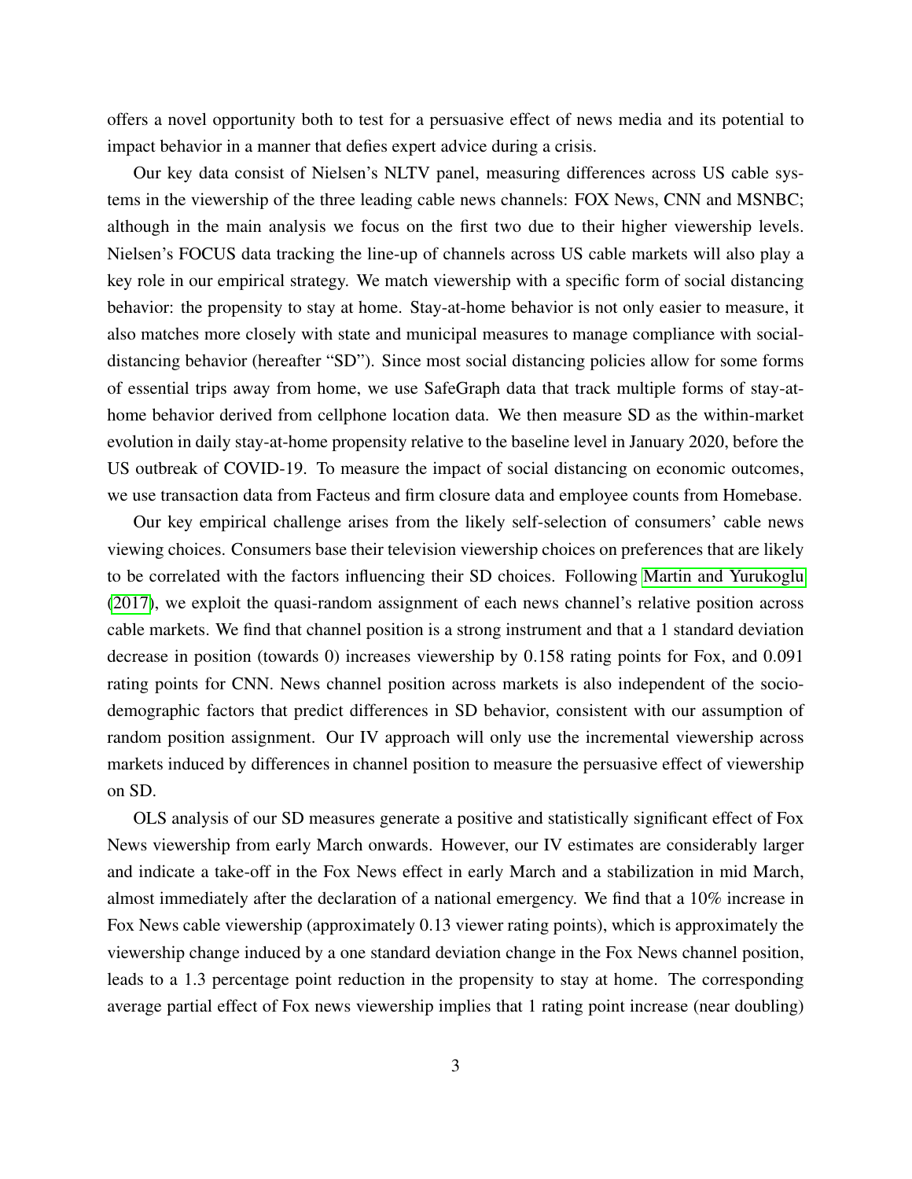offers a novel opportunity both to test for a persuasive effect of news media and its potential to impact behavior in a manner that defies expert advice during a crisis.

Our key data consist of Nielsen's NLTV panel, measuring differences across US cable systems in the viewership of the three leading cable news channels: FOX News, CNN and MSNBC; although in the main analysis we focus on the first two due to their higher viewership levels. Nielsen's FOCUS data tracking the line-up of channels across US cable markets will also play a key role in our empirical strategy. We match viewership with a specific form of social distancing behavior: the propensity to stay at home. Stay-at-home behavior is not only easier to measure, it also matches more closely with state and municipal measures to manage compliance with social-distancing behavior (hereafter "SD"). Since most social distancing policies allow for some forms of essential trips away from home, we use SafeGraph data that track multiple forms of stay-at-home behavior derived from cellphone location data. We then measure SD as the within-market evolution in daily stay-at-home propensity relative to the baseline level in January 2020, before the US outbreak of COVID-19. To measure the impact of social distancing on economic outcomes, we use transaction data from Facteus and firm closure data and employee counts from Homebase.

Our key empirical challenge arises from the likely self-selection of consumers' cable news viewing choices. Consumers base their television viewership choices on preferences that are likely to be correlated with the factors influencing their SD choices. Following Martin and Yurukoglu (2017), we exploit the quasi-random assignment of each news channel's relative position across cable markets. We find that channel position is a strong instrument and that a 1 standard deviation decrease in position (towards 0) increases viewership by 0.158 rating points for Fox, and 0.091 rating points for CNN. News channel position across markets is also independent of the socio-demographic factors that predict differences in SD behavior, consistent with our assumption of random position assignment. Our IV approach will only use the incremental viewership across markets induced by differences in channel position to measure the persuasive effect of viewership on SD.

OLS analysis of our SD measures generate a positive and statistically significant effect of Fox News viewership from early March onwards. However, our IV estimates are considerably larger and indicate a take-off in the Fox News effect in early March and a stabilization in mid March, almost immediately after the declaration of a national emergency. We find that a 10% increase in Fox News cable viewership (approximately 0.13 viewer rating points), which is approximately the viewership change induced by a one standard deviation change in the Fox News channel position, leads to a 1.3 percentage point reduction in the propensity to stay at home. The corresponding average partial effect of Fox news viewership implies that 1 rating point increase (near doubling)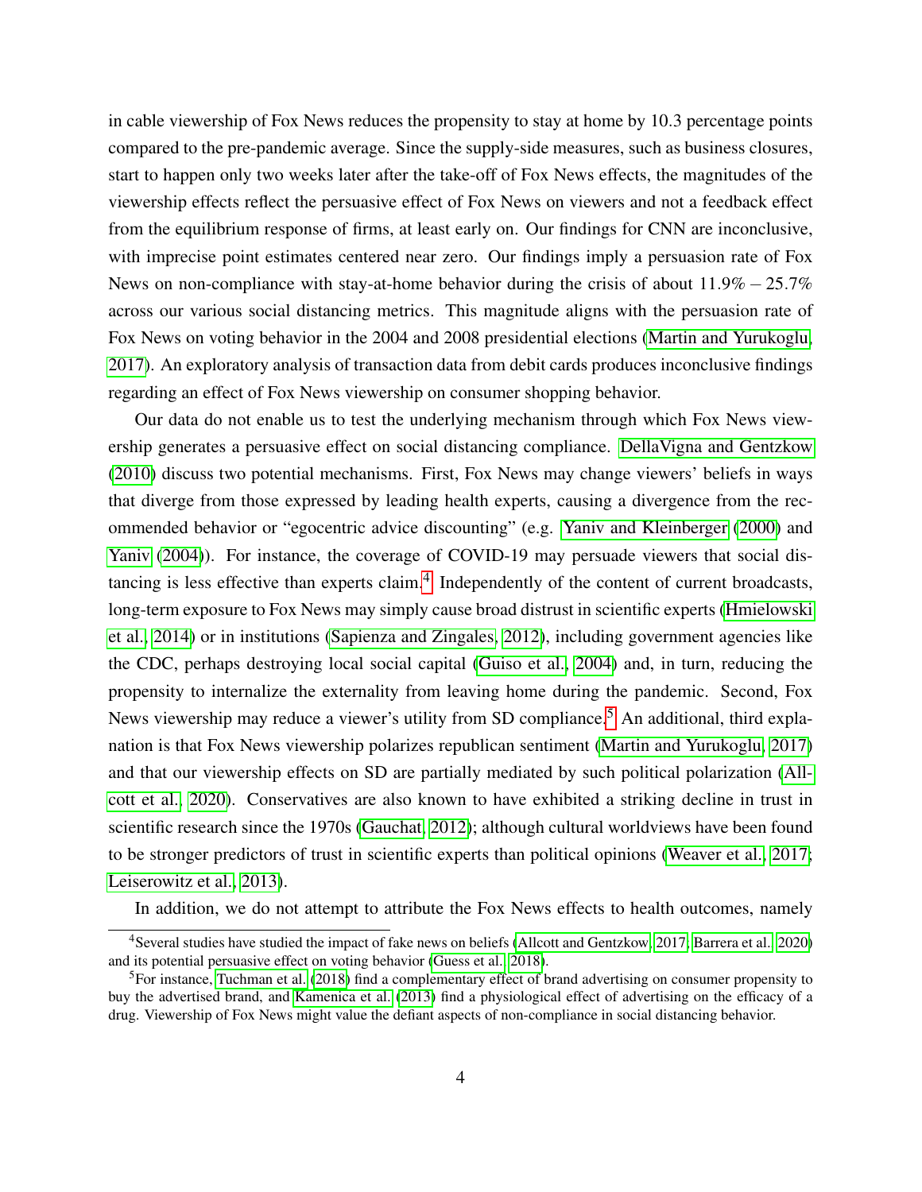in cable viewership of Fox News reduces the propensity to stay at home by 10.3 percentage points compared to the pre-pandemic average. Since the supply-side measures, such as business closures, start to happen only two weeks later after the take-off of Fox News effects, the magnitudes of the viewership effects reflect the persuasive effect of Fox News on viewers and not a feedback effect from the equilibrium response of firms, at least early on. Our findings for CNN are inconclusive, with imprecise point estimates centered near zero. Our findings imply a persuasion rate of Fox News on non-compliance with stay-at-home behavior during the crisis of about 11.9% – 25.7% across our various social distancing metrics. This magnitude aligns with the persuasion rate of Fox News on voting behavior in the 2004 and 2008 presidential elections (Martin and Yurukoglu, 2017). An exploratory analysis of transaction data from debit cards produces inconclusive findings regarding an effect of Fox News viewership on consumer shopping behavior.

Our data do not enable us to test the underlying mechanism through which Fox News viewership generates a persuasive effect on social distancing compliance. DellaVigna and Gentzkow (2010) discuss two potential mechanisms. First, Fox News may change viewers' beliefs in ways that diverge from those expressed by leading health experts, causing a divergence from the recommended behavior or "egocentric advice discounting" (e.g. Yaniv and Kleinberger (2000) and Yaniv (2004)). For instance, the coverage of COVID-19 may persuade viewers that social distancing is less effective than experts claim.[4] Independently of the content of current broadcasts, long-term exposure to Fox News may simply cause broad distrust in scientific experts (Hmielowski et al., 2014) or in institutions (Sapienza and Zingales, 2012), including government agencies like the CDC, perhaps destroying local social capital (Guiso et al., 2004) and, in turn, reducing the propensity to internalize the externality from leaving home during the pandemic. Second, Fox News viewership may reduce a viewer's utility from SD compliance.[5] An additional, third explanation is that Fox News viewership polarizes republican sentiment (Martin and Yurukoglu, 2017) and that our viewership effects on SD are partially mediated by such political polarization (Allcott et al., 2020). Conservatives are also known to have exhibited a striking decline in trust in scientific research since the 1970s (Gauchat, 2012); although cultural worldviews have been found to be stronger predictors of trust in scientific experts than political opinions (Weaver et al., 2017; Leiserowitz et al., 2013).

In addition, we do not attempt to attribute the Fox News effects to health outcomes, namely

---

[4] Several studies have studied the impact of fake news on beliefs (Allcott and Gentzkow, 2017; Barrera et al., 2020) and its potential persuasive effect on voting behavior (Guess et al., 2018).

[5] For instance, Tuchman et al. (2018) find a complementary effect of brand advertising on consumer propensity to buy the advertised brand, and Kamenica et al. (2013) find a physiological effect of advertising on the efficacy of a drug. Viewership of Fox News might value the defiant aspects of non-compliance in social distancing behavior.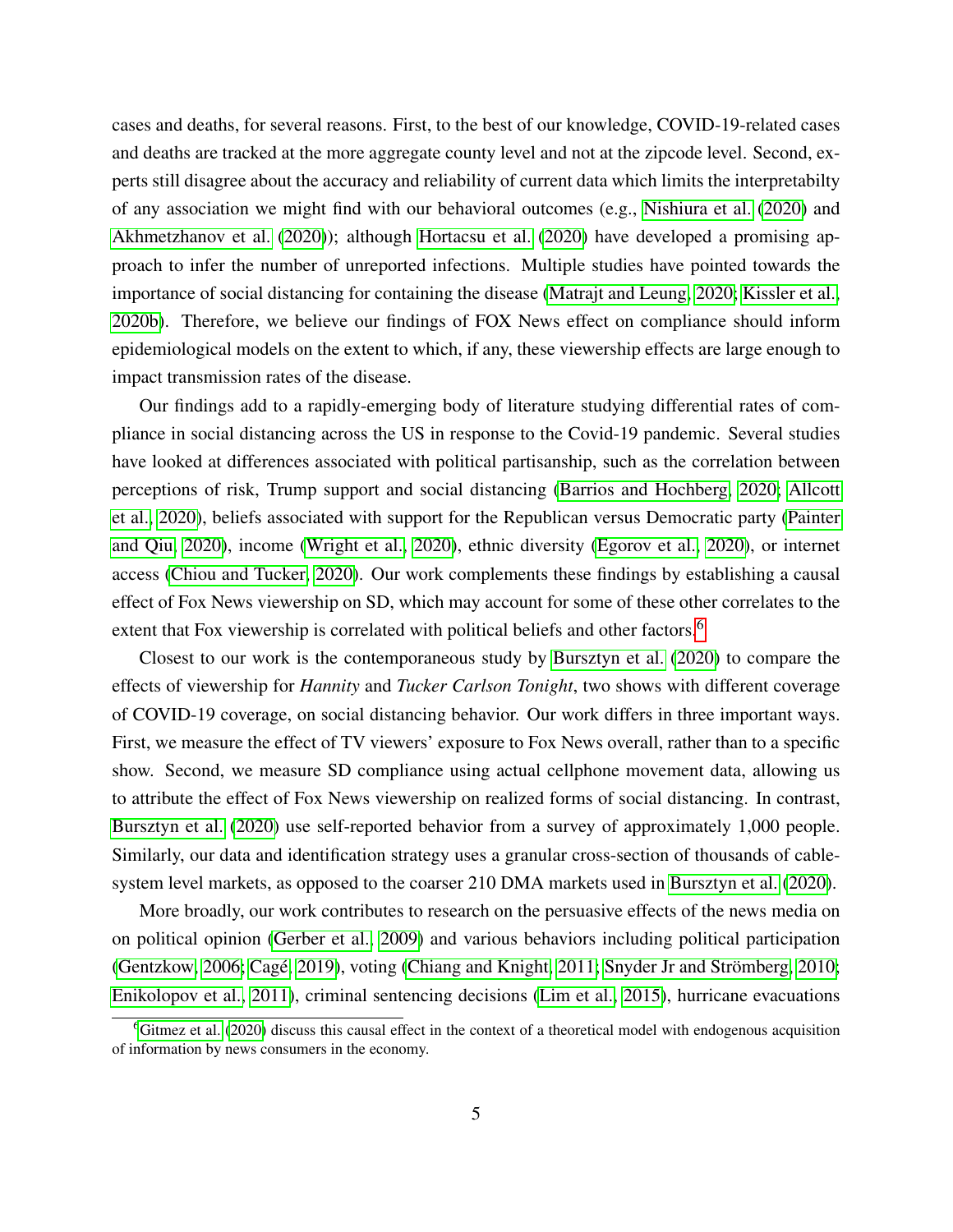cases and deaths, for several reasons. First, to the best of our knowledge, COVID-19-related cases and deaths are tracked at the more aggregate county level and not at the zipcode level. Second, experts still disagree about the accuracy and reliability of current data which limits the interpretabilty of any association we might find with our behavioral outcomes (e.g., Nishiura et al. (2020) and Akhmetzhanov et al. (2020)); although Hortacsu et al. (2020) have developed a promising approach to infer the number of unreported infections. Multiple studies have pointed towards the importance of social distancing for containing the disease (Matrajt and Leung, 2020; Kissler et al., 2020b). Therefore, we believe our findings of FOX News effect on compliance should inform epidemiological models on the extent to which, if any, these viewership effects are large enough to impact transmission rates of the disease.

Our findings add to a rapidly-emerging body of literature studying differential rates of compliance in social distancing across the US in response to the Covid-19 pandemic. Several studies have looked at differences associated with political partisanship, such as the correlation between perceptions of risk, Trump support and social distancing (Barrios and Hochberg, 2020; Allcott et al., 2020), beliefs associated with support for the Republican versus Democratic party (Painter and Qiu, 2020), income (Wright et al., 2020), ethnic diversity (Egorov et al., 2020), or internet access (Chiou and Tucker, 2020). Our work complements these findings by establishing a causal effect of Fox News viewership on SD, which may account for some of these other correlates to the extent that Fox viewership is correlated with political beliefs and other factors.[6]

Closest to our work is the contemporaneous study by Bursztyn et al. (2020) to compare the effects of viewership for *Hannity* and *Tucker Carlson Tonight*, two shows with different coverage of COVID-19 coverage, on social distancing behavior. Our work differs in three important ways. First, we measure the effect of TV viewers' exposure to Fox News overall, rather than to a specific show. Second, we measure SD compliance using actual cellphone movement data, allowing us to attribute the effect of Fox News viewership on realized forms of social distancing. In contrast, Bursztyn et al. (2020) use self-reported behavior from a survey of approximately 1,000 people. Similarly, our data and identification strategy uses a granular cross-section of thousands of cable-system level markets, as opposed to the coarser 210 DMA markets used in Bursztyn et al. (2020).

More broadly, our work contributes to research on the persuasive effects of the news media on on political opinion (Gerber et al., 2009) and various behaviors including political participation (Gentzkow, 2006; Cagé, 2019), voting (Chiang and Knight, 2011; Snyder Jr and Strömberg, 2010; Enikolopov et al., 2011), criminal sentencing decisions (Lim et al., 2015), hurricane evacuations

[6] Gitmez et al. (2020) discuss this causal effect in the context of a theoretical model with endogenous acquisition of information by news consumers in the economy.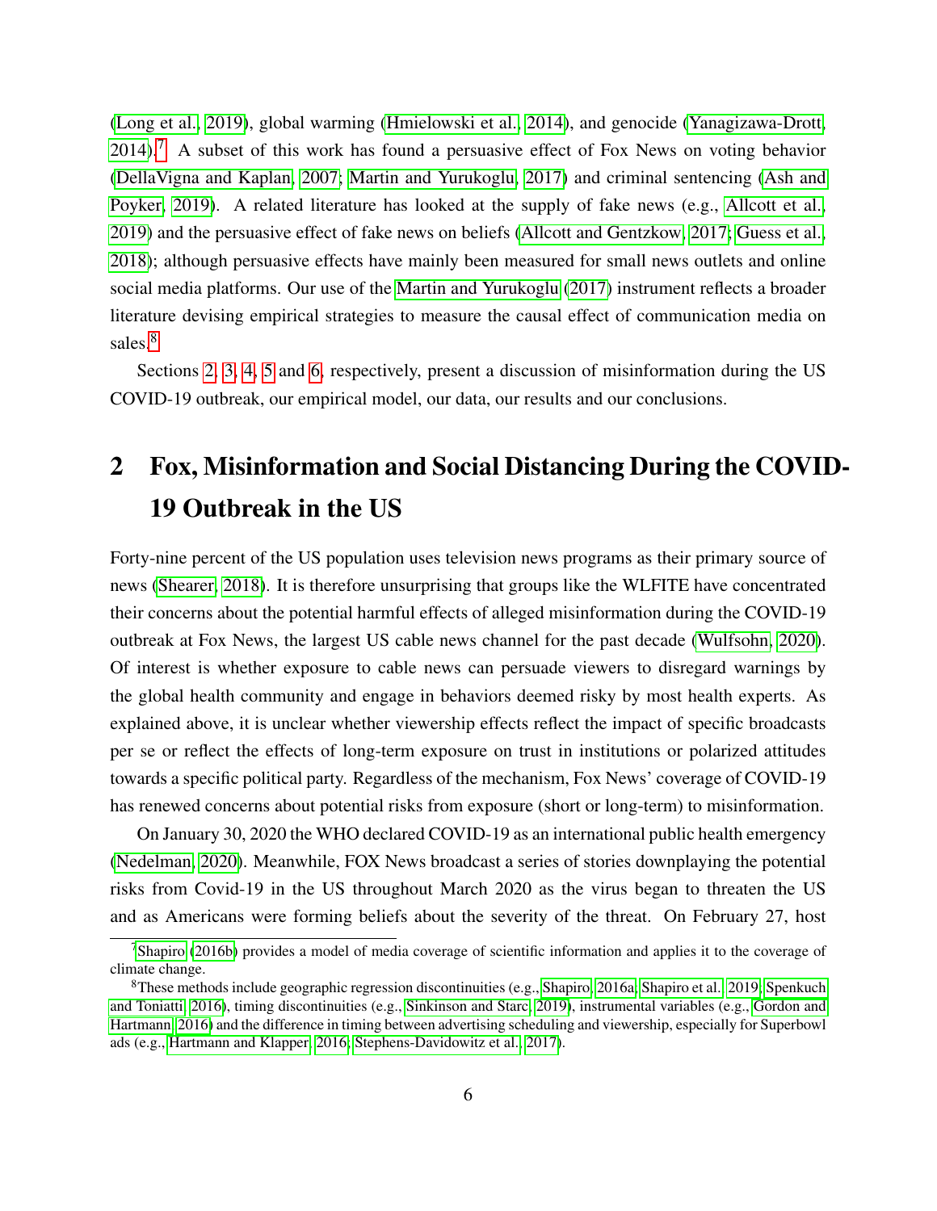(Long et al., 2019), global warming (Hmielowski et al., 2014), and genocide (Yanagizawa-Drott, 2014).[7] A subset of this work has found a persuasive effect of Fox News on voting behavior (DellaVigna and Kaplan, 2007; Martin and Yurukoglu, 2017) and criminal sentencing (Ash and Poyker, 2019). A related literature has looked at the supply of fake news (e.g., Allcott et al., 2019) and the persuasive effect of fake news on beliefs (Allcott and Gentzkow, 2017; Guess et al., 2018); although persuasive effects have mainly been measured for small news outlets and online social media platforms. Our use of the Martin and Yurukoglu (2017) instrument reflects a broader literature devising empirical strategies to measure the causal effect of communication media on sales.[8]

Sections 2, 3, 4, 5 and 6, respectively, present a discussion of misinformation during the US COVID-19 outbreak, our empirical model, our data, our results and our conclusions.

## 2 Fox, Misinformation and Social Distancing During the COVID-19 Outbreak in the US

Forty-nine percent of the US population uses television news programs as their primary source of news (Shearer, 2018). It is therefore unsurprising that groups like the WLFITE have concentrated their concerns about the potential harmful effects of alleged misinformation during the COVID-19 outbreak at Fox News, the largest US cable news channel for the past decade (Wulfsohn, 2020). Of interest is whether exposure to cable news can persuade viewers to disregard warnings by the global health community and engage in behaviors deemed risky by most health experts. As explained above, it is unclear whether viewership effects reflect the impact of specific broadcasts per se or reflect the effects of long-term exposure on trust in institutions or polarized attitudes towards a specific political party. Regardless of the mechanism, Fox News' coverage of COVID-19 has renewed concerns about potential risks from exposure (short or long-term) to misinformation.

On January 30, 2020 the WHO declared COVID-19 as an international public health emergency (Nedelman, 2020). Meanwhile, FOX News broadcast a series of stories downplaying the potential risks from Covid-19 in the US throughout March 2020 as the virus began to threaten the US and as Americans were forming beliefs about the severity of the threat. On February 27, host

[7] Shapiro (2016b) provides a model of media coverage of scientific information and applies it to the coverage of climate change.

[8] These methods include geographic regression discontinuities (e.g., Shapiro, 2016a; Shapiro et al., 2019; Spenkuch and Toniatti, 2016), timing discontinuities (e.g., Sinkinson and Starc, 2019), instrumental variables (e.g., Gordon and Hartmann, 2016) and the difference in timing between advertising scheduling and viewership, especially for Superbowl ads (e.g., Hartmann and Klapper, 2016; Stephens-Davidowitz et al., 2017).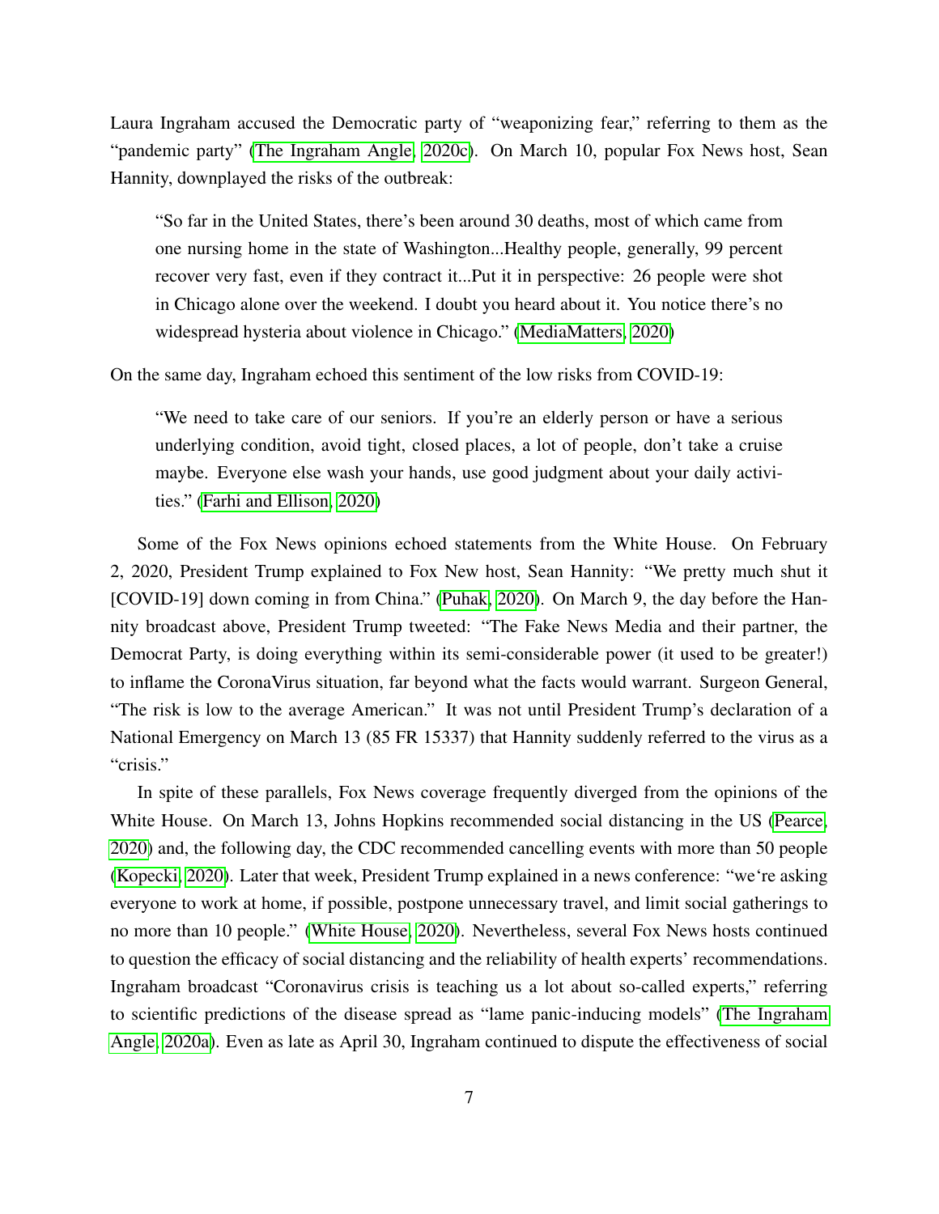Laura Ingraham accused the Democratic party of "weaponizing fear," referring to them as the "pandemic party" (The Ingraham Angle, 2020c). On March 10, popular Fox News host, Sean Hannity, downplayed the risks of the outbreak:

> "So far in the United States, there's been around 30 deaths, most of which came from one nursing home in the state of Washington...Healthy people, generally, 99 percent recover very fast, even if they contract it...Put it in perspective: 26 people were shot in Chicago alone over the weekend. I doubt you heard about it. You notice there's no widespread hysteria about violence in Chicago." (MediaMatters, 2020)

On the same day, Ingraham echoed this sentiment of the low risks from COVID-19:

> "We need to take care of our seniors. If you're an elderly person or have a serious underlying condition, avoid tight, closed places, a lot of people, don't take a cruise maybe. Everyone else wash your hands, use good judgment about your daily activities." (Farhi and Ellison, 2020)

Some of the Fox News opinions echoed statements from the White House. On February 2, 2020, President Trump explained to Fox New host, Sean Hannity: "We pretty much shut it [COVID-19] down coming in from China." (Puhak, 2020). On March 9, the day before the Hannity broadcast above, President Trump tweeted: "The Fake News Media and their partner, the Democrat Party, is doing everything within its semi-considerable power (it used to be greater!) to inflame the CoronaVirus situation, far beyond what the facts would warrant. Surgeon General, "The risk is low to the average American." It was not until President Trump's declaration of a National Emergency on March 13 (85 FR 15337) that Hannity suddenly referred to the virus as a "crisis."

In spite of these parallels, Fox News coverage frequently diverged from the opinions of the White House. On March 13, Johns Hopkins recommended social distancing in the US (Pearce, 2020) and, the following day, the CDC recommended cancelling events with more than 50 people (Kopecki, 2020). Later that week, President Trump explained in a news conference: "we're asking everyone to work at home, if possible, postpone unnecessary travel, and limit social gatherings to no more than 10 people." (White House, 2020). Nevertheless, several Fox News hosts continued to question the efficacy of social distancing and the reliability of health experts' recommendations. Ingraham broadcast "Coronavirus crisis is teaching us a lot about so-called experts," referring to scientific predictions of the disease spread as "lame panic-inducing models" (The Ingraham Angle, 2020a). Even as late as April 30, Ingraham continued to dispute the effectiveness of social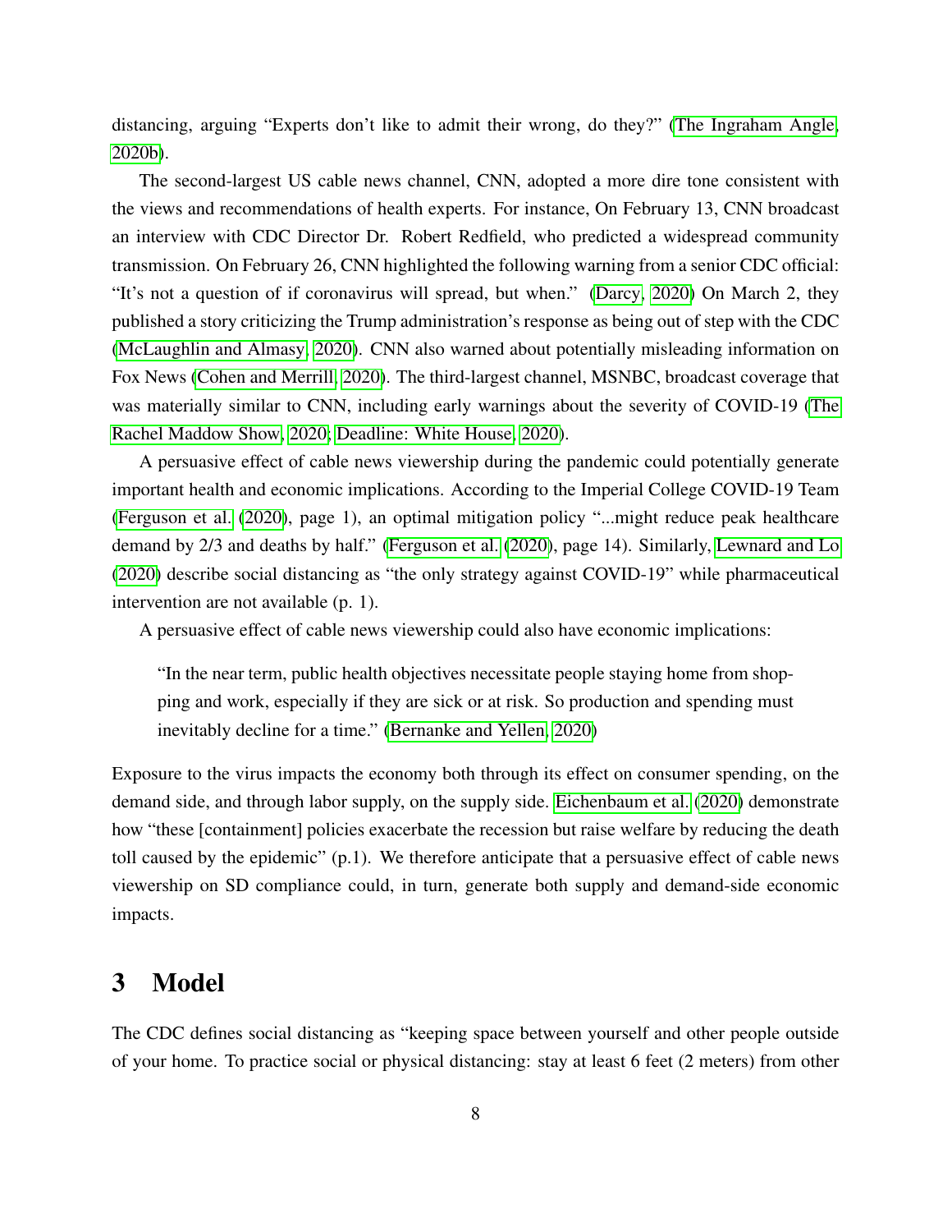distancing, arguing "Experts don't like to admit their wrong, do they?" (The Ingraham Angle, 2020b).

The second-largest US cable news channel, CNN, adopted a more dire tone consistent with the views and recommendations of health experts. For instance, On February 13, CNN broadcast an interview with CDC Director Dr. Robert Redfield, who predicted a widespread community transmission. On February 26, CNN highlighted the following warning from a senior CDC official: "It's not a question of if coronavirus will spread, but when." (Darcy, 2020) On March 2, they published a story criticizing the Trump administration's response as being out of step with the CDC (McLaughlin and Almasy, 2020). CNN also warned about potentially misleading information on Fox News (Cohen and Merrill, 2020). The third-largest channel, MSNBC, broadcast coverage that was materially similar to CNN, including early warnings about the severity of COVID-19 (The Rachel Maddow Show, 2020; Deadline: White House, 2020).

A persuasive effect of cable news viewership during the pandemic could potentially generate important health and economic implications. According to the Imperial College COVID-19 Team (Ferguson et al. (2020), page 1), an optimal mitigation policy "...might reduce peak healthcare demand by 2/3 and deaths by half." (Ferguson et al. (2020), page 14). Similarly, Lewnard and Lo (2020) describe social distancing as "the only strategy against COVID-19" while pharmaceutical intervention are not available (p. 1).

A persuasive effect of cable news viewership could also have economic implications:

> "In the near term, public health objectives necessitate people staying home from shopping and work, especially if they are sick or at risk. So production and spending must inevitably decline for a time." (Bernanke and Yellen, 2020)

Exposure to the virus impacts the economy both through its effect on consumer spending, on the demand side, and through labor supply, on the supply side. Eichenbaum et al. (2020) demonstrate how "these [containment] policies exacerbate the recession but raise welfare by reducing the death toll caused by the epidemic" (p.1). We therefore anticipate that a persuasive effect of cable news viewership on SD compliance could, in turn, generate both supply and demand-side economic impacts.

# 3 Model

The CDC defines social distancing as "keeping space between yourself and other people outside of your home. To practice social or physical distancing: stay at least 6 feet (2 meters) from other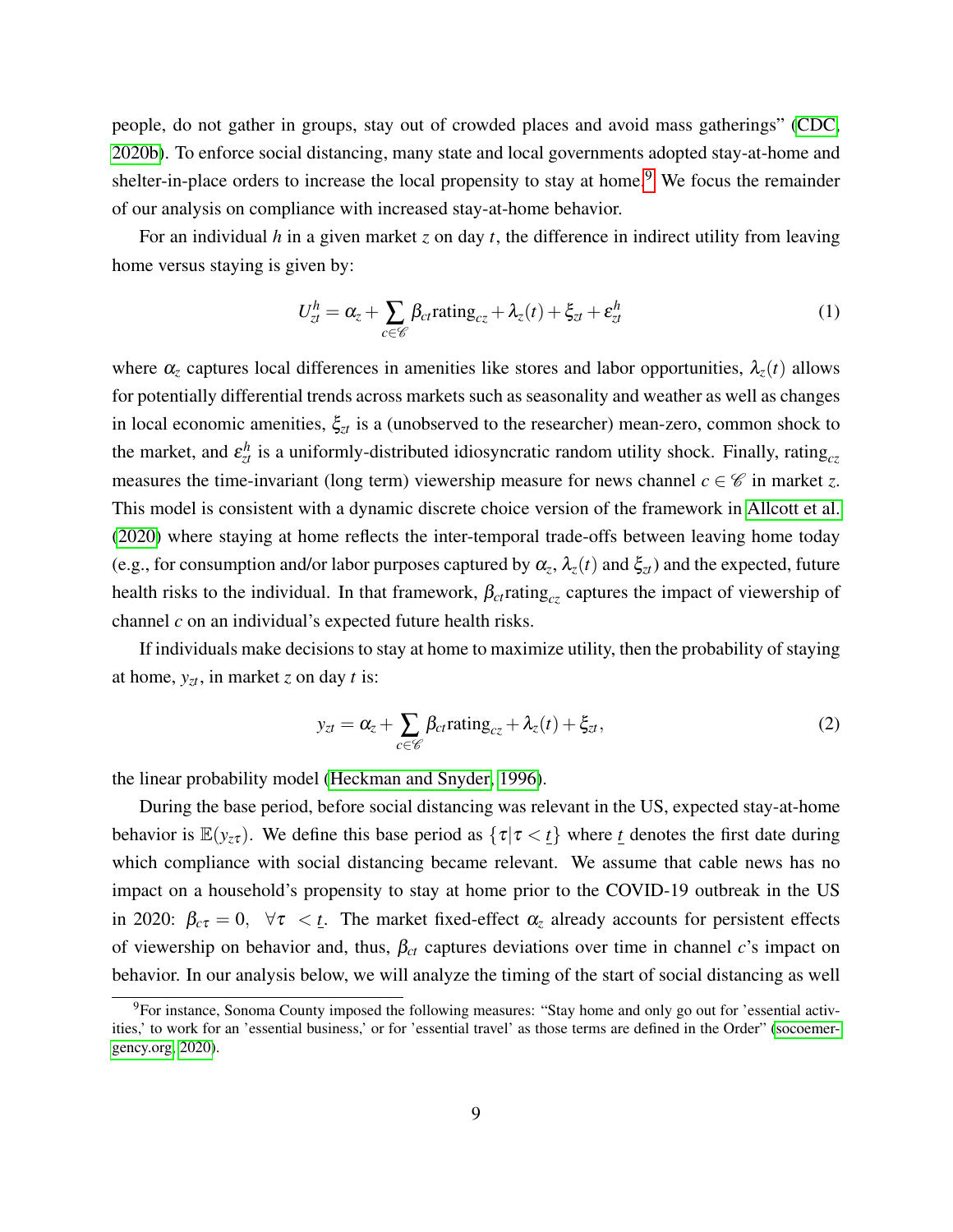people, do not gather in groups, stay out of crowded places and avoid mass gatherings" (CDC, 2020b). To enforce social distancing, many state and local governments adopted stay-at-home and shelter-in-place orders to increase the local propensity to stay at home.[9] We focus the remainder of our analysis on compliance with increased stay-at-home behavior.

For an individual $h$ in a given market $z$ on day $t$, the difference in indirect utility from leaving home versus staying is given by:

$$U_{zt}^{h} = \alpha_z + \sum_{c \in \mathscr{C}} \beta_{ct} \text{rating}_{cz} + \lambda_z(t) + \xi_{zt} + \varepsilon_{zt}^{h} \tag{1}$$

where $\alpha_z$ captures local differences in amenities like stores and labor opportunities, $\lambda_z(t)$ allows for potentially differential trends across markets such as seasonality and weather as well as changes in local economic amenities, $\xi_{zt}$ is a (unobserved to the researcher) mean-zero, common shock to the market, and $\varepsilon_{zt}^{h}$ is a uniformly-distributed idiosyncratic random utility shock. Finally, $\text{rating}_{cz}$ measures the time-invariant (long term) viewership measure for news channel $c \in \mathscr{C}$ in market $z$. This model is consistent with a dynamic discrete choice version of the framework in Allcott et al. (2020) where staying at home reflects the inter-temporal trade-offs between leaving home today (e.g., for consumption and/or labor purposes captured by $\alpha_z$, $\lambda_z(t)$ and $\xi_{zt}$) and the expected, future health risks to the individual. In that framework, $\beta_{ct}\text{rating}_{cz}$ captures the impact of viewership of channel $c$ on an individual's expected future health risks.

If individuals make decisions to stay at home to maximize utility, then the probability of staying at home, $y_{zt}$, in market $z$ on day $t$ is:

$$y_{zt} = \alpha_z + \sum_{c \in \mathscr{C}} \beta_{ct} \text{rating}_{cz} + \lambda_z(t) + \xi_{zt}, \tag{2}$$

the linear probability model (Heckman and Snyder, 1996).

During the base period, before social distancing was relevant in the US, expected stay-at-home behavior is $\mathbb{E}(y_{z\tau})$. We define this base period as $\{\tau | \tau < \underline{t}\}$ where $\underline{t}$ denotes the first date during which compliance with social distancing became relevant. We assume that cable news has no impact on a household's propensity to stay at home prior to the COVID-19 outbreak in the US in 2020: $\beta_{c\tau} = 0, \ \ \forall \tau \ < \underline{t}$. The market fixed-effect $\alpha_z$ already accounts for persistent effects of viewership on behavior and, thus, $\beta_{ct}$ captures deviations over time in channel $c$'s impact on behavior. In our analysis below, we will analyze the timing of the start of social distancing as well

[9] For instance, Sonoma County imposed the following measures: "Stay home and only go out for 'essential activities,' to work for an 'essential business,' or for 'essential travel' as those terms are defined in the Order" (socoemergency.org, 2020).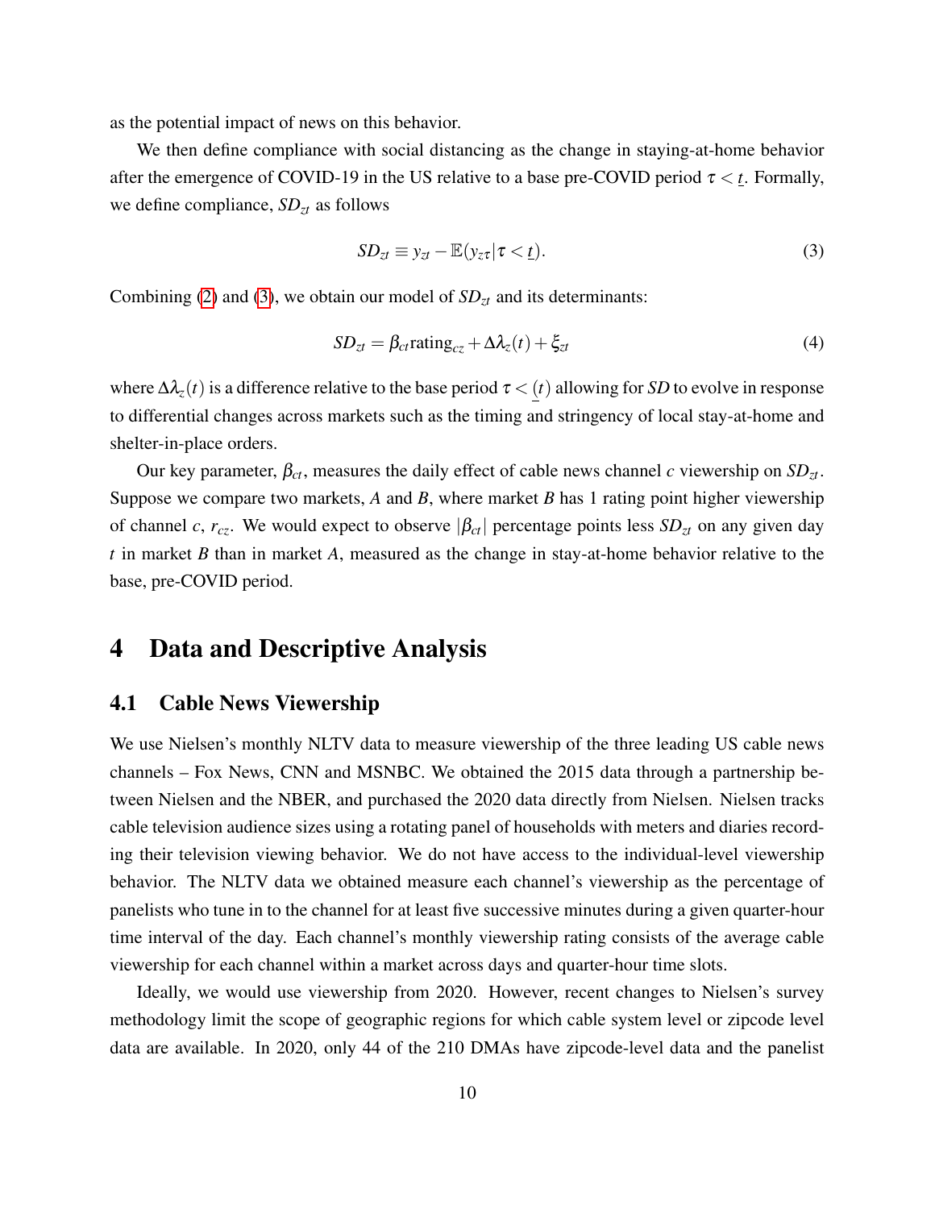as the potential impact of news on this behavior.

We then define compliance with social distancing as the change in staying-at-home behavior after the emergence of COVID-19 in the US relative to a base pre-COVID period $\tau < \underline{t}$. Formally, we define compliance, $SD_{zt}$ as follows

$$SD_{zt} \equiv y_{zt} - \mathbb{E}(y_{z\tau} | \tau < \underline{t}). \tag{3}$$

Combining (2) and (3), we obtain our model of $SD_{zt}$ and its determinants:

$$SD_{zt} = \beta_{ct} \text{rating}_{cz} + \Delta\lambda_z(t) + \xi_{zt} \tag{4}$$

where $\Delta\lambda_z(t)$ is a difference relative to the base period $\tau < \underline{(t)}$ allowing for $SD$ to evolve in response to differential changes across markets such as the timing and stringency of local stay-at-home and shelter-in-place orders.

Our key parameter, $\beta_{ct}$, measures the daily effect of cable news channel $c$ viewership on $SD_{zt}$. Suppose we compare two markets, $A$ and $B$, where market $B$ has 1 rating point higher viewership of channel $c$, $r_{cz}$. We would expect to observe $|\beta_{ct}|$ percentage points less $SD_{zt}$ on any given day $t$ in market $B$ than in market $A$, measured as the change in stay-at-home behavior relative to the base, pre-COVID period.

# 4 Data and Descriptive Analysis

## 4.1 Cable News Viewership

We use Nielsen's monthly NLTV data to measure viewership of the three leading US cable news channels – Fox News, CNN and MSNBC. We obtained the 2015 data through a partnership between Nielsen and the NBER, and purchased the 2020 data directly from Nielsen. Nielsen tracks cable television audience sizes using a rotating panel of households with meters and diaries recording their television viewing behavior. We do not have access to the individual-level viewership behavior. The NLTV data we obtained measure each channel's viewership as the percentage of panelists who tune in to the channel for at least five successive minutes during a given quarter-hour time interval of the day. Each channel's monthly viewership rating consists of the average cable viewership for each channel within a market across days and quarter-hour time slots.

Ideally, we would use viewership from 2020. However, recent changes to Nielsen's survey methodology limit the scope of geographic regions for which cable system level or zipcode level data are available. In 2020, only 44 of the 210 DMAs have zipcode-level data and the panelist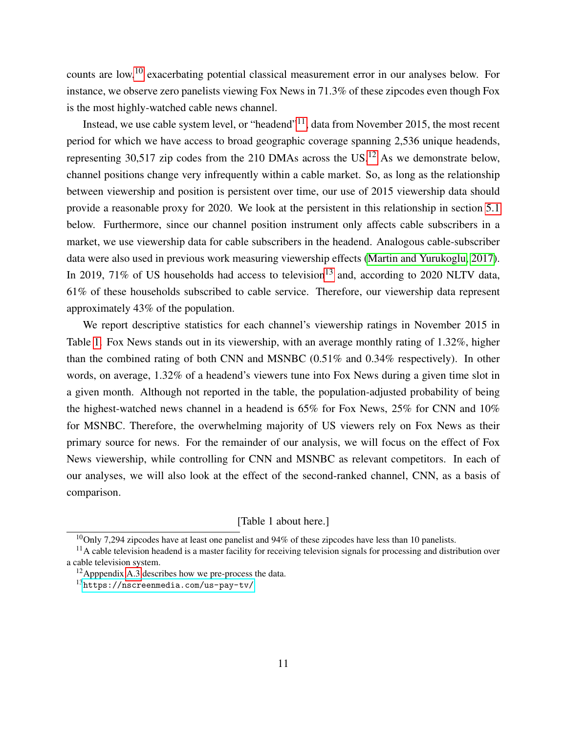counts are low,[10] exacerbating potential classical measurement error in our analyses below. For instance, we observe zero panelists viewing Fox News in 71.3% of these zipcodes even though Fox is the most highly-watched cable news channel.

Instead, we use cable system level, or "headend"[11], data from November 2015, the most recent period for which we have access to broad geographic coverage spanning 2,536 unique headends, representing 30,517 zip codes from the 210 DMAs across the US.[12] As we demonstrate below, channel positions change very infrequently within a cable market. So, as long as the relationship between viewership and position is persistent over time, our use of 2015 viewership data should provide a reasonable proxy for 2020. We look at the persistent in this relationship in section 5.1 below. Furthermore, since our channel position instrument only affects cable subscribers in a market, we use viewership data for cable subscribers in the headend. Analogous cable-subscriber data were also used in previous work measuring viewership effects (Martin and Yurukoglu, 2017). In 2019, 71% of US households had access to television[13] and, according to 2020 NLTV data, 61% of these households subscribed to cable service. Therefore, our viewership data represent approximately 43% of the population.

We report descriptive statistics for each channel's viewership ratings in November 2015 in Table 1. Fox News stands out in its viewership, with an average monthly rating of 1.32%, higher than the combined rating of both CNN and MSNBC (0.51% and 0.34% respectively). In other words, on average, 1.32% of a headend's viewers tune into Fox News during a given time slot in a given month. Although not reported in the table, the population-adjusted probability of being the highest-watched news channel in a headend is 65% for Fox News, 25% for CNN and 10% for MSNBC. Therefore, the overwhelming majority of US viewers rely on Fox News as their primary source for news. For the remainder of our analysis, we will focus on the effect of Fox News viewership, while controlling for CNN and MSNBC as relevant competitors. In each of our analyses, we will also look at the effect of the second-ranked channel, CNN, as a basis of comparison.

[Table 1 about here.]

[10] Only 7,294 zipcodes have at least one panelist and 94% of these zipcodes have less than 10 panelists.

[11] A cable television headend is a master facility for receiving television signals for processing and distribution over a cable television system.

[12] Apppendix A.3 describes how we pre-process the data.

[13] https://nscreenmedia.com/us-pay-tv/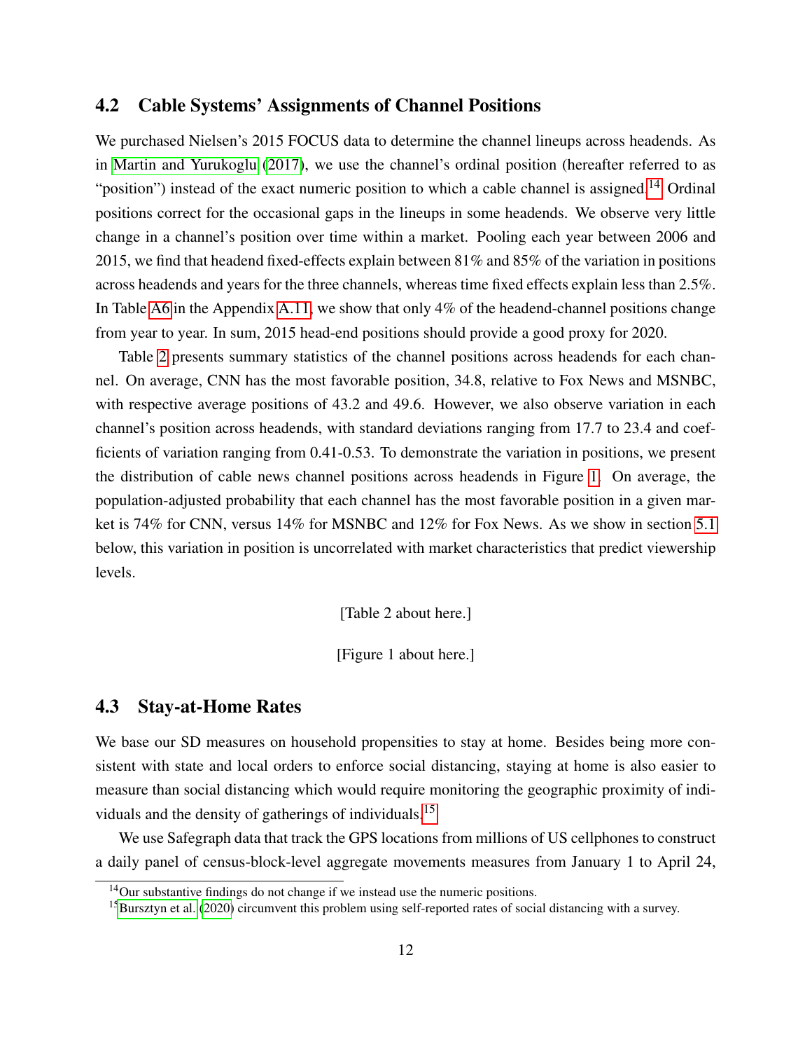### 4.2 Cable Systems' Assignments of Channel Positions

We purchased Nielsen's 2015 FOCUS data to determine the channel lineups across headends. As in Martin and Yurukoglu (2017), we use the channel's ordinal position (hereafter referred to as "position") instead of the exact numeric position to which a cable channel is assigned.[14] Ordinal positions correct for the occasional gaps in the lineups in some headends. We observe very little change in a channel's position over time within a market. Pooling each year between 2006 and 2015, we find that headend fixed-effects explain between 81% and 85% of the variation in positions across headends and years for the three channels, whereas time fixed effects explain less than 2.5%. In Table A6 in the Appendix A.11, we show that only 4% of the headend-channel positions change from year to year. In sum, 2015 head-end positions should provide a good proxy for 2020.

Table 2 presents summary statistics of the channel positions across headends for each channel. On average, CNN has the most favorable position, 34.8, relative to Fox News and MSNBC, with respective average positions of 43.2 and 49.6. However, we also observe variation in each channel's position across headends, with standard deviations ranging from 17.7 to 23.4 and coefficients of variation ranging from 0.41-0.53. To demonstrate the variation in positions, we present the distribution of cable news channel positions across headends in Figure 1. On average, the population-adjusted probability that each channel has the most favorable position in a given market is 74% for CNN, versus 14% for MSNBC and 12% for Fox News. As we show in section 5.1 below, this variation in position is uncorrelated with market characteristics that predict viewership levels.

[Table 2 about here.]

[Figure 1 about here.]

### 4.3 Stay-at-Home Rates

We base our SD measures on household propensities to stay at home. Besides being more consistent with state and local orders to enforce social distancing, staying at home is also easier to measure than social distancing which would require monitoring the geographic proximity of individuals and the density of gatherings of individuals.[15]

We use Safegraph data that track the GPS locations from millions of US cellphones to construct a daily panel of census-block-level aggregate movements measures from January 1 to April 24,

[14] Our substantive findings do not change if we instead use the numeric positions.

[15] Bursztyn et al. (2020) circumvent this problem using self-reported rates of social distancing with a survey.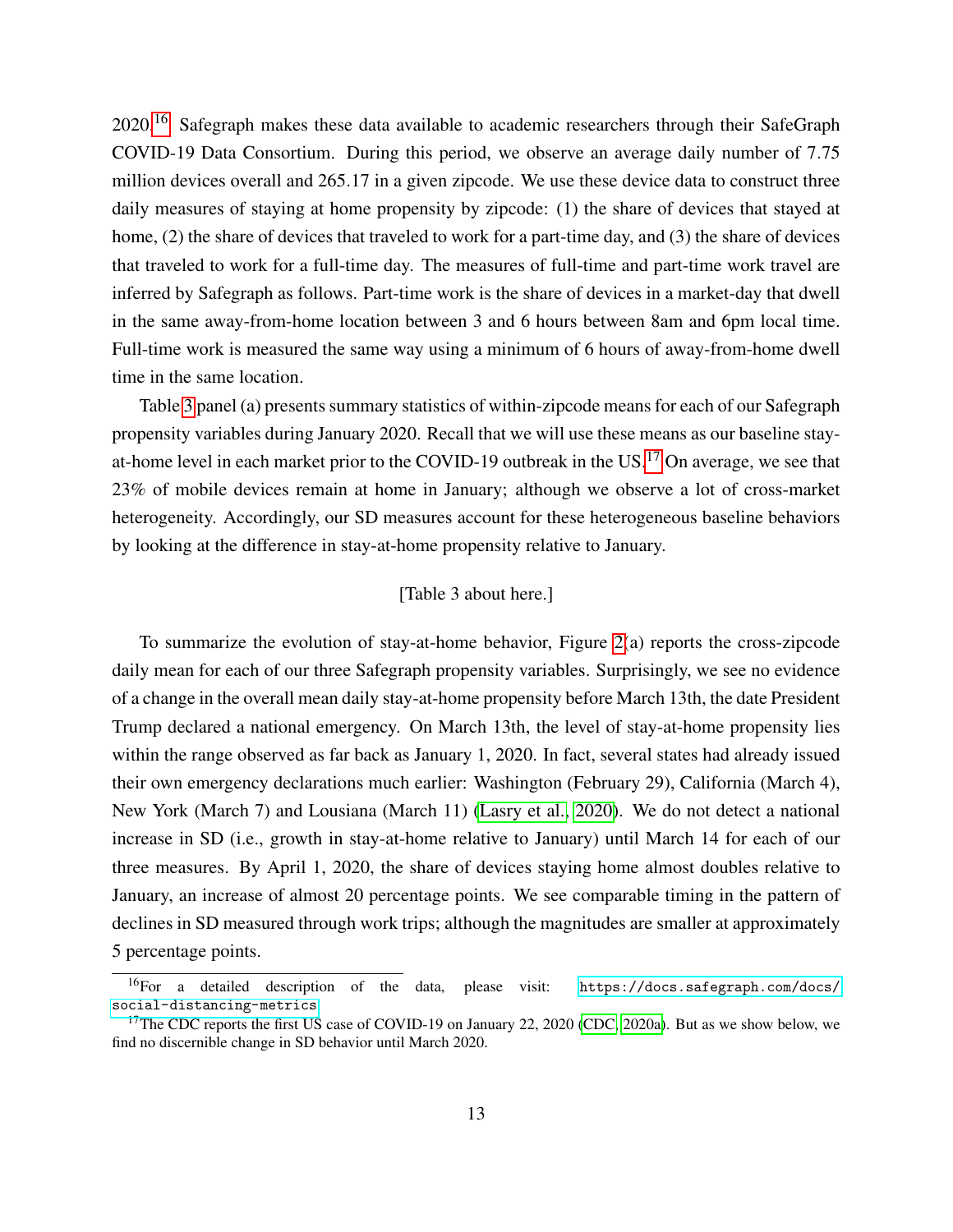2020.[16] Safegraph makes these data available to academic researchers through their SafeGraph COVID-19 Data Consortium. During this period, we observe an average daily number of 7.75 million devices overall and 265.17 in a given zipcode. We use these device data to construct three daily measures of staying at home propensity by zipcode: (1) the share of devices that stayed at home, (2) the share of devices that traveled to work for a part-time day, and (3) the share of devices that traveled to work for a full-time day. The measures of full-time and part-time work travel are inferred by Safegraph as follows. Part-time work is the share of devices in a market-day that dwell in the same away-from-home location between 3 and 6 hours between 8am and 6pm local time. Full-time work is measured the same way using a minimum of 6 hours of away-from-home dwell time in the same location.

Table 3 panel (a) presents summary statistics of within-zipcode means for each of our Safegraph propensity variables during January 2020. Recall that we will use these means as our baseline stay-at-home level in each market prior to the COVID-19 outbreak in the US.[17] On average, we see that 23% of mobile devices remain at home in January; although we observe a lot of cross-market heterogeneity. Accordingly, our SD measures account for these heterogeneous baseline behaviors by looking at the difference in stay-at-home propensity relative to January.

[Table 3 about here.]

To summarize the evolution of stay-at-home behavior, Figure 2(a) reports the cross-zipcode daily mean for each of our three Safegraph propensity variables. Surprisingly, we see no evidence of a change in the overall mean daily stay-at-home propensity before March 13th, the date President Trump declared a national emergency. On March 13th, the level of stay-at-home propensity lies within the range observed as far back as January 1, 2020. In fact, several states had already issued their own emergency declarations much earlier: Washington (February 29), California (March 4), New York (March 7) and Lousiana (March 11) (Lasry et al., 2020). We do not detect a national increase in SD (i.e., growth in stay-at-home relative to January) until March 14 for each of our three measures. By April 1, 2020, the share of devices staying home almost doubles relative to January, an increase of almost 20 percentage points. We see comparable timing in the pattern of declines in SD measured through work trips; although the magnitudes are smaller at approximately 5 percentage points.

[16] For a detailed description of the data, please visit: https://docs.safegraph.com/docs/social-distancing-metrics

[17] The CDC reports the first US case of COVID-19 on January 22, 2020 (CDC, 2020a). But as we show below, we find no discernible change in SD behavior until March 2020.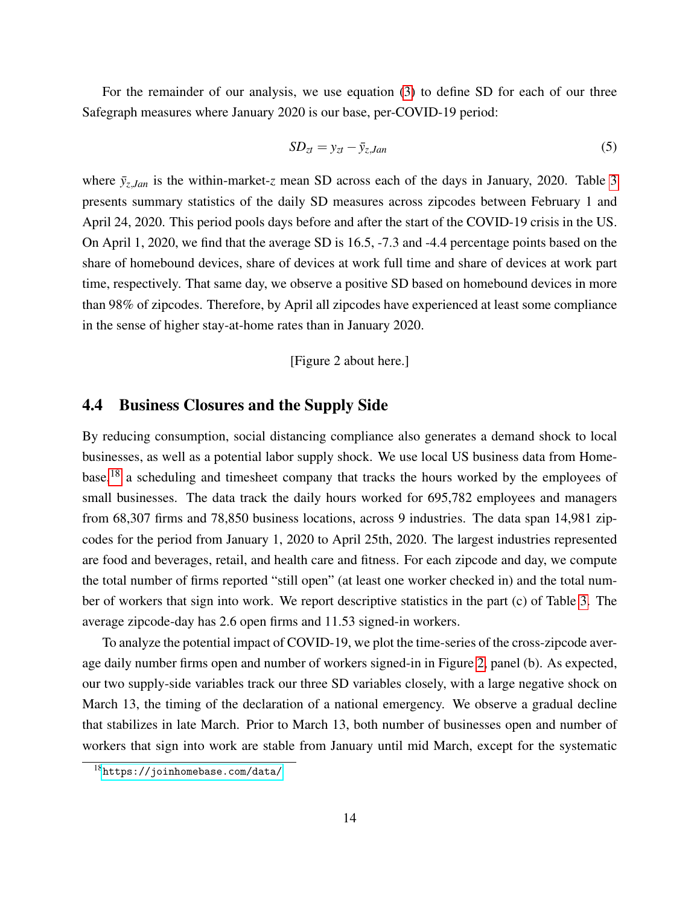For the remainder of our analysis, we use equation (3) to define SD for each of our three Safegraph measures where January 2020 is our base, per-COVID-19 period:

$$SD_{zt} = y_{zt} - \bar{y}_{z,Jan} \tag{5}$$

where $\bar{y}_{z,Jan}$ is the within-market-$z$ mean SD across each of the days in January, 2020. Table 3 presents summary statistics of the daily SD measures across zipcodes between February 1 and April 24, 2020. This period pools days before and after the start of the COVID-19 crisis in the US. On April 1, 2020, we find that the average SD is 16.5, -7.3 and -4.4 percentage points based on the share of homebound devices, share of devices at work full time and share of devices at work part time, respectively. That same day, we observe a positive SD based on homebound devices in more than 98% of zipcodes. Therefore, by April all zipcodes have experienced at least some compliance in the sense of higher stay-at-home rates than in January 2020.

[Figure 2 about here.]

## 4.4 Business Closures and the Supply Side

By reducing consumption, social distancing compliance also generates a demand shock to local businesses, as well as a potential labor supply shock. We use local US business data from Homebase,[18] a scheduling and timesheet company that tracks the hours worked by the employees of small businesses. The data track the daily hours worked for 695,782 employees and managers from 68,307 firms and 78,850 business locations, across 9 industries. The data span 14,981 zipcodes for the period from January 1, 2020 to April 25th, 2020. The largest industries represented are food and beverages, retail, and health care and fitness. For each zipcode and day, we compute the total number of firms reported "still open" (at least one worker checked in) and the total number of workers that sign into work. We report descriptive statistics in the part (c) of Table 3. The average zipcode-day has 2.6 open firms and 11.53 signed-in workers.

To analyze the potential impact of COVID-19, we plot the time-series of the cross-zipcode average daily number firms open and number of workers signed-in in Figure 2, panel (b). As expected, our two supply-side variables track our three SD variables closely, with a large negative shock on March 13, the timing of the declaration of a national emergency. We observe a gradual decline that stabilizes in late March. Prior to March 13, both number of businesses open and number of workers that sign into work are stable from January until mid March, except for the systematic

[18] https://joinhomebase.com/data/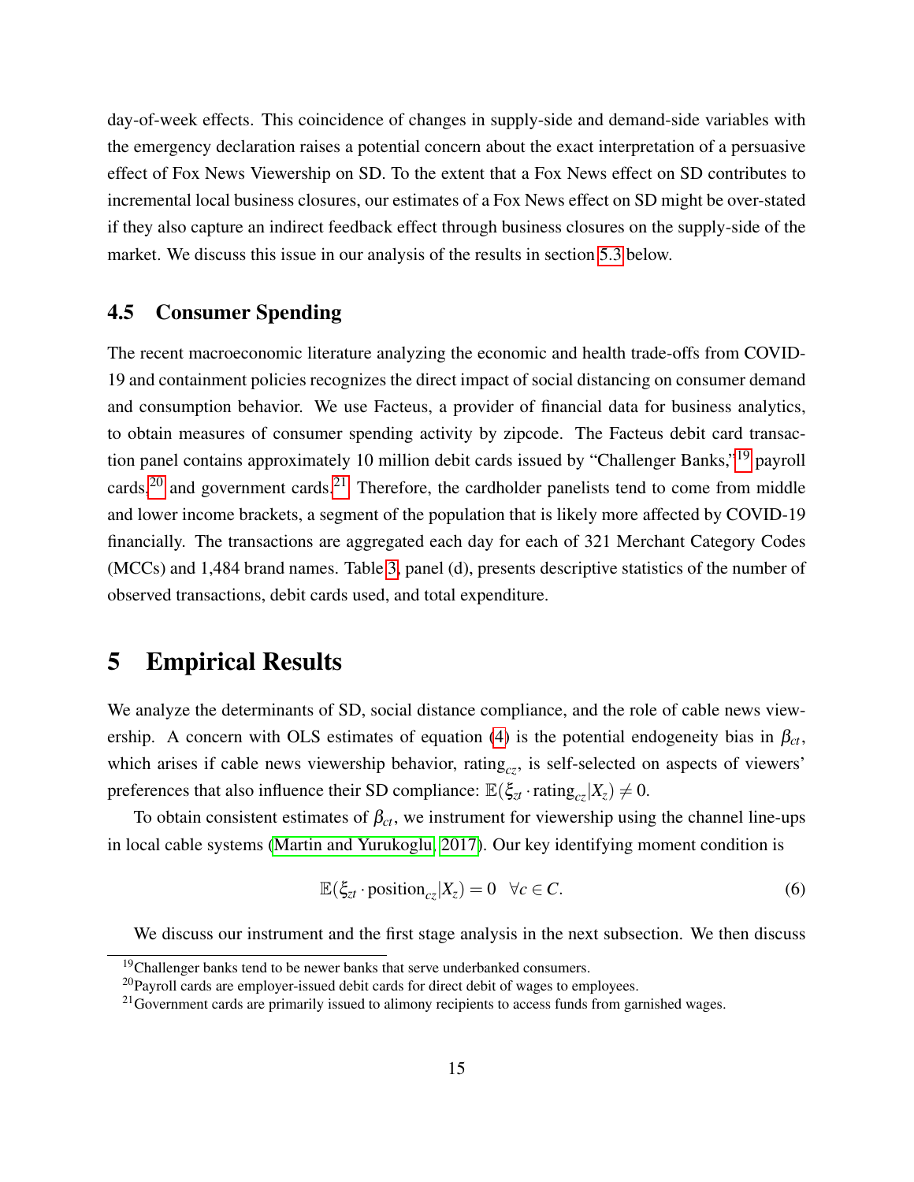day-of-week effects. This coincidence of changes in supply-side and demand-side variables with the emergency declaration raises a potential concern about the exact interpretation of a persuasive effect of Fox News Viewership on SD. To the extent that a Fox News effect on SD contributes to incremental local business closures, our estimates of a Fox News effect on SD might be over-stated if they also capture an indirect feedback effect through business closures on the supply-side of the market. We discuss this issue in our analysis of the results in section 5.3 below.

## 4.5 Consumer Spending

The recent macroeconomic literature analyzing the economic and health trade-offs from COVID-19 and containment policies recognizes the direct impact of social distancing on consumer demand and consumption behavior. We use Facteus, a provider of financial data for business analytics, to obtain measures of consumer spending activity by zipcode. The Facteus debit card transaction panel contains approximately 10 million debit cards issued by "Challenger Banks,"[19] payroll cards,[20] and government cards.[21] Therefore, the cardholder panelists tend to come from middle and lower income brackets, a segment of the population that is likely more affected by COVID-19 financially. The transactions are aggregated each day for each of 321 Merchant Category Codes (MCCs) and 1,484 brand names. Table 3, panel (d), presents descriptive statistics of the number of observed transactions, debit cards used, and total expenditure.

# 5 Empirical Results

We analyze the determinants of SD, social distance compliance, and the role of cable news viewership. A concern with OLS estimates of equation (4) is the potential endogeneity bias in $\beta_{ct}$, which arises if cable news viewership behavior, $\text{rating}_{cz}$, is self-selected on aspects of viewers' preferences that also influence their SD compliance: $\mathbb{E}(\xi_{zt} \cdot \text{rating}_{cz} | X_z) \neq 0$.

To obtain consistent estimates of $\beta_{ct}$, we instrument for viewership using the channel line-ups in local cable systems (Martin and Yurukoglu, 2017). Our key identifying moment condition is

$$\mathbb{E}(\xi_{zt} \cdot \text{position}_{cz} | X_z) = 0 \quad \forall c \in C. \tag{6}$$

We discuss our instrument and the first stage analysis in the next subsection. We then discuss

[19] Challenger banks tend to be newer banks that serve underbanked consumers.

[20] Payroll cards are employer-issued debit cards for direct debit of wages to employees.

[21] Government cards are primarily issued to alimony recipients to access funds from garnished wages.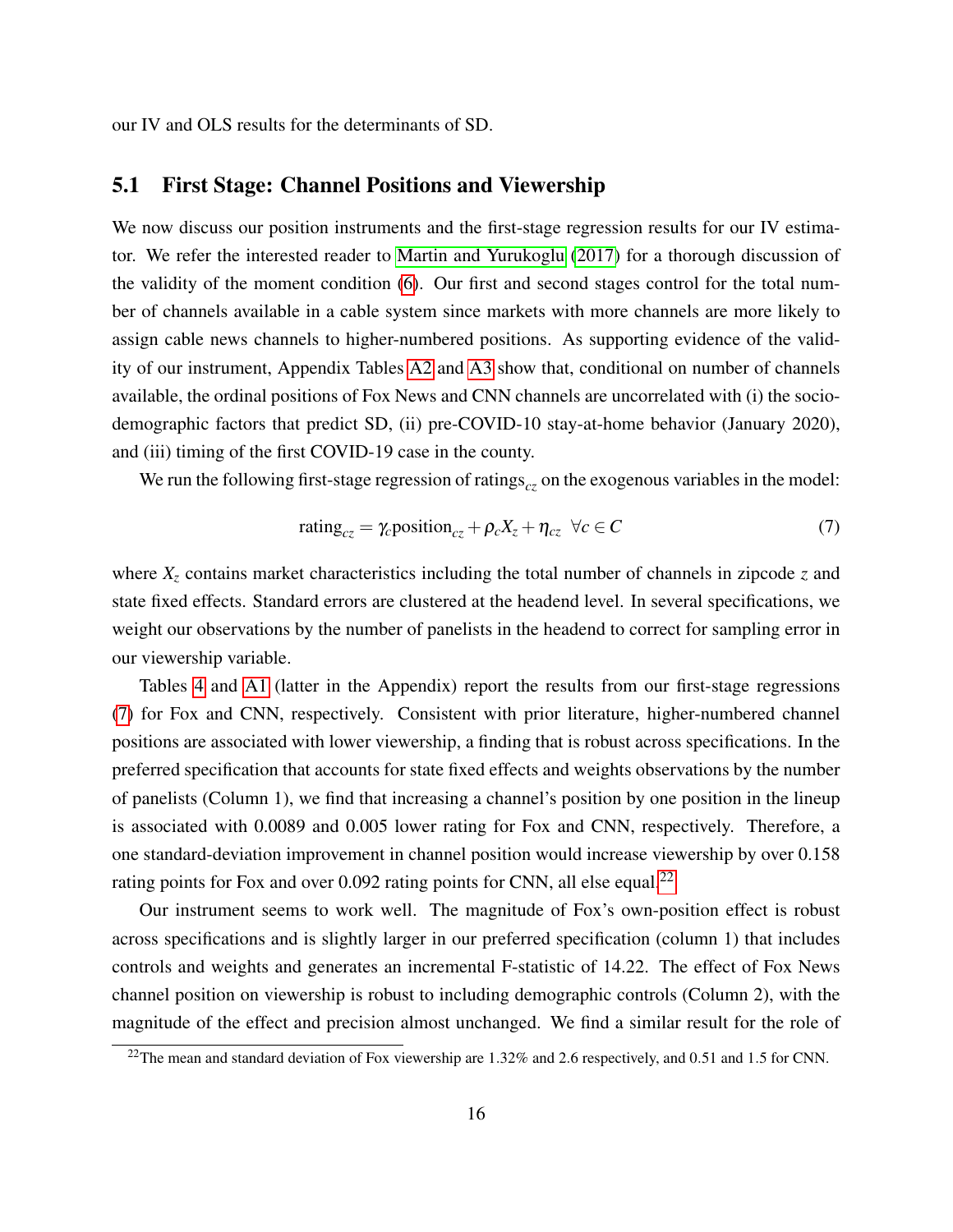our IV and OLS results for the determinants of SD.

## 5.1 First Stage: Channel Positions and Viewership

We now discuss our position instruments and the first-stage regression results for our IV estimator. We refer the interested reader to Martin and Yurukoglu (2017) for a thorough discussion of the validity of the moment condition (6). Our first and second stages control for the total number of channels available in a cable system since markets with more channels are more likely to assign cable news channels to higher-numbered positions. As supporting evidence of the validity of our instrument, Appendix Tables A2 and A3 show that, conditional on number of channels available, the ordinal positions of Fox News and CNN channels are uncorrelated with (i) the socio-demographic factors that predict SD, (ii) pre-COVID-10 stay-at-home behavior (January 2020), and (iii) timing of the first COVID-19 case in the county.

We run the following first-stage regression of $\text{ratings}_{cz}$ on the exogenous variables in the model:

$$\text{rating}_{cz} = \gamma_c \text{position}_{cz} + \rho_c X_z + \eta_{cz} \quad \forall c \in C \tag{7}$$

where $X_z$ contains market characteristics including the total number of channels in zipcode $z$ and state fixed effects. Standard errors are clustered at the headend level. In several specifications, we weight our observations by the number of panelists in the headend to correct for sampling error in our viewership variable.

Tables 4 and A1 (latter in the Appendix) report the results from our first-stage regressions (7) for Fox and CNN, respectively. Consistent with prior literature, higher-numbered channel positions are associated with lower viewership, a finding that is robust across specifications. In the preferred specification that accounts for state fixed effects and weights observations by the number of panelists (Column 1), we find that increasing a channel's position by one position in the lineup is associated with 0.0089 and 0.005 lower rating for Fox and CNN, respectively. Therefore, a one standard-deviation improvement in channel position would increase viewership by over 0.158 rating points for Fox and over 0.092 rating points for CNN, all else equal.[22]

Our instrument seems to work well. The magnitude of Fox's own-position effect is robust across specifications and is slightly larger in our preferred specification (column 1) that includes controls and weights and generates an incremental F-statistic of 14.22. The effect of Fox News channel position on viewership is robust to including demographic controls (Column 2), with the magnitude of the effect and precision almost unchanged. We find a similar result for the role of

[22] The mean and standard deviation of Fox viewership are 1.32% and 2.6 respectively, and 0.51 and 1.5 for CNN.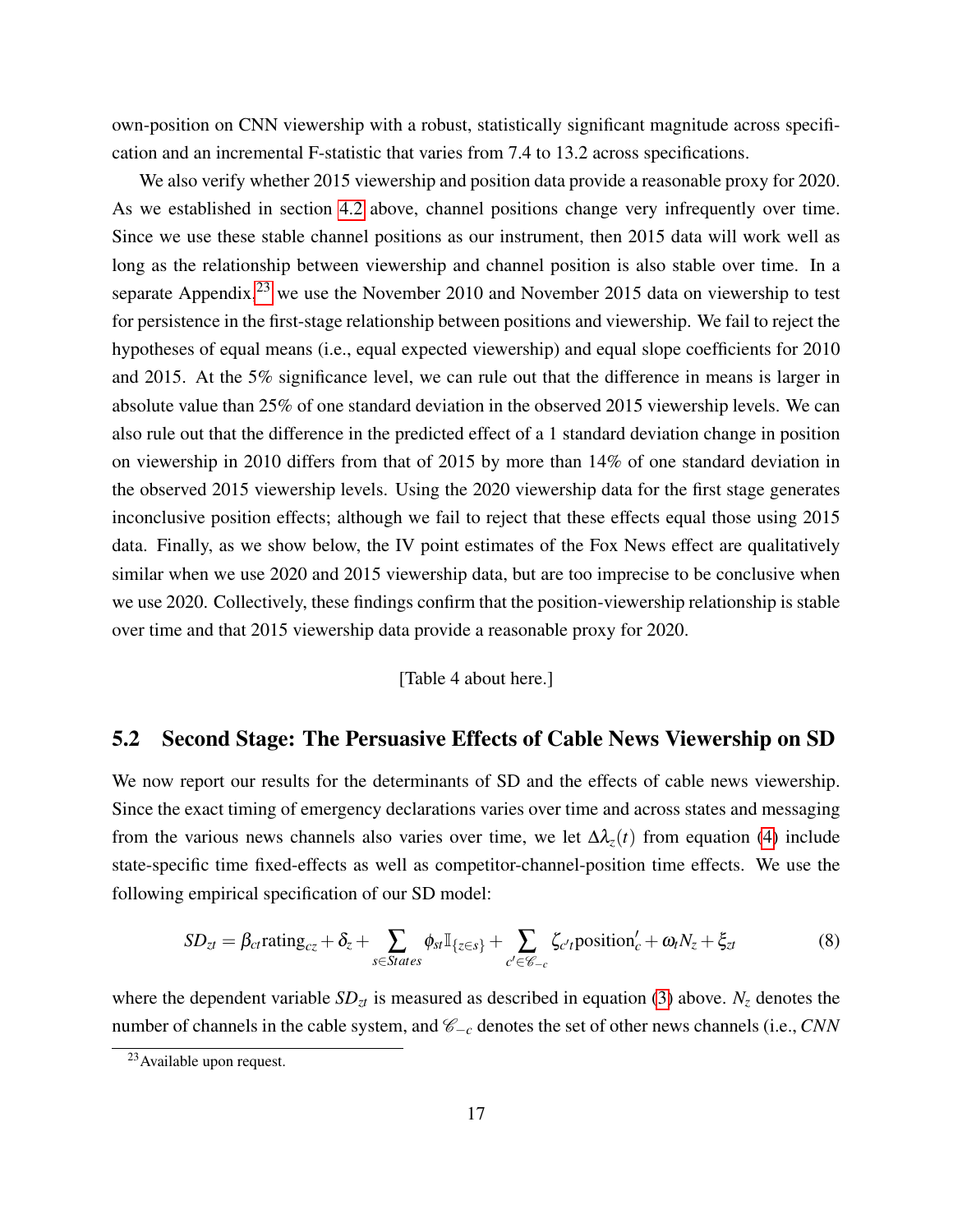own-position on CNN viewership with a robust, statistically significant magnitude across specification and an incremental F-statistic that varies from 7.4 to 13.2 across specifications.

We also verify whether 2015 viewership and position data provide a reasonable proxy for 2020. As we established in section 4.2 above, channel positions change very infrequently over time. Since we use these stable channel positions as our instrument, then 2015 data will work well as long as the relationship between viewership and channel position is also stable over time. In a separate Appendix,[23] we use the November 2010 and November 2015 data on viewership to test for persistence in the first-stage relationship between positions and viewership. We fail to reject the hypotheses of equal means (i.e., equal expected viewership) and equal slope coefficients for 2010 and 2015. At the 5% significance level, we can rule out that the difference in means is larger in absolute value than 25% of one standard deviation in the observed 2015 viewership levels. We can also rule out that the difference in the predicted effect of a 1 standard deviation change in position on viewership in 2010 differs from that of 2015 by more than 14% of one standard deviation in the observed 2015 viewership levels. Using the 2020 viewership data for the first stage generates inconclusive position effects; although we fail to reject that these effects equal those using 2015 data. Finally, as we show below, the IV point estimates of the Fox News effect are qualitatively similar when we use 2020 and 2015 viewership data, but are too imprecise to be conclusive when we use 2020. Collectively, these findings confirm that the position-viewership relationship is stable over time and that 2015 viewership data provide a reasonable proxy for 2020.

[Table 4 about here.]

## 5.2 Second Stage: The Persuasive Effects of Cable News Viewership on SD

We now report our results for the determinants of SD and the effects of cable news viewership. Since the exact timing of emergency declarations varies over time and across states and messaging from the various news channels also varies over time, we let $\Delta\lambda_z(t)$ from equation (4) include state-specific time fixed-effects as well as competitor-channel-position time effects. We use the following empirical specification of our SD model:

$$SD_{zt} = \beta_{ct}\text{rating}_{cz} + \delta_z + \sum_{s \in States} \phi_{st}\mathbb{I}_{\{z \in s\}} + \sum_{c' \in \mathscr{C}_{-c}} \zeta_{c't}\text{position}'_c + \omega_t N_z + \xi_{zt} \tag{8}$$

where the dependent variable $SD_{zt}$ is measured as described in equation (3) above. $N_z$ denotes the number of channels in the cable system, and $\mathscr{C}_{-c}$ denotes the set of other news channels (i.e., *CNN*

[23] Available upon request.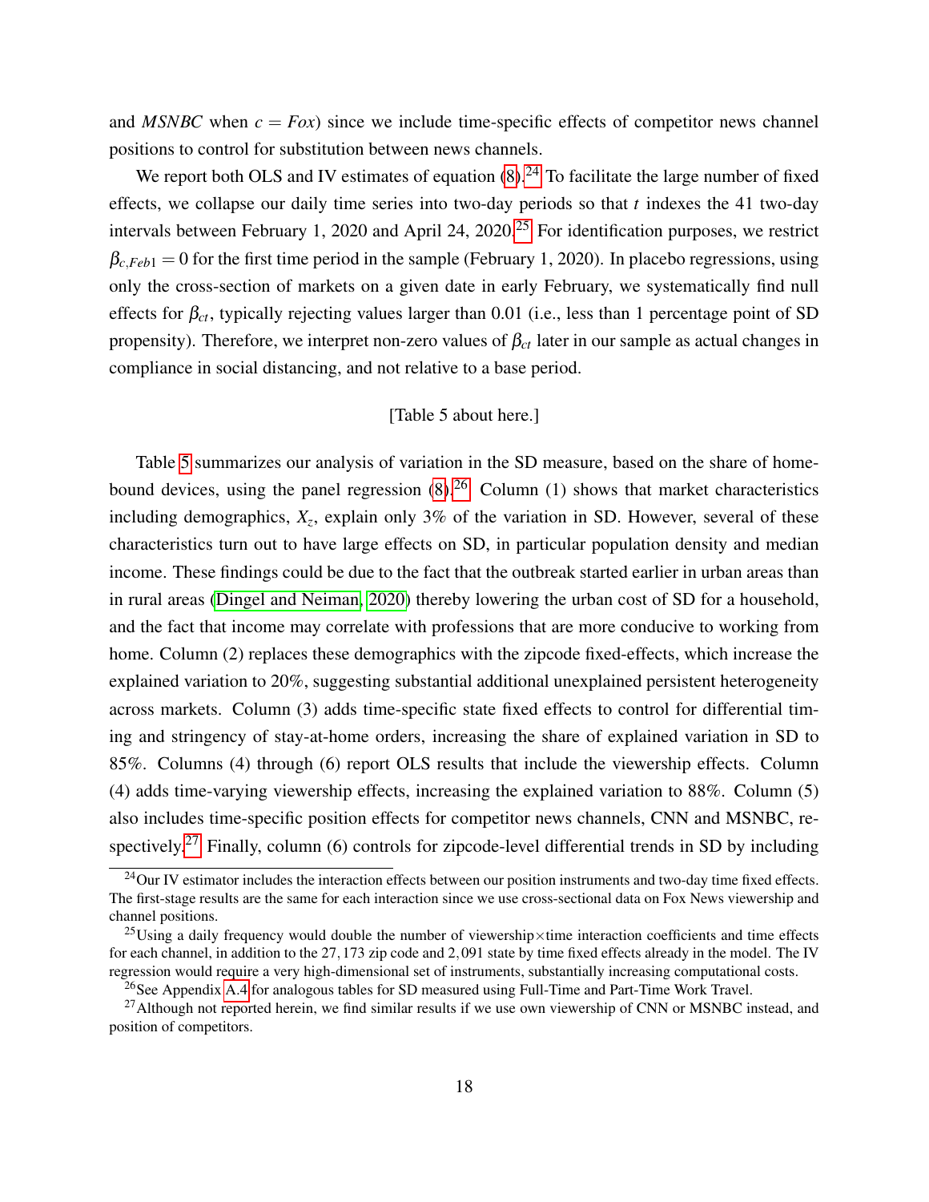and *MSNBC* when $c = Fox$) since we include time-specific effects of competitor news channel positions to control for substitution between news channels.

We report both OLS and IV estimates of equation (8).[24] To facilitate the large number of fixed effects, we collapse our daily time series into two-day periods so that $t$ indexes the 41 two-day intervals between February 1, 2020 and April 24, 2020.[25] For identification purposes, we restrict $\beta_{c,Feb1} = 0$ for the first time period in the sample (February 1, 2020). In placebo regressions, using only the cross-section of markets on a given date in early February, we systematically find null effects for $\beta_{ct}$, typically rejecting values larger than 0.01 (i.e., less than 1 percentage point of SD propensity). Therefore, we interpret non-zero values of $\beta_{ct}$ later in our sample as actual changes in compliance in social distancing, and not relative to a base period.

[Table 5 about here.]

Table 5 summarizes our analysis of variation in the SD measure, based on the share of home-bound devices, using the panel regression (8).[26] Column (1) shows that market characteristics including demographics, $X_z$, explain only 3% of the variation in SD. However, several of these characteristics turn out to have large effects on SD, in particular population density and median income. These findings could be due to the fact that the outbreak started earlier in urban areas than in rural areas (Dingel and Neiman, 2020) thereby lowering the urban cost of SD for a household, and the fact that income may correlate with professions that are more conducive to working from home. Column (2) replaces these demographics with the zipcode fixed-effects, which increase the explained variation to 20%, suggesting substantial additional unexplained persistent heterogeneity across markets. Column (3) adds time-specific state fixed effects to control for differential timing and stringency of stay-at-home orders, increasing the share of explained variation in SD to 85%. Columns (4) through (6) report OLS results that include the viewership effects. Column (4) adds time-varying viewership effects, increasing the explained variation to 88%. Column (5) also includes time-specific position effects for competitor news channels, CNN and MSNBC, respectively.[27] Finally, column (6) controls for zipcode-level differential trends in SD by including

[24] Our IV estimator includes the interaction effects between our position instruments and two-day time fixed effects. The first-stage results are the same for each interaction since we use cross-sectional data on Fox News viewership and channel positions.

[25] Using a daily frequency would double the number of viewership×time interaction coefficients and time effects for each channel, in addition to the 27,173 zip code and 2,091 state by time fixed effects already in the model. The IV regression would require a very high-dimensional set of instruments, substantially increasing computational costs.

[26] See Appendix A.4 for analogous tables for SD measured using Full-Time and Part-Time Work Travel.

[27] Although not reported herein, we find similar results if we use own viewership of CNN or MSNBC instead, and position of competitors.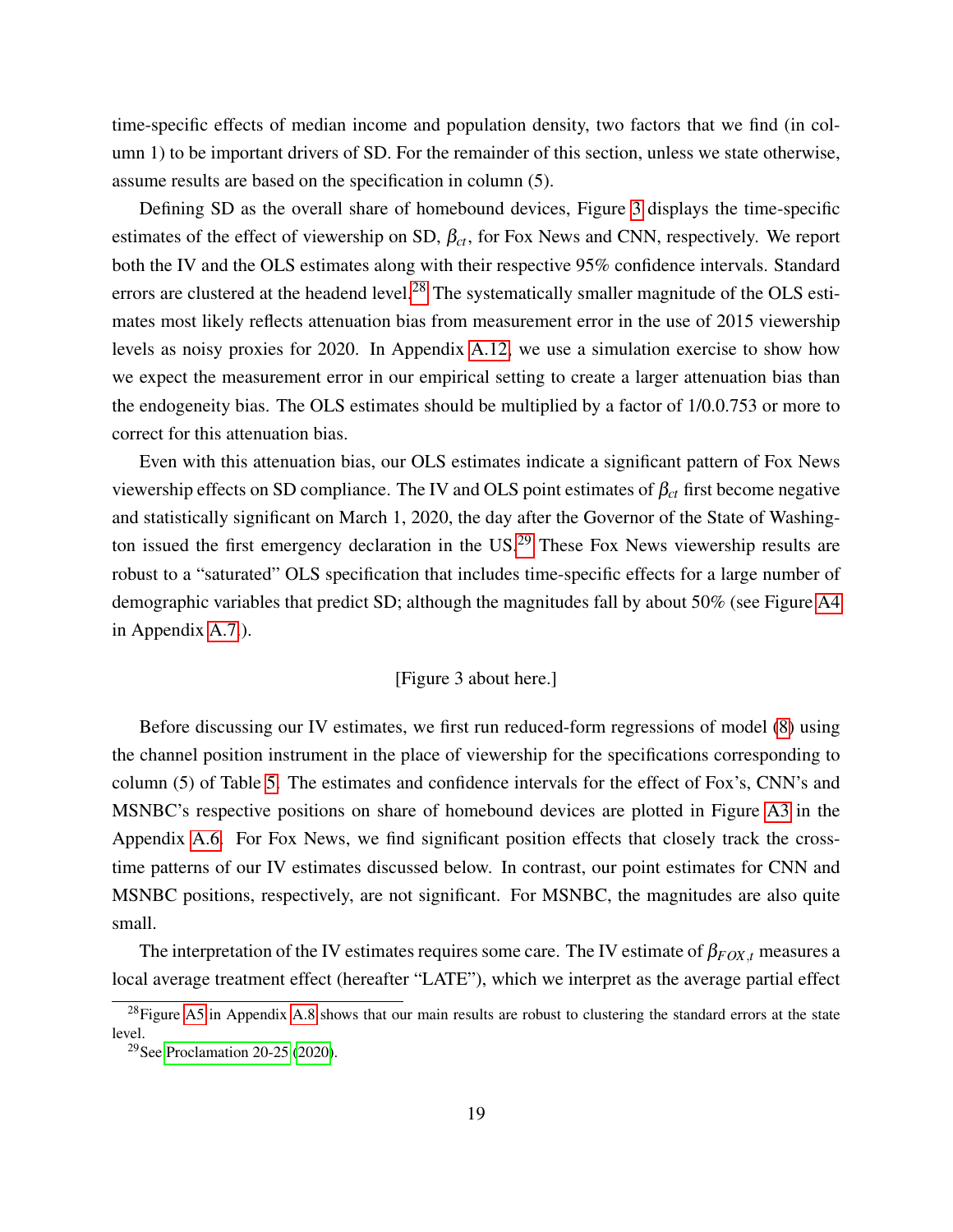time-specific effects of median income and population density, two factors that we find (in column 1) to be important drivers of SD. For the remainder of this section, unless we state otherwise, assume results are based on the specification in column (5).

Defining SD as the overall share of homebound devices, Figure 3 displays the time-specific estimates of the effect of viewership on SD, $\beta_{ct}$, for Fox News and CNN, respectively. We report both the IV and the OLS estimates along with their respective 95% confidence intervals. Standard errors are clustered at the headend level.[28] The systematically smaller magnitude of the OLS estimates most likely reflects attenuation bias from measurement error in the use of 2015 viewership levels as noisy proxies for 2020. In Appendix A.12, we use a simulation exercise to show how we expect the measurement error in our empirical setting to create a larger attenuation bias than the endogeneity bias. The OLS estimates should be multiplied by a factor of 1/0.0.753 or more to correct for this attenuation bias.

Even with this attenuation bias, our OLS estimates indicate a significant pattern of Fox News viewership effects on SD compliance. The IV and OLS point estimates of $\beta_{ct}$ first become negative and statistically significant on March 1, 2020, the day after the Governor of the State of Washington issued the first emergency declaration in the US.[29] These Fox News viewership results are robust to a "saturated" OLS specification that includes time-specific effects for a large number of demographic variables that predict SD; although the magnitudes fall by about 50% (see Figure A4 in Appendix A.7).

[Figure 3 about here.]

Before discussing our IV estimates, we first run reduced-form regressions of model (8) using the channel position instrument in the place of viewership for the specifications corresponding to column (5) of Table 5. The estimates and confidence intervals for the effect of Fox's, CNN's and MSNBC's respective positions on share of homebound devices are plotted in Figure A3 in the Appendix A.6. For Fox News, we find significant position effects that closely track the cross-time patterns of our IV estimates discussed below. In contrast, our point estimates for CNN and MSNBC positions, respectively, are not significant. For MSNBC, the magnitudes are also quite small.

The interpretation of the IV estimates requires some care. The IV estimate of $\beta_{FOX,t}$ measures a local average treatment effect (hereafter "LATE"), which we interpret as the average partial effect

[28] Figure A5 in Appendix A.8 shows that our main results are robust to clustering the standard errors at the state level.

[29] See Proclamation 20-25 (2020).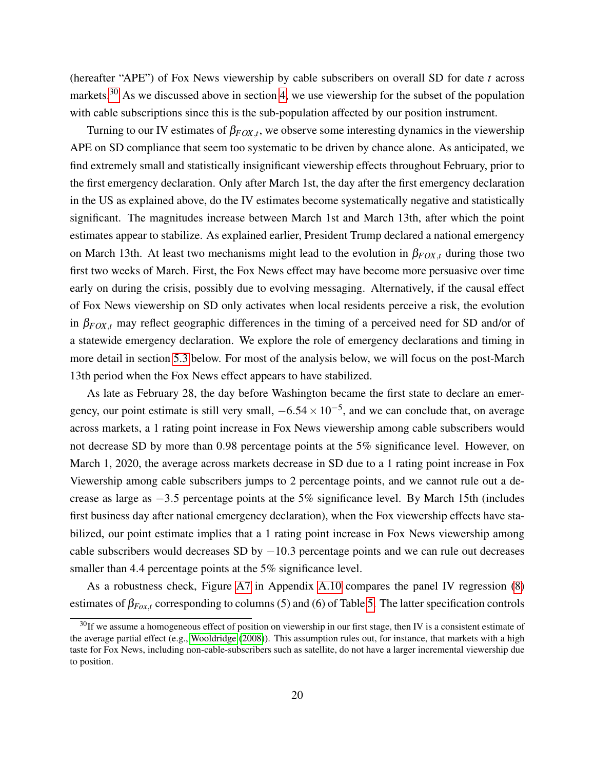(hereafter "APE") of Fox News viewership by cable subscribers on overall SD for date $t$ across markets.[30] As we discussed above in section 4, we use viewership for the subset of the population with cable subscriptions since this is the sub-population affected by our position instrument.

Turning to our IV estimates of $\beta_{FOX,t}$, we observe some interesting dynamics in the viewership APE on SD compliance that seem too systematic to be driven by chance alone. As anticipated, we find extremely small and statistically insignificant viewership effects throughout February, prior to the first emergency declaration. Only after March 1st, the day after the first emergency declaration in the US as explained above, do the IV estimates become systematically negative and statistically significant. The magnitudes increase between March 1st and March 13th, after which the point estimates appear to stabilize. As explained earlier, President Trump declared a national emergency on March 13th. At least two mechanisms might lead to the evolution in $\beta_{FOX,t}$ during those two first two weeks of March. First, the Fox News effect may have become more persuasive over time early on during the crisis, possibly due to evolving messaging. Alternatively, if the causal effect of Fox News viewership on SD only activates when local residents perceive a risk, the evolution in $\beta_{FOX,t}$ may reflect geographic differences in the timing of a perceived need for SD and/or of a statewide emergency declaration. We explore the role of emergency declarations and timing in more detail in section 5.3 below. For most of the analysis below, we will focus on the post-March 13th period when the Fox News effect appears to have stabilized.

As late as February 28, the day before Washington became the first state to declare an emergency, our point estimate is still very small, $-6.54 \times 10^{-5}$, and we can conclude that, on average across markets, a 1 rating point increase in Fox News viewership among cable subscribers would not decrease SD by more than 0.98 percentage points at the 5% significance level. However, on March 1, 2020, the average across markets decrease in SD due to a 1 rating point increase in Fox Viewership among cable subscribers jumps to 2 percentage points, and we cannot rule out a decrease as large as $-3.5$ percentage points at the 5% significance level. By March 15th (includes first business day after national emergency declaration), when the Fox viewership effects have stabilized, our point estimate implies that a 1 rating point increase in Fox News viewership among cable subscribers would decreases SD by $-10.3$ percentage points and we can rule out decreases smaller than 4.4 percentage points at the 5% significance level.

As a robustness check, Figure A7 in Appendix A.10 compares the panel IV regression (8) estimates of $\beta_{Fox,t}$ corresponding to columns (5) and (6) of Table 5. The latter specification controls

[30] If we assume a homogeneous effect of position on viewership in our first stage, then IV is a consistent estimate of the average partial effect (e.g., Wooldridge (2008)). This assumption rules out, for instance, that markets with a high taste for Fox News, including non-cable-subscribers such as satellite, do not have a larger incremental viewership due to position.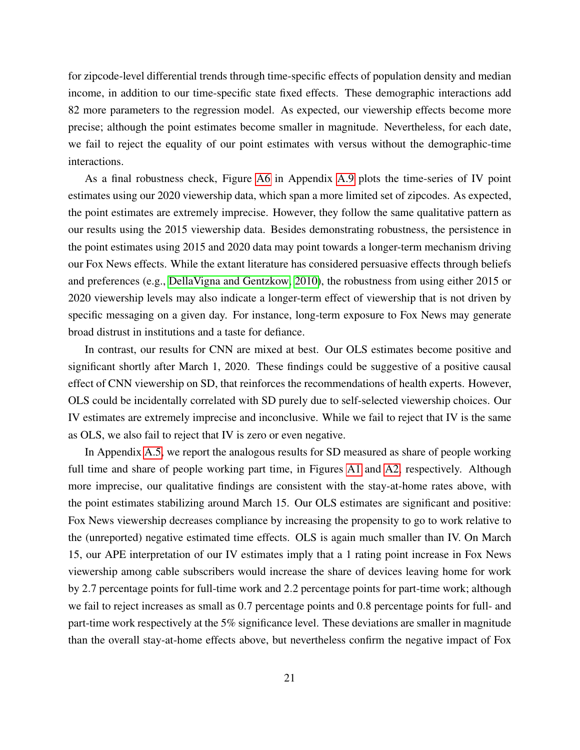for zipcode-level differential trends through time-specific effects of population density and median income, in addition to our time-specific state fixed effects. These demographic interactions add 82 more parameters to the regression model. As expected, our viewership effects become more precise; although the point estimates become smaller in magnitude. Nevertheless, for each date, we fail to reject the equality of our point estimates with versus without the demographic-time interactions.

As a final robustness check, Figure A6 in Appendix A.9 plots the time-series of IV point estimates using our 2020 viewership data, which span a more limited set of zipcodes. As expected, the point estimates are extremely imprecise. However, they follow the same qualitative pattern as our results using the 2015 viewership data. Besides demonstrating robustness, the persistence in the point estimates using 2015 and 2020 data may point towards a longer-term mechanism driving our Fox News effects. While the extant literature has considered persuasive effects through beliefs and preferences (e.g., DellaVigna and Gentzkow, 2010), the robustness from using either 2015 or 2020 viewership levels may also indicate a longer-term effect of viewership that is not driven by specific messaging on a given day. For instance, long-term exposure to Fox News may generate broad distrust in institutions and a taste for defiance.

In contrast, our results for CNN are mixed at best. Our OLS estimates become positive and significant shortly after March 1, 2020. These findings could be suggestive of a positive causal effect of CNN viewership on SD, that reinforces the recommendations of health experts. However, OLS could be incidentally correlated with SD purely due to self-selected viewership choices. Our IV estimates are extremely imprecise and inconclusive. While we fail to reject that IV is the same as OLS, we also fail to reject that IV is zero or even negative.

In Appendix A.5, we report the analogous results for SD measured as share of people working full time and share of people working part time, in Figures A1 and A2, respectively. Although more imprecise, our qualitative findings are consistent with the stay-at-home rates above, with the point estimates stabilizing around March 15. Our OLS estimates are significant and positive: Fox News viewership decreases compliance by increasing the propensity to go to work relative to the (unreported) negative estimated time effects. OLS is again much smaller than IV. On March 15, our APE interpretation of our IV estimates imply that a 1 rating point increase in Fox News viewership among cable subscribers would increase the share of devices leaving home for work by 2.7 percentage points for full-time work and 2.2 percentage points for part-time work; although we fail to reject increases as small as 0.7 percentage points and 0.8 percentage points for full- and part-time work respectively at the 5% significance level. These deviations are smaller in magnitude than the overall stay-at-home effects above, but nevertheless confirm the negative impact of Fox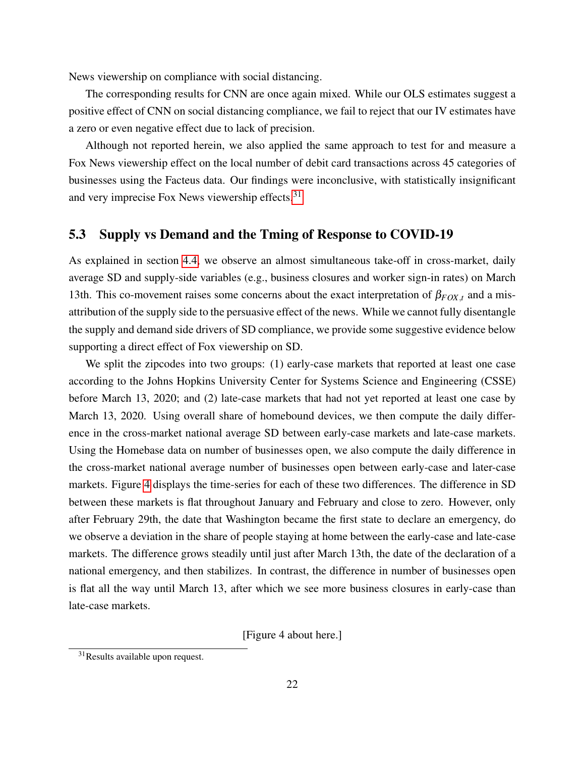News viewership on compliance with social distancing.

The corresponding results for CNN are once again mixed. While our OLS estimates suggest a positive effect of CNN on social distancing compliance, we fail to reject that our IV estimates have a zero or even negative effect due to lack of precision.

Although not reported herein, we also applied the same approach to test for and measure a Fox News viewership effect on the local number of debit card transactions across 45 categories of businesses using the Facteus data. Our findings were inconclusive, with statistically insignificant and very imprecise Fox News viewership effects.[31]

## 5.3 Supply vs Demand and the Tming of Response to COVID-19

As explained in section 4.4, we observe an almost simultaneous take-off in cross-market, daily average SD and supply-side variables (e.g., business closures and worker sign-in rates) on March 13th. This co-movement raises some concerns about the exact interpretation of $\beta_{FOX,t}$ and a mis-attribution of the supply side to the persuasive effect of the news. While we cannot fully disentangle the supply and demand side drivers of SD compliance, we provide some suggestive evidence below supporting a direct effect of Fox viewership on SD.

We split the zipcodes into two groups: (1) early-case markets that reported at least one case according to the Johns Hopkins University Center for Systems Science and Engineering (CSSE) before March 13, 2020; and (2) late-case markets that had not yet reported at least one case by March 13, 2020. Using overall share of homebound devices, we then compute the daily difference in the cross-market national average SD between early-case markets and late-case markets. Using the Homebase data on number of businesses open, we also compute the daily difference in the cross-market national average number of businesses open between early-case and later-case markets. Figure 4 displays the time-series for each of these two differences. The difference in SD between these markets is flat throughout January and February and close to zero. However, only after February 29th, the date that Washington became the first state to declare an emergency, do we observe a deviation in the share of people staying at home between the early-case and late-case markets. The difference grows steadily until just after March 13th, the date of the declaration of a national emergency, and then stabilizes. In contrast, the difference in number of businesses open is flat all the way until March 13, after which we see more business closures in early-case than late-case markets.

[Figure 4 about here.]

[31] Results available upon request.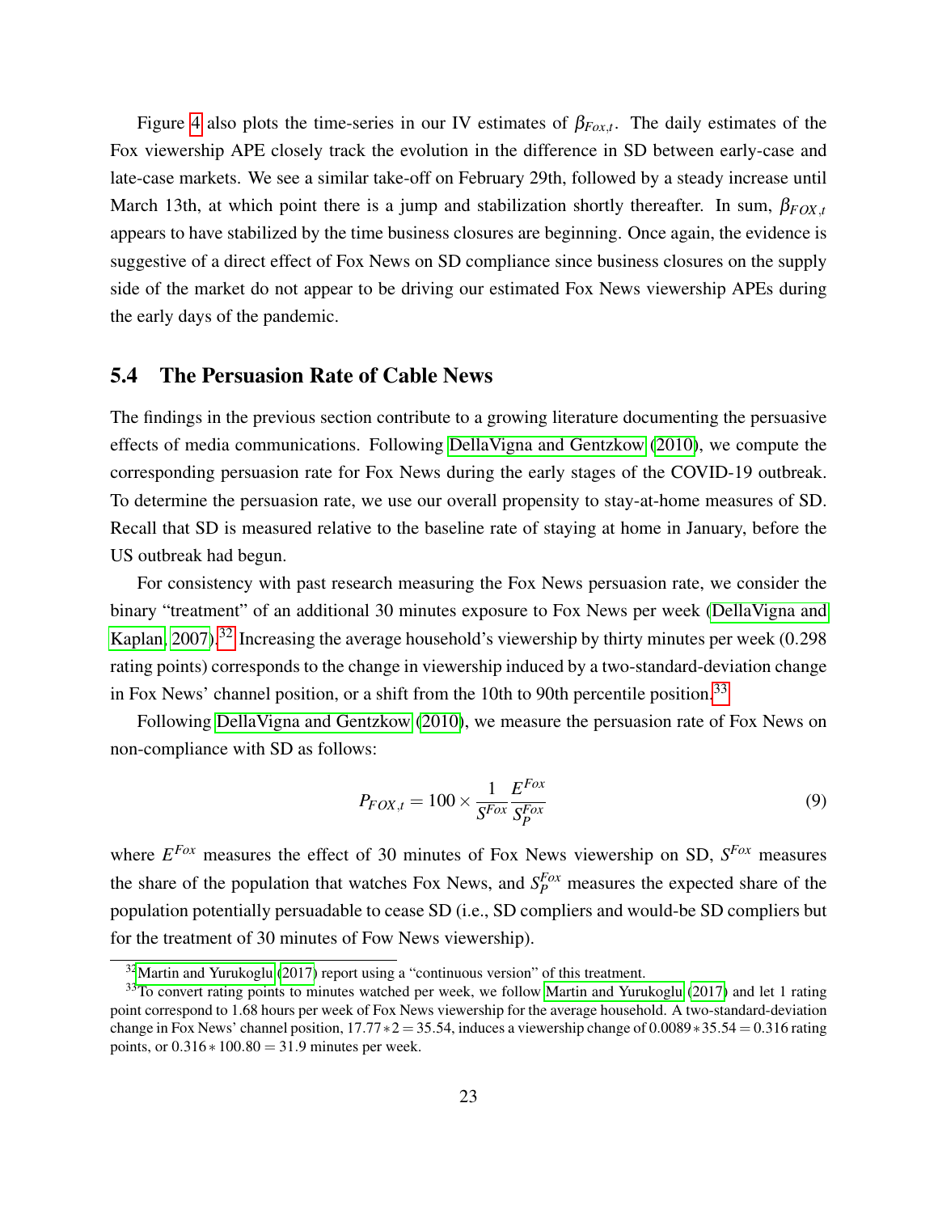Figure 4 also plots the time-series in our IV estimates of $\beta_{Fox,t}$. The daily estimates of the Fox viewership APE closely track the evolution in the difference in SD between early-case and late-case markets. We see a similar take-off on February 29th, followed by a steady increase until March 13th, at which point there is a jump and stabilization shortly thereafter. In sum, $\beta_{FOX,t}$ appears to have stabilized by the time business closures are beginning. Once again, the evidence is suggestive of a direct effect of Fox News on SD compliance since business closures on the supply side of the market do not appear to be driving our estimated Fox News viewership APEs during the early days of the pandemic.

## 5.4 The Persuasion Rate of Cable News

The findings in the previous section contribute to a growing literature documenting the persuasive effects of media communications. Following DellaVigna and Gentzkow (2010), we compute the corresponding persuasion rate for Fox News during the early stages of the COVID-19 outbreak. To determine the persuasion rate, we use our overall propensity to stay-at-home measures of SD. Recall that SD is measured relative to the baseline rate of staying at home in January, before the US outbreak had begun.

For consistency with past research measuring the Fox News persuasion rate, we consider the binary "treatment" of an additional 30 minutes exposure to Fox News per week (DellaVigna and Kaplan, 2007).[32] Increasing the average household's viewership by thirty minutes per week (0.298 rating points) corresponds to the change in viewership induced by a two-standard-deviation change in Fox News' channel position, or a shift from the 10th to 90th percentile position.[33]

Following DellaVigna and Gentzkow (2010), we measure the persuasion rate of Fox News on non-compliance with SD as follows:

$$P_{FOX,t} = 100 \times \frac{1}{S^{Fox}} \frac{E^{Fox}}{S_P^{Fox}} \tag{9}$$

where $E^{Fox}$ measures the effect of 30 minutes of Fox News viewership on SD, $S^{Fox}$ measures the share of the population that watches Fox News, and $S_P^{Fox}$ measures the expected share of the population potentially persuadable to cease SD (i.e., SD compliers and would-be SD compliers but for the treatment of 30 minutes of Fow News viewership).

[32] Martin and Yurukoglu (2017) report using a "continuous version" of this treatment.

[33] To convert rating points to minutes watched per week, we follow Martin and Yurukoglu (2017) and let 1 rating point correspond to 1.68 hours per week of Fox News viewership for the average household. A two-standard-deviation change in Fox News' channel position, $17.77 * 2 = 35.54$, induces a viewership change of $0.0089 * 35.54 = 0.316$ rating points, or $0.316 * 100.80 = 31.9$ minutes per week.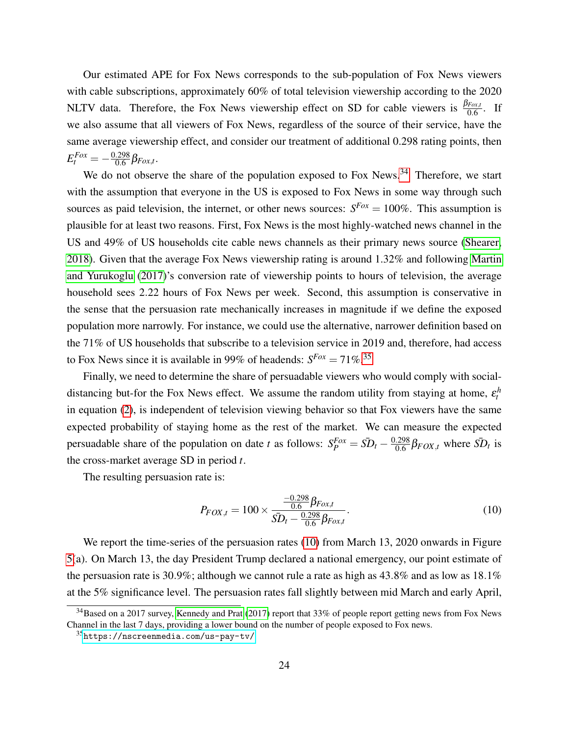Our estimated APE for Fox News corresponds to the sub-population of Fox News viewers with cable subscriptions, approximately 60% of total television viewership according to the 2020 NLTV data. Therefore, the Fox News viewership effect on SD for cable viewers is $\frac{\beta_{Fox,t}}{0.6}$. If we also assume that all viewers of Fox News, regardless of the source of their service, have the same average viewership effect, and consider our treatment of additional 0.298 rating points, then $E_t^{Fox} = -\frac{0.298}{0.6}\beta_{Fox,t}$.

We do not observe the share of the population exposed to Fox News.[34] Therefore, we start with the assumption that everyone in the US is exposed to Fox News in some way through such sources as paid television, the internet, or other news sources: $S^{Fox} = 100\%$. This assumption is plausible for at least two reasons. First, Fox News is the most highly-watched news channel in the US and 49% of US households cite cable news channels as their primary news source (Shearer, 2018). Given that the average Fox News viewership rating is around 1.32% and following Martin and Yurukoglu (2017)'s conversion rate of viewership points to hours of television, the average household sees 2.22 hours of Fox News per week. Second, this assumption is conservative in the sense that the persuasion rate mechanically increases in magnitude if we define the exposed population more narrowly. For instance, we could use the alternative, narrower definition based on the 71% of US households that subscribe to a television service in 2019 and, therefore, had access to Fox News since it is available in 99% of headends: $S^{Fox} = 71\%$.[35]

Finally, we need to determine the share of persuadable viewers who would comply with social-distancing but-for the Fox News effect. We assume the random utility from staying at home, $\varepsilon_t^h$ in equation (2), is independent of television viewing behavior so that Fox viewers have the same expected probability of staying home as the rest of the market. We can measure the expected persuadable share of the population on date $t$ as follows: $S_P^{Fox} = \bar{SD}_t - \frac{0.298}{0.6}\beta_{FOX,t}$ where $\bar{SD}_t$ is the cross-market average SD in period $t$.

The resulting persuasion rate is:

$$P_{FOX,t} = 100 \times \frac{\frac{-0.298}{0.6}\beta_{Fox,t}}{\bar{SD}_t - \frac{0.298}{0.6}\beta_{Fox,t}}. \tag{10}$$

We report the time-series of the persuasion rates (10) from March 13, 2020 onwards in Figure 5(a). On March 13, the day President Trump declared a national emergency, our point estimate of the persuasion rate is 30.9%; although we cannot rule a rate as high as 43.8% and as low as 18.1% at the 5% significance level. The persuasion rates fall slightly between mid March and early April,

[34] Based on a 2017 survey, Kennedy and Prat (2017) report that 33% of people report getting news from Fox News Channel in the last 7 days, providing a lower bound on the number of people exposed to Fox news.

[35] https://nscreenmedia.com/us-pay-tv/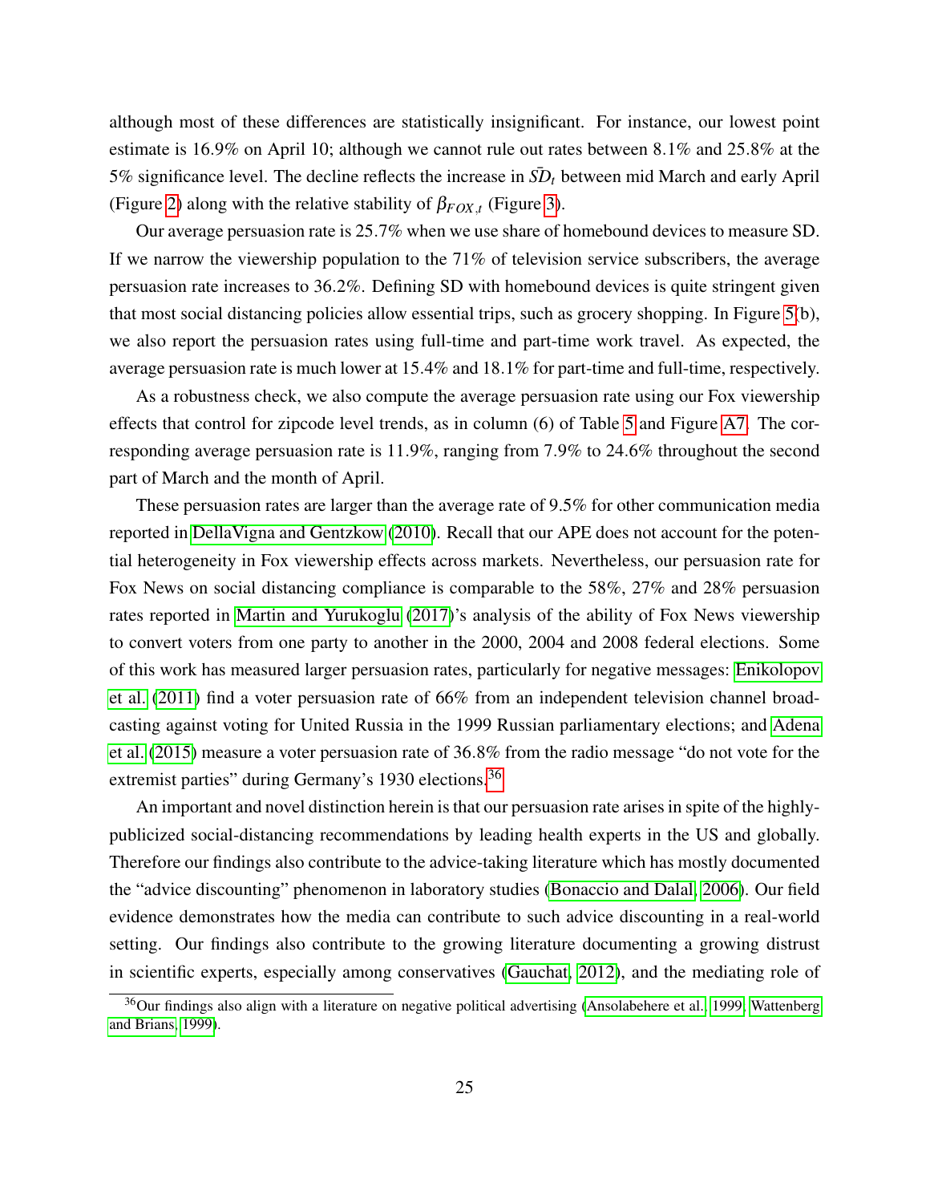although most of these differences are statistically insignificant. For instance, our lowest point estimate is 16.9% on April 10; although we cannot rule out rates between 8.1% and 25.8% at the 5% significance level. The decline reflects the increase in $\bar{SD}_t$ between mid March and early April (Figure 2) along with the relative stability of $\beta_{FOX,t}$ (Figure 3).

Our average persuasion rate is 25.7% when we use share of homebound devices to measure SD. If we narrow the viewership population to the 71% of television service subscribers, the average persuasion rate increases to 36.2%. Defining SD with homebound devices is quite stringent given that most social distancing policies allow essential trips, such as grocery shopping. In Figure 5(b), we also report the persuasion rates using full-time and part-time work travel. As expected, the average persuasion rate is much lower at 15.4% and 18.1% for part-time and full-time, respectively.

As a robustness check, we also compute the average persuasion rate using our Fox viewership effects that control for zipcode level trends, as in column (6) of Table 5 and Figure A7. The corresponding average persuasion rate is 11.9%, ranging from 7.9% to 24.6% throughout the second part of March and the month of April.

These persuasion rates are larger than the average rate of 9.5% for other communication media reported in DellaVigna and Gentzkow (2010). Recall that our APE does not account for the potential heterogeneity in Fox viewership effects across markets. Nevertheless, our persuasion rate for Fox News on social distancing compliance is comparable to the 58%, 27% and 28% persuasion rates reported in Martin and Yurukoglu (2017)'s analysis of the ability of Fox News viewership to convert voters from one party to another in the 2000, 2004 and 2008 federal elections. Some of this work has measured larger persuasion rates, particularly for negative messages: Enikolopov et al. (2011) find a voter persuasion rate of 66% from an independent television channel broadcasting against voting for United Russia in the 1999 Russian parliamentary elections; and Adena et al. (2015) measure a voter persuasion rate of 36.8% from the radio message "do not vote for the extremist parties" during Germany's 1930 elections.[36]

An important and novel distinction herein is that our persuasion rate arises in spite of the highly-publicized social-distancing recommendations by leading health experts in the US and globally. Therefore our findings also contribute to the advice-taking literature which has mostly documented the "advice discounting" phenomenon in laboratory studies (Bonaccio and Dalal, 2006). Our field evidence demonstrates how the media can contribute to such advice discounting in a real-world setting. Our findings also contribute to the growing literature documenting a growing distrust in scientific experts, especially among conservatives (Gauchat, 2012), and the mediating role of

[36] Our findings also align with a literature on negative political advertising (Ansolabehere et al., 1999; Wattenberg and Brians, 1999).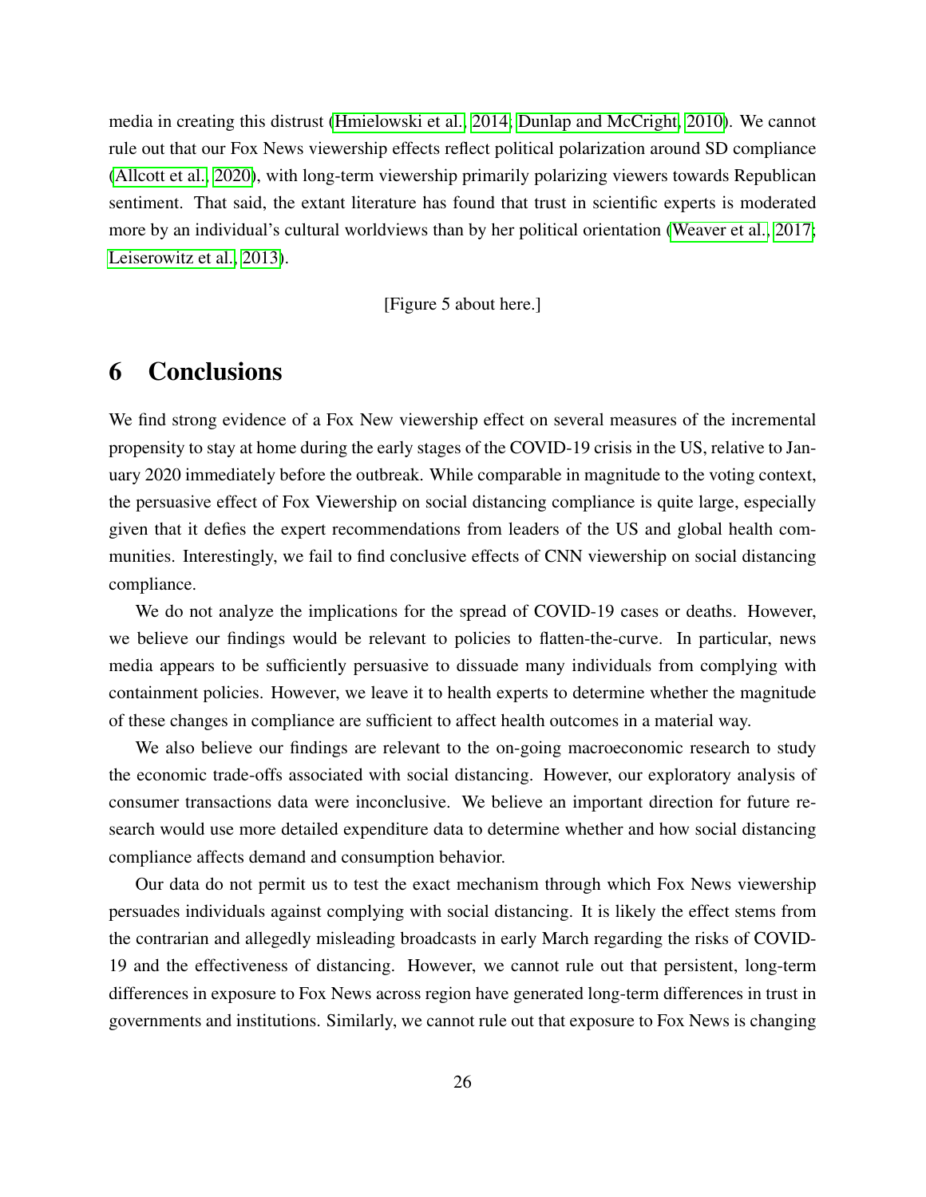media in creating this distrust (Hmielowski et al., 2014; Dunlap and McCright, 2010). We cannot rule out that our Fox News viewership effects reflect political polarization around SD compliance (Allcott et al., 2020), with long-term viewership primarily polarizing viewers towards Republican sentiment. That said, the extant literature has found that trust in scientific experts is moderated more by an individual's cultural worldviews than by her political orientation (Weaver et al., 2017; Leiserowitz et al., 2013).

[Figure 5 about here.]

# 6 Conclusions

We find strong evidence of a Fox New viewership effect on several measures of the incremental propensity to stay at home during the early stages of the COVID-19 crisis in the US, relative to January 2020 immediately before the outbreak. While comparable in magnitude to the voting context, the persuasive effect of Fox Viewership on social distancing compliance is quite large, especially given that it defies the expert recommendations from leaders of the US and global health communities. Interestingly, we fail to find conclusive effects of CNN viewership on social distancing compliance.

We do not analyze the implications for the spread of COVID-19 cases or deaths. However, we believe our findings would be relevant to policies to flatten-the-curve. In particular, news media appears to be sufficiently persuasive to dissuade many individuals from complying with containment policies. However, we leave it to health experts to determine whether the magnitude of these changes in compliance are sufficient to affect health outcomes in a material way.

We also believe our findings are relevant to the on-going macroeconomic research to study the economic trade-offs associated with social distancing. However, our exploratory analysis of consumer transactions data were inconclusive. We believe an important direction for future research would use more detailed expenditure data to determine whether and how social distancing compliance affects demand and consumption behavior.

Our data do not permit us to test the exact mechanism through which Fox News viewership persuades individuals against complying with social distancing. It is likely the effect stems from the contrarian and allegedly misleading broadcasts in early March regarding the risks of COVID-19 and the effectiveness of distancing. However, we cannot rule out that persistent, long-term differences in exposure to Fox News across region have generated long-term differences in trust in governments and institutions. Similarly, we cannot rule out that exposure to Fox News is changing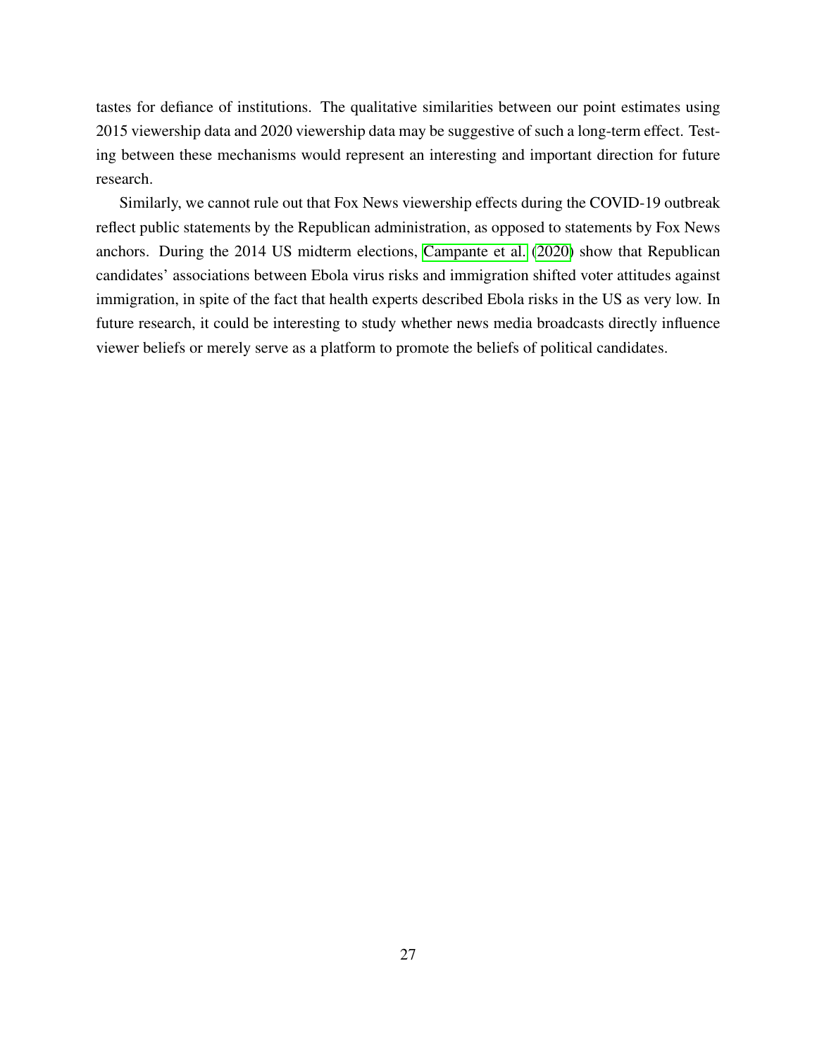tastes for defiance of institutions. The qualitative similarities between our point estimates using 2015 viewership data and 2020 viewership data may be suggestive of such a long-term effect. Testing between these mechanisms would represent an interesting and important direction for future research.

Similarly, we cannot rule out that Fox News viewership effects during the COVID-19 outbreak reflect public statements by the Republican administration, as opposed to statements by Fox News anchors. During the 2014 US midterm elections, Campante et al. (2020) show that Republican candidates' associations between Ebola virus risks and immigration shifted voter attitudes against immigration, in spite of the fact that health experts described Ebola risks in the US as very low. In future research, it could be interesting to study whether news media broadcasts directly influence viewer beliefs or merely serve as a platform to promote the beliefs of political candidates.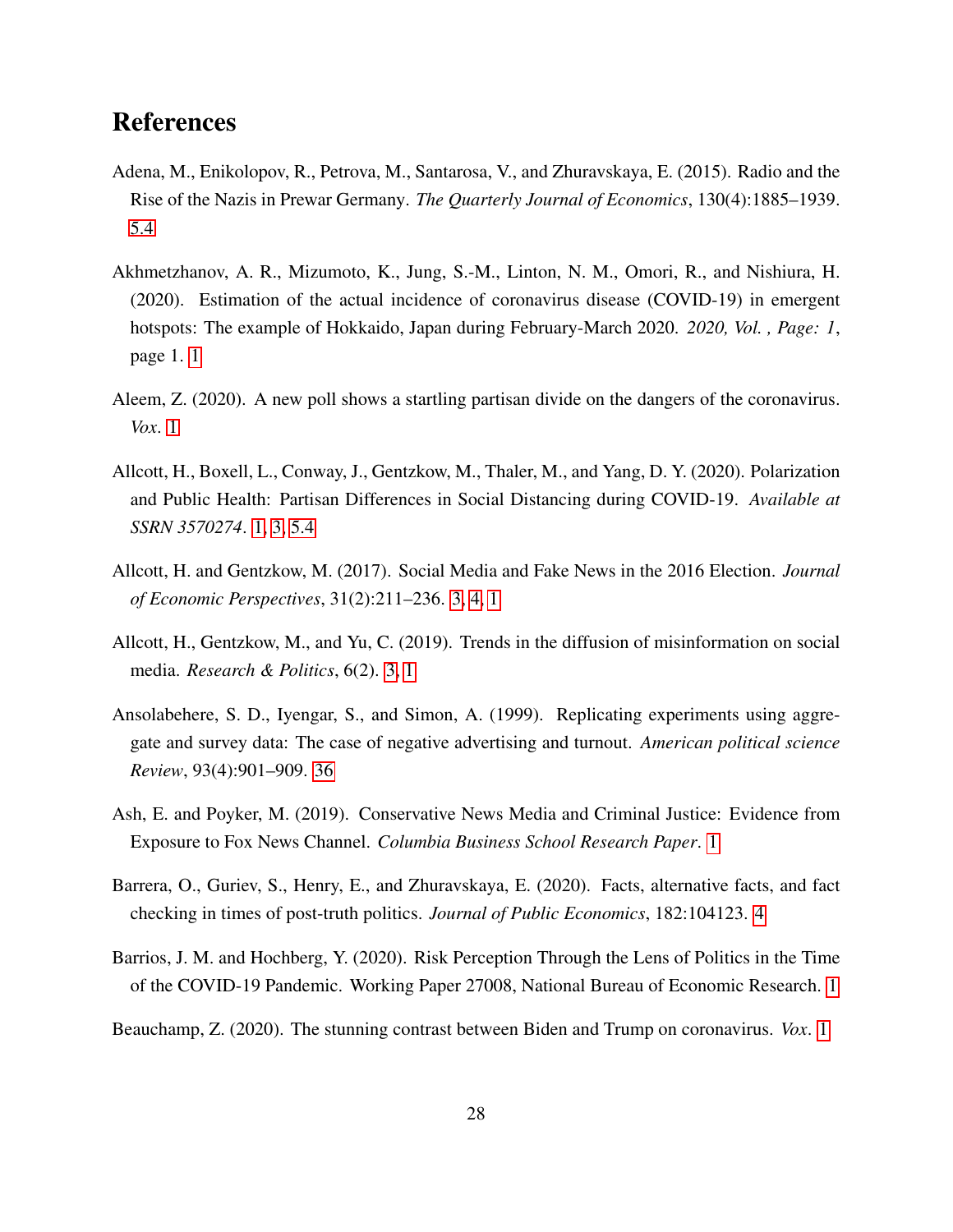# References

Adena, M., Enikolopov, R., Petrova, M., Santarosa, V., and Zhuravskaya, E. (2015). Radio and the Rise of the Nazis in Prewar Germany. *The Quarterly Journal of Economics*, 130(4):1885–1939. 5.4

Akhmetzhanov, A. R., Mizumoto, K., Jung, S.-M., Linton, N. M., Omori, R., and Nishiura, H. (2020). Estimation of the actual incidence of coronavirus disease (COVID-19) in emergent hotspots: The example of Hokkaido, Japan during February-March 2020. *2020, Vol. , Page: 1*, page 1. 1

Aleem, Z. (2020). A new poll shows a startling partisan divide on the dangers of the coronavirus. *Vox*. 1

Allcott, H., Boxell, L., Conway, J., Gentzkow, M., Thaler, M., and Yang, D. Y. (2020). Polarization and Public Health: Partisan Differences in Social Distancing during COVID-19. *Available at SSRN 3570274*. 1, 3, 5.4

Allcott, H. and Gentzkow, M. (2017). Social Media and Fake News in the 2016 Election. *Journal of Economic Perspectives*, 31(2):211–236. 3, 4, 1

Allcott, H., Gentzkow, M., and Yu, C. (2019). Trends in the diffusion of misinformation on social media. *Research & Politics*, 6(2). 3, 1

Ansolabehere, S. D., Iyengar, S., and Simon, A. (1999). Replicating experiments using aggregate and survey data: The case of negative advertising and turnout. *American political science Review*, 93(4):901–909. 36

Ash, E. and Poyker, M. (2019). Conservative News Media and Criminal Justice: Evidence from Exposure to Fox News Channel. *Columbia Business School Research Paper*. 1

Barrera, O., Guriev, S., Henry, E., and Zhuravskaya, E. (2020). Facts, alternative facts, and fact checking in times of post-truth politics. *Journal of Public Economics*, 182:104123. 4

Barrios, J. M. and Hochberg, Y. (2020). Risk Perception Through the Lens of Politics in the Time of the COVID-19 Pandemic. Working Paper 27008, National Bureau of Economic Research. 1

Beauchamp, Z. (2020). The stunning contrast between Biden and Trump on coronavirus. *Vox*. 1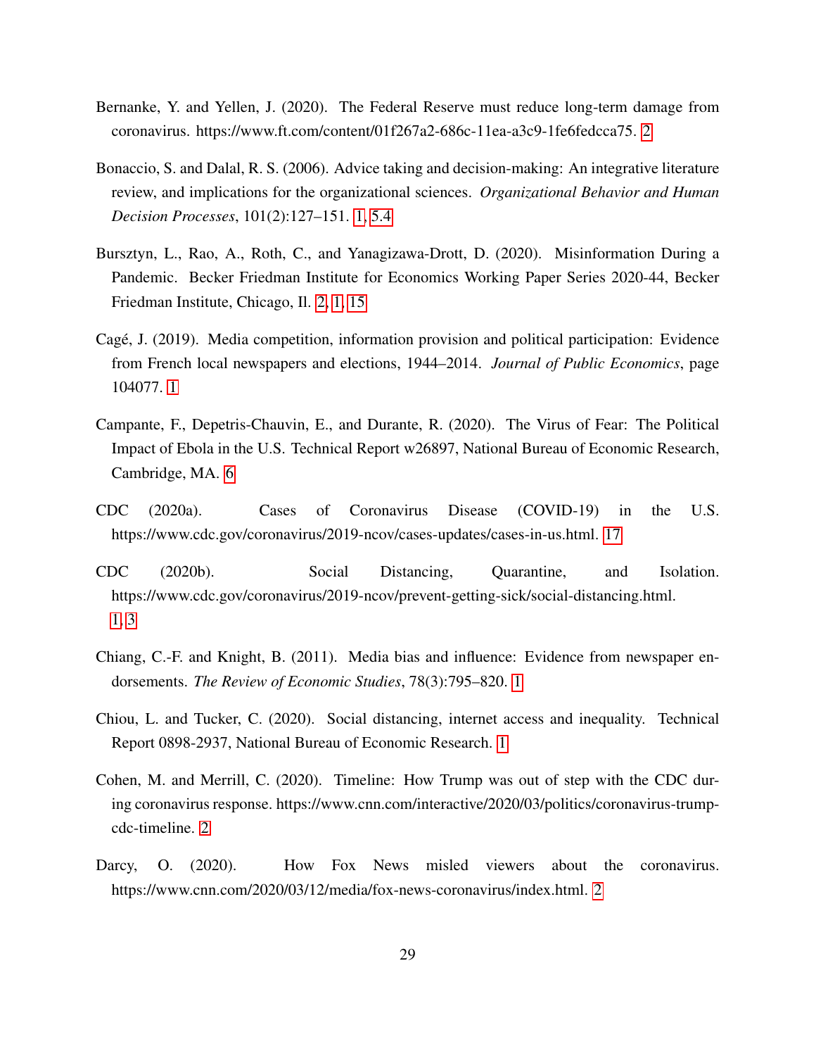Bernanke, Y. and Yellen, J. (2020). The Federal Reserve must reduce long-term damage from coronavirus. https://www.ft.com/content/01f267a2-686c-11ea-a3c9-1fe6fedcca75. 2

Bonaccio, S. and Dalal, R. S. (2006). Advice taking and decision-making: An integrative literature review, and implications for the organizational sciences. *Organizational Behavior and Human Decision Processes*, 101(2):127–151. 1, 5.4

Bursztyn, L., Rao, A., Roth, C., and Yanagizawa-Drott, D. (2020). Misinformation During a Pandemic. Becker Friedman Institute for Economics Working Paper Series 2020-44, Becker Friedman Institute, Chicago, Il. 2, 1, 15

Cagé, J. (2019). Media competition, information provision and political participation: Evidence from French local newspapers and elections, 1944–2014. *Journal of Public Economics*, page 104077. 1

Campante, F., Depetris-Chauvin, E., and Durante, R. (2020). The Virus of Fear: The Political Impact of Ebola in the U.S. Technical Report w26897, National Bureau of Economic Research, Cambridge, MA. 6

CDC (2020a). Cases of Coronavirus Disease (COVID-19) in the U.S. https://www.cdc.gov/coronavirus/2019-ncov/cases-updates/cases-in-us.html. 17

CDC (2020b). Social Distancing, Quarantine, and Isolation. https://www.cdc.gov/coronavirus/2019-ncov/prevent-getting-sick/social-distancing.html. 1, 3

Chiang, C.-F. and Knight, B. (2011). Media bias and influence: Evidence from newspaper endorsements. *The Review of Economic Studies*, 78(3):795–820. 1

Chiou, L. and Tucker, C. (2020). Social distancing, internet access and inequality. Technical Report 0898-2937, National Bureau of Economic Research. 1

Cohen, M. and Merrill, C. (2020). Timeline: How Trump was out of step with the CDC during coronavirus response. https://www.cnn.com/interactive/2020/03/politics/coronavirus-trump-cdc-timeline. 2

Darcy, O. (2020). How Fox News misled viewers about the coronavirus. https://www.cnn.com/2020/03/12/media/fox-news-coronavirus/index.html. 2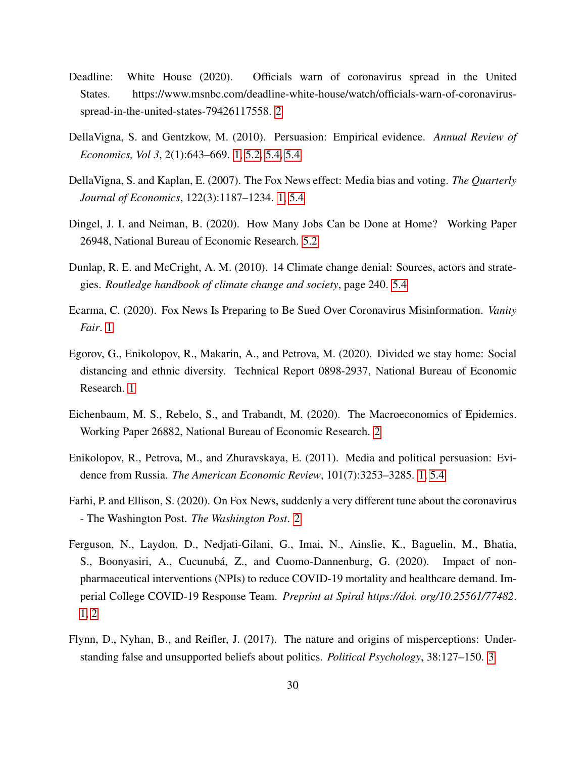Deadline: White House (2020). Officials warn of coronavirus spread in the United States. https://www.msnbc.com/deadline-white-house/watch/officials-warn-of-coronavirus-spread-in-the-united-states-79426117558. 2

DellaVigna, S. and Gentzkow, M. (2010). Persuasion: Empirical evidence. *Annual Review of Economics, Vol 3*, 2(1):643–669. 1, 5.2, 5.4, 5.4

DellaVigna, S. and Kaplan, E. (2007). The Fox News effect: Media bias and voting. *The Quarterly Journal of Economics*, 122(3):1187–1234. 1, 5.4

Dingel, J. I. and Neiman, B. (2020). How Many Jobs Can be Done at Home? Working Paper 26948, National Bureau of Economic Research. 5.2

Dunlap, R. E. and McCright, A. M. (2010). 14 Climate change denial: Sources, actors and strategies. *Routledge handbook of climate change and society*, page 240. 5.4

Ecarma, C. (2020). Fox News Is Preparing to Be Sued Over Coronavirus Misinformation. *Vanity Fair*. 1

Egorov, G., Enikolopov, R., Makarin, A., and Petrova, M. (2020). Divided we stay home: Social distancing and ethnic diversity. Technical Report 0898-2937, National Bureau of Economic Research. 1

Eichenbaum, M. S., Rebelo, S., and Trabandt, M. (2020). The Macroeconomics of Epidemics. Working Paper 26882, National Bureau of Economic Research. 2

Enikolopov, R., Petrova, M., and Zhuravskaya, E. (2011). Media and political persuasion: Evidence from Russia. *The American Economic Review*, 101(7):3253–3285. 1, 5.4

Farhi, P. and Ellison, S. (2020). On Fox News, suddenly a very different tune about the coronavirus - The Washington Post. *The Washington Post*. 2

Ferguson, N., Laydon, D., Nedjati-Gilani, G., Imai, N., Ainslie, K., Baguelin, M., Bhatia, S., Boonyasiri, A., Cucunubá, Z., and Cuomo-Dannenburg, G. (2020). Impact of non-pharmaceutical interventions (NPIs) to reduce COVID-19 mortality and healthcare demand. Imperial College COVID-19 Response Team. *Preprint at Spiral https://doi. org/10.25561/77482*. 1, 2

Flynn, D., Nyhan, B., and Reifler, J. (2017). The nature and origins of misperceptions: Understanding false and unsupported beliefs about politics. *Political Psychology*, 38:127–150. 3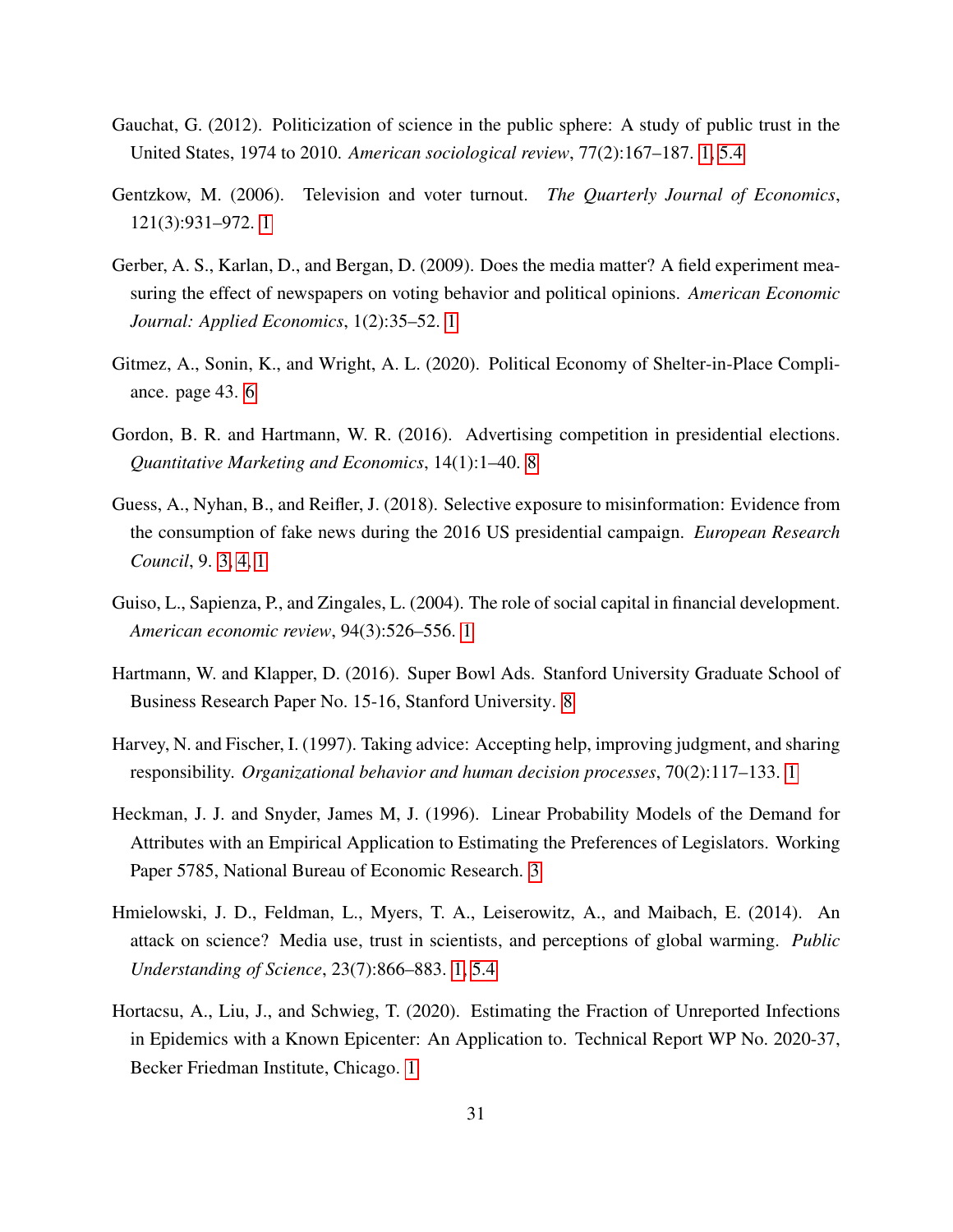Gauchat, G. (2012). Politicization of science in the public sphere: A study of public trust in the United States, 1974 to 2010. *American sociological review*, 77(2):167–187. 1, 5.4

Gentzkow, M. (2006). Television and voter turnout. *The Quarterly Journal of Economics*, 121(3):931–972. 1

Gerber, A. S., Karlan, D., and Bergan, D. (2009). Does the media matter? A field experiment measuring the effect of newspapers on voting behavior and political opinions. *American Economic Journal: Applied Economics*, 1(2):35–52. 1

Gitmez, A., Sonin, K., and Wright, A. L. (2020). Political Economy of Shelter-in-Place Compliance. page 43. 6

Gordon, B. R. and Hartmann, W. R. (2016). Advertising competition in presidential elections. *Quantitative Marketing and Economics*, 14(1):1–40. 8

Guess, A., Nyhan, B., and Reifler, J. (2018). Selective exposure to misinformation: Evidence from the consumption of fake news during the 2016 US presidential campaign. *European Research Council*, 9. 3, 4, 1

Guiso, L., Sapienza, P., and Zingales, L. (2004). The role of social capital in financial development. *American economic review*, 94(3):526–556. 1

Hartmann, W. and Klapper, D. (2016). Super Bowl Ads. Stanford University Graduate School of Business Research Paper No. 15-16, Stanford University. 8

Harvey, N. and Fischer, I. (1997). Taking advice: Accepting help, improving judgment, and sharing responsibility. *Organizational behavior and human decision processes*, 70(2):117–133. 1

Heckman, J. J. and Snyder, James M, J. (1996). Linear Probability Models of the Demand for Attributes with an Empirical Application to Estimating the Preferences of Legislators. Working Paper 5785, National Bureau of Economic Research. 3

Hmielowski, J. D., Feldman, L., Myers, T. A., Leiserowitz, A., and Maibach, E. (2014). An attack on science? Media use, trust in scientists, and perceptions of global warming. *Public Understanding of Science*, 23(7):866–883. 1, 5.4

Hortacsu, A., Liu, J., and Schwieg, T. (2020). Estimating the Fraction of Unreported Infections in Epidemics with a Known Epicenter: An Application to. Technical Report WP No. 2020-37, Becker Friedman Institute, Chicago. 1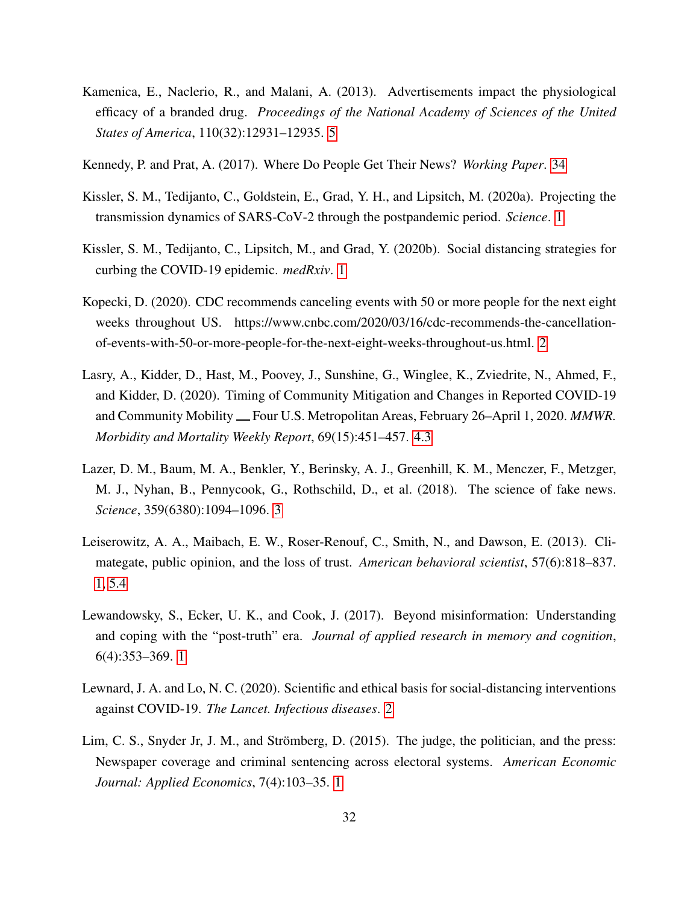Kamenica, E., Naclerio, R., and Malani, A. (2013). Advertisements impact the physiological efficacy of a branded drug. *Proceedings of the National Academy of Sciences of the United States of America*, 110(32):12931–12935. 5

Kennedy, P. and Prat, A. (2017). Where Do People Get Their News? *Working Paper*. 34

Kissler, S. M., Tedijanto, C., Goldstein, E., Grad, Y. H., and Lipsitch, M. (2020a). Projecting the transmission dynamics of SARS-CoV-2 through the postpandemic period. *Science*. 1

Kissler, S. M., Tedijanto, C., Lipsitch, M., and Grad, Y. (2020b). Social distancing strategies for curbing the COVID-19 epidemic. *medRxiv*. 1

Kopecki, D. (2020). CDC recommends canceling events with 50 or more people for the next eight weeks throughout US. https://www.cnbc.com/2020/03/16/cdc-recommends-the-cancellation-of-events-with-50-or-more-people-for-the-next-eight-weeks-throughout-us.html. 2

Lasry, A., Kidder, D., Hast, M., Poovey, J., Sunshine, G., Winglee, K., Zviedrite, N., Ahmed, F., and Kidder, D. (2020). Timing of Community Mitigation and Changes in Reported COVID-19 and Community Mobility __ Four U.S. Metropolitan Areas, February 26–April 1, 2020. *MMWR. Morbidity and Mortality Weekly Report*, 69(15):451–457. 4.3

Lazer, D. M., Baum, M. A., Benkler, Y., Berinsky, A. J., Greenhill, K. M., Menczer, F., Metzger, M. J., Nyhan, B., Pennycook, G., Rothschild, D., et al. (2018). The science of fake news. *Science*, 359(6380):1094–1096. 3

Leiserowitz, A. A., Maibach, E. W., Roser-Renouf, C., Smith, N., and Dawson, E. (2013). Climategate, public opinion, and the loss of trust. *American behavioral scientist*, 57(6):818–837. 1, 5.4

Lewandowsky, S., Ecker, U. K., and Cook, J. (2017). Beyond misinformation: Understanding and coping with the "post-truth" era. *Journal of applied research in memory and cognition*, 6(4):353–369. 1

Lewnard, J. A. and Lo, N. C. (2020). Scientific and ethical basis for social-distancing interventions against COVID-19. *The Lancet. Infectious diseases*. 2

Lim, C. S., Snyder Jr, J. M., and Strömberg, D. (2015). The judge, the politician, and the press: Newspaper coverage and criminal sentencing across electoral systems. *American Economic Journal: Applied Economics*, 7(4):103–35. 1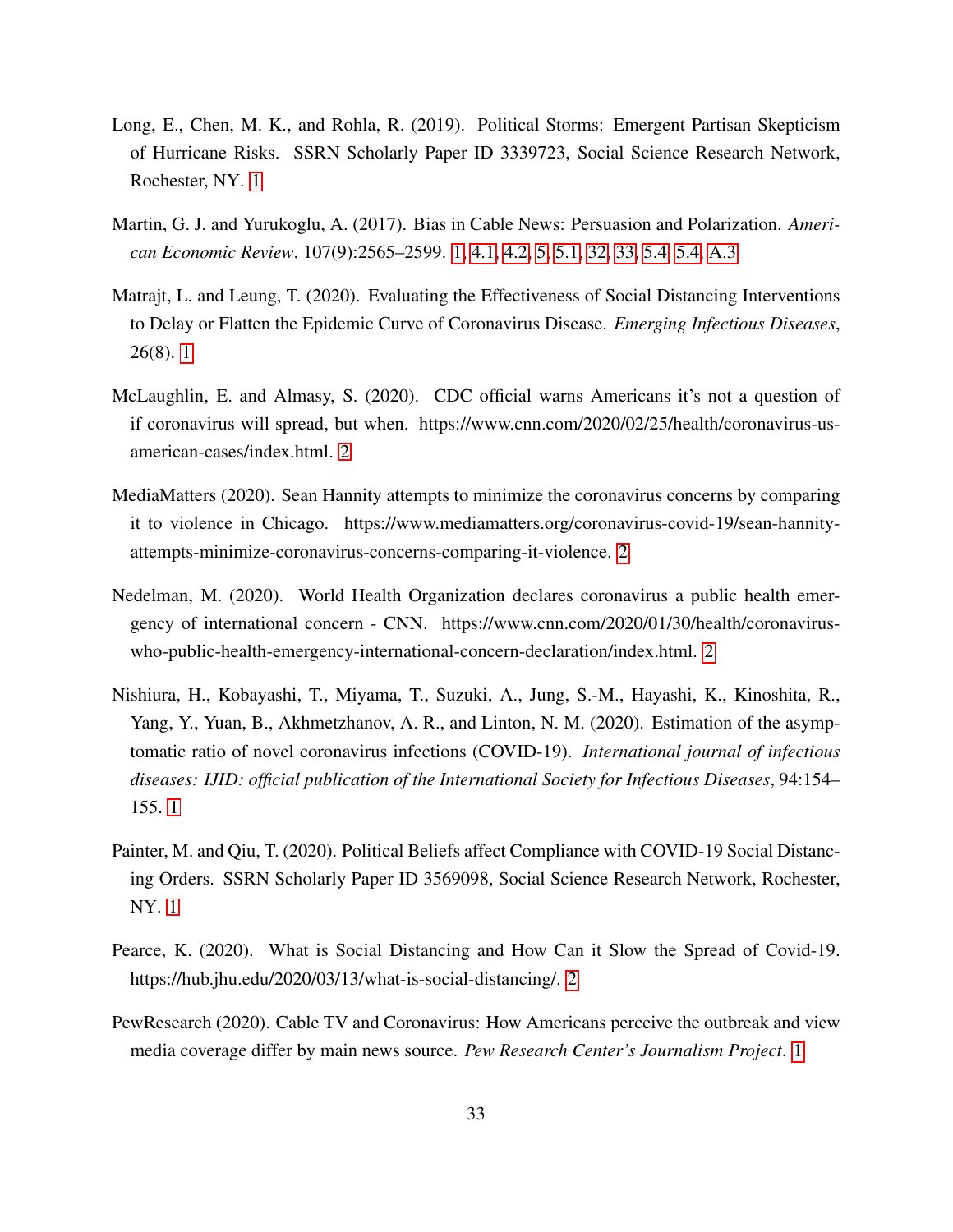Long, E., Chen, M. K., and Rohla, R. (2019). Political Storms: Emergent Partisan Skepticism of Hurricane Risks. SSRN Scholarly Paper ID 3339723, Social Science Research Network, Rochester, NY. 1

Martin, G. J. and Yurukoglu, A. (2017). Bias in Cable News: Persuasion and Polarization. *American Economic Review*, 107(9):2565–2599. 1, 4.1, 4.2, 5, 5.1, 32, 33, 5.4, 5.4, A.3

Matrajt, L. and Leung, T. (2020). Evaluating the Effectiveness of Social Distancing Interventions to Delay or Flatten the Epidemic Curve of Coronavirus Disease. *Emerging Infectious Diseases*, 26(8). 1

McLaughlin, E. and Almasy, S. (2020). CDC official warns Americans it's not a question of if coronavirus will spread, but when. https://www.cnn.com/2020/02/25/health/coronavirus-us-american-cases/index.html. 2

MediaMatters (2020). Sean Hannity attempts to minimize the coronavirus concerns by comparing it to violence in Chicago. https://www.mediamatters.org/coronavirus-covid-19/sean-hannity-attempts-minimize-coronavirus-concerns-comparing-it-violence. 2

Nedelman, M. (2020). World Health Organization declares coronavirus a public health emergency of international concern - CNN. https://www.cnn.com/2020/01/30/health/coronavirus-who-public-health-emergency-international-concern-declaration/index.html. 2

Nishiura, H., Kobayashi, T., Miyama, T., Suzuki, A., Jung, S.-M., Hayashi, K., Kinoshita, R., Yang, Y., Yuan, B., Akhmetzhanov, A. R., and Linton, N. M. (2020). Estimation of the asymptomatic ratio of novel coronavirus infections (COVID-19). *International journal of infectious diseases: IJID: official publication of the International Society for Infectious Diseases*, 94:154–155. 1

Painter, M. and Qiu, T. (2020). Political Beliefs affect Compliance with COVID-19 Social Distancing Orders. SSRN Scholarly Paper ID 3569098, Social Science Research Network, Rochester, NY. 1

Pearce, K. (2020). What is Social Distancing and How Can it Slow the Spread of Covid-19. https://hub.jhu.edu/2020/03/13/what-is-social-distancing/. 2

PewResearch (2020). Cable TV and Coronavirus: How Americans perceive the outbreak and view media coverage differ by main news source. *Pew Research Center's Journalism Project*. 1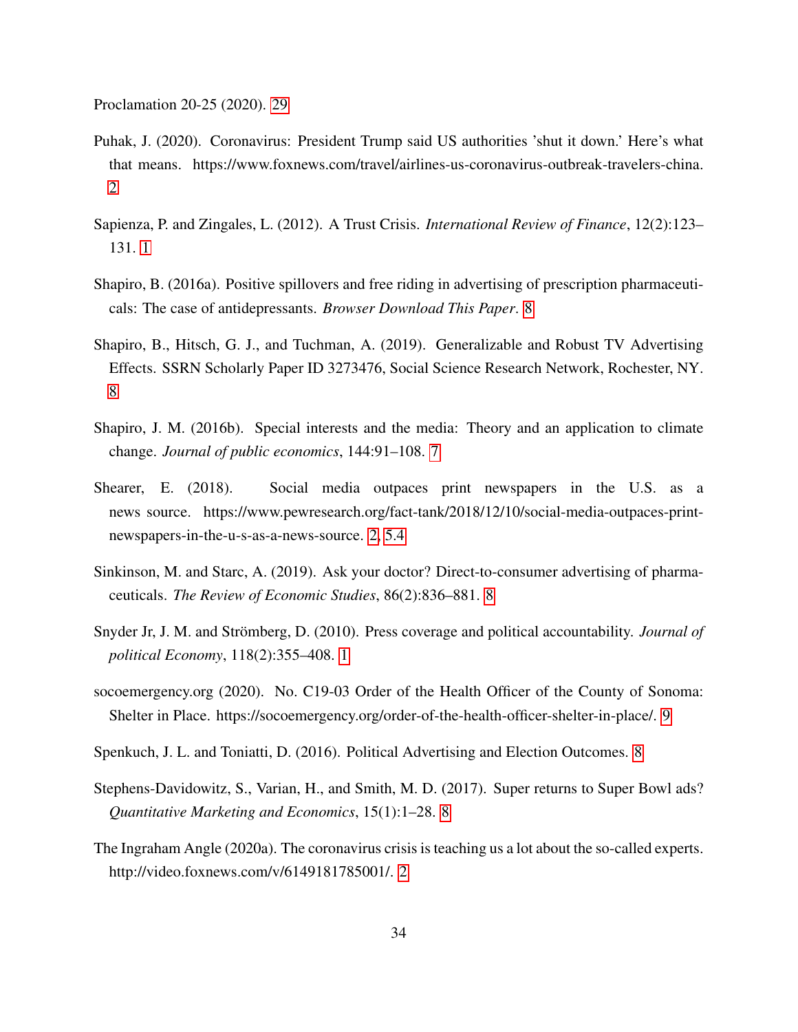Proclamation 20-25 (2020). 29

Puhak, J. (2020). Coronavirus: President Trump said US authorities 'shut it down.' Here's what that means. https://www.foxnews.com/travel/airlines-us-coronavirus-outbreak-travelers-china. 2

Sapienza, P. and Zingales, L. (2012). A Trust Crisis. *International Review of Finance*, 12(2):123–131. 1

Shapiro, B. (2016a). Positive spillovers and free riding in advertising of prescription pharmaceuticals: The case of antidepressants. *Browser Download This Paper*. 8

Shapiro, B., Hitsch, G. J., and Tuchman, A. (2019). Generalizable and Robust TV Advertising Effects. SSRN Scholarly Paper ID 3273476, Social Science Research Network, Rochester, NY. 8

Shapiro, J. M. (2016b). Special interests and the media: Theory and an application to climate change. *Journal of public economics*, 144:91–108. 7

Shearer, E. (2018). Social media outpaces print newspapers in the U.S. as a news source. https://www.pewresearch.org/fact-tank/2018/12/10/social-media-outpaces-print-newspapers-in-the-u-s-as-a-news-source. 2, 5.4

Sinkinson, M. and Starc, A. (2019). Ask your doctor? Direct-to-consumer advertising of pharmaceuticals. *The Review of Economic Studies*, 86(2):836–881. 8

Snyder Jr, J. M. and Strömberg, D. (2010). Press coverage and political accountability. *Journal of political Economy*, 118(2):355–408. 1

socoemergency.org (2020). No. C19-03 Order of the Health Officer of the County of Sonoma: Shelter in Place. https://socoemergency.org/order-of-the-health-officer-shelter-in-place/. 9

Spenkuch, J. L. and Toniatti, D. (2016). Political Advertising and Election Outcomes. 8

Stephens-Davidowitz, S., Varian, H., and Smith, M. D. (2017). Super returns to Super Bowl ads? *Quantitative Marketing and Economics*, 15(1):1–28. 8

The Ingraham Angle (2020a). The coronavirus crisis is teaching us a lot about the so-called experts. http://video.foxnews.com/v/6149181785001/. 2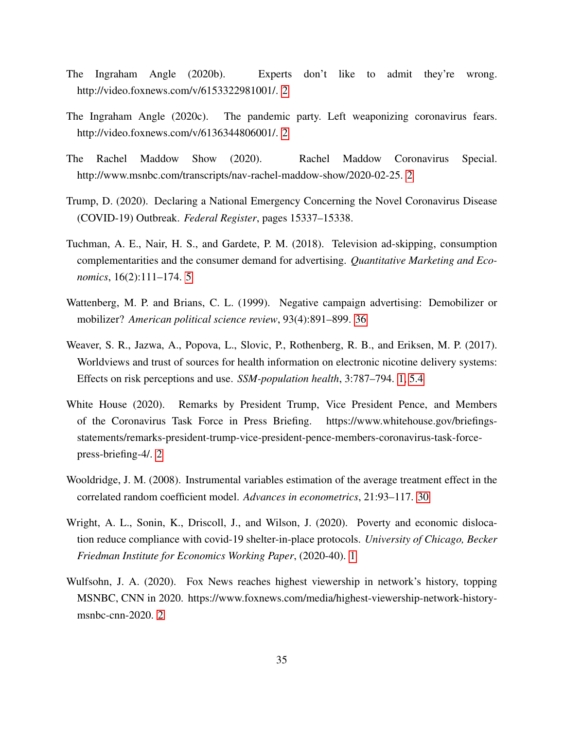The Ingraham Angle (2020b). Experts don't like to admit they're wrong. http://video.foxnews.com/v/6153322981001/. 2

The Ingraham Angle (2020c). The pandemic party. Left weaponizing coronavirus fears. http://video.foxnews.com/v/6136344806001/. 2

The Rachel Maddow Show (2020). Rachel Maddow Coronavirus Special. http://www.msnbc.com/transcripts/nav-rachel-maddow-show/2020-02-25. 2

Trump, D. (2020). Declaring a National Emergency Concerning the Novel Coronavirus Disease (COVID-19) Outbreak. *Federal Register*, pages 15337–15338.

Tuchman, A. E., Nair, H. S., and Gardete, P. M. (2018). Television ad-skipping, consumption complementarities and the consumer demand for advertising. *Quantitative Marketing and Economics*, 16(2):111–174. 5

Wattenberg, M. P. and Brians, C. L. (1999). Negative campaign advertising: Demobilizer or mobilizer? *American political science review*, 93(4):891–899. 36

Weaver, S. R., Jazwa, A., Popova, L., Slovic, P., Rothenberg, R. B., and Eriksen, M. P. (2017). Worldviews and trust of sources for health information on electronic nicotine delivery systems: Effects on risk perceptions and use. *SSM-population health*, 3:787–794. 1, 5.4

White House (2020). Remarks by President Trump, Vice President Pence, and Members of the Coronavirus Task Force in Press Briefing. https://www.whitehouse.gov/briefings-statements/remarks-president-trump-vice-president-pence-members-coronavirus-task-force-press-briefing-4/. 2

Wooldridge, J. M. (2008). Instrumental variables estimation of the average treatment effect in the correlated random coefficient model. *Advances in econometrics*, 21:93–117. 30

Wright, A. L., Sonin, K., Driscoll, J., and Wilson, J. (2020). Poverty and economic dislocation reduce compliance with covid-19 shelter-in-place protocols. *University of Chicago, Becker Friedman Institute for Economics Working Paper*, (2020-40). 1

Wulfsohn, J. A. (2020). Fox News reaches highest viewership in network's history, topping MSNBC, CNN in 2020. https://www.foxnews.com/media/highest-viewership-network-history-msnbc-cnn-2020. 2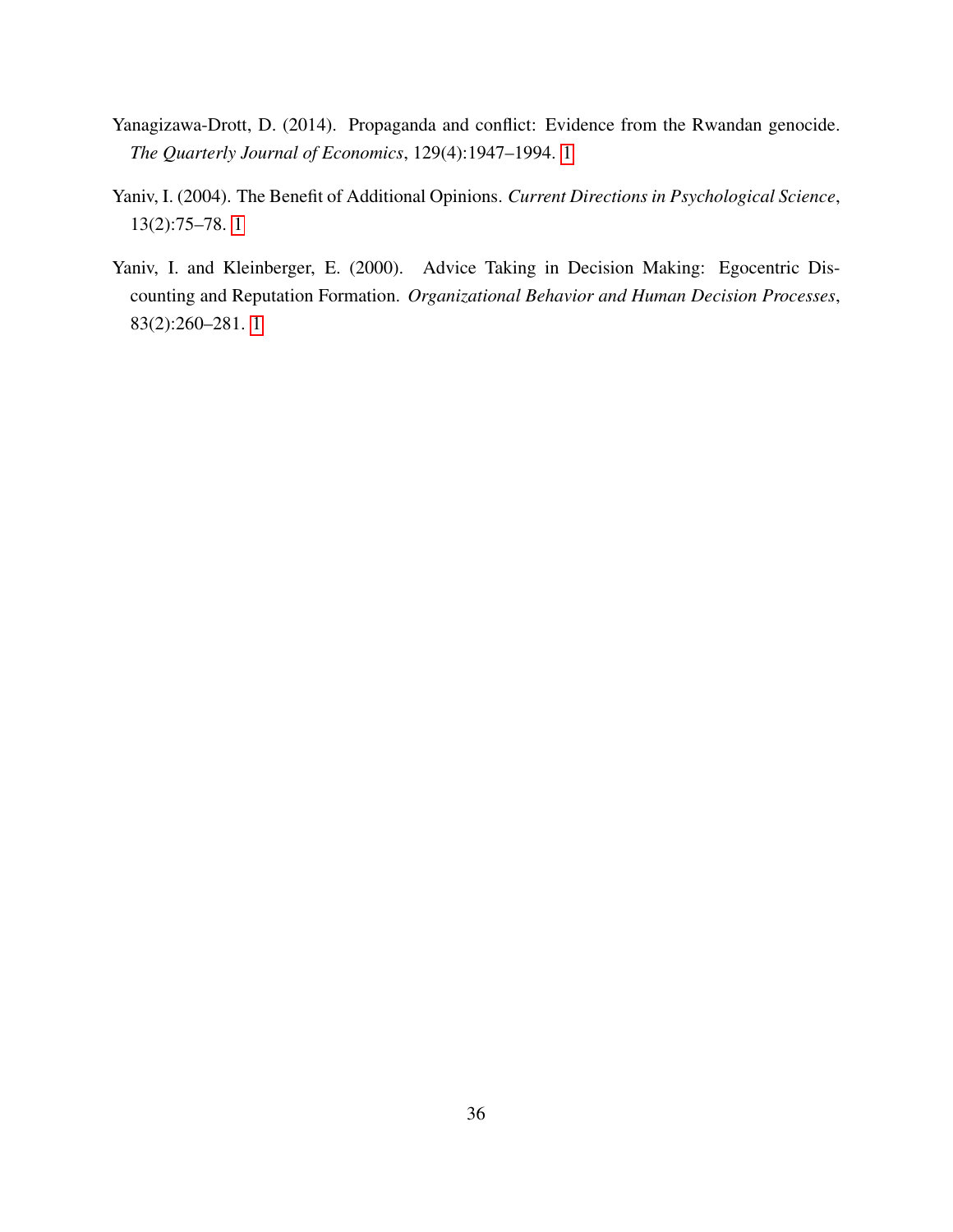Yanagizawa-Drott, D. (2014). Propaganda and conflict: Evidence from the Rwandan genocide. *The Quarterly Journal of Economics*, 129(4):1947–1994. 1

Yaniv, I. (2004). The Benefit of Additional Opinions. *Current Directions in Psychological Science*, 13(2):75–78. 1

Yaniv, I. and Kleinberger, E. (2000). Advice Taking in Decision Making: Egocentric Discounting and Reputation Formation. *Organizational Behavior and Human Decision Processes*, 83(2):260–281. 1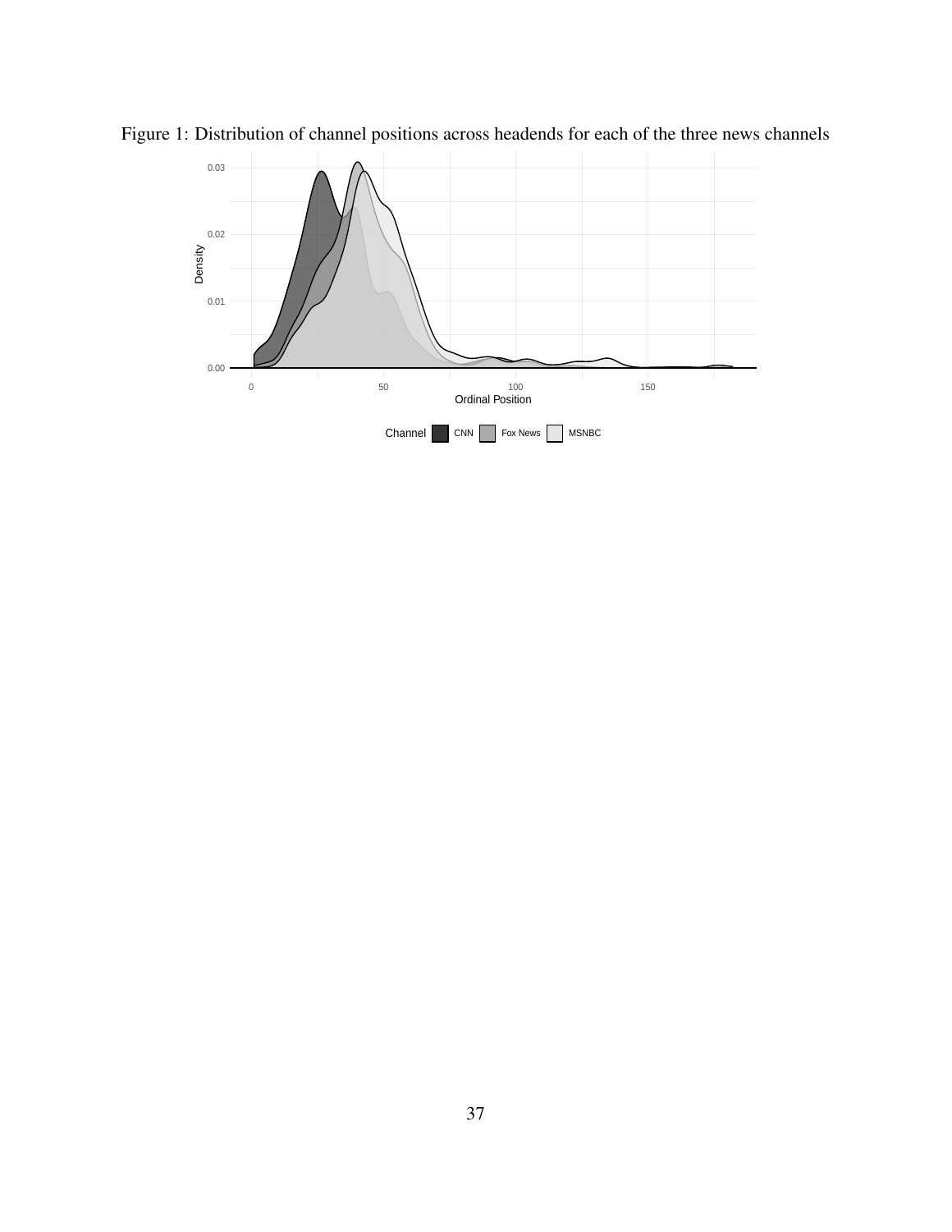Figure 1: Distribution of channel positions across headends for each of the three news channels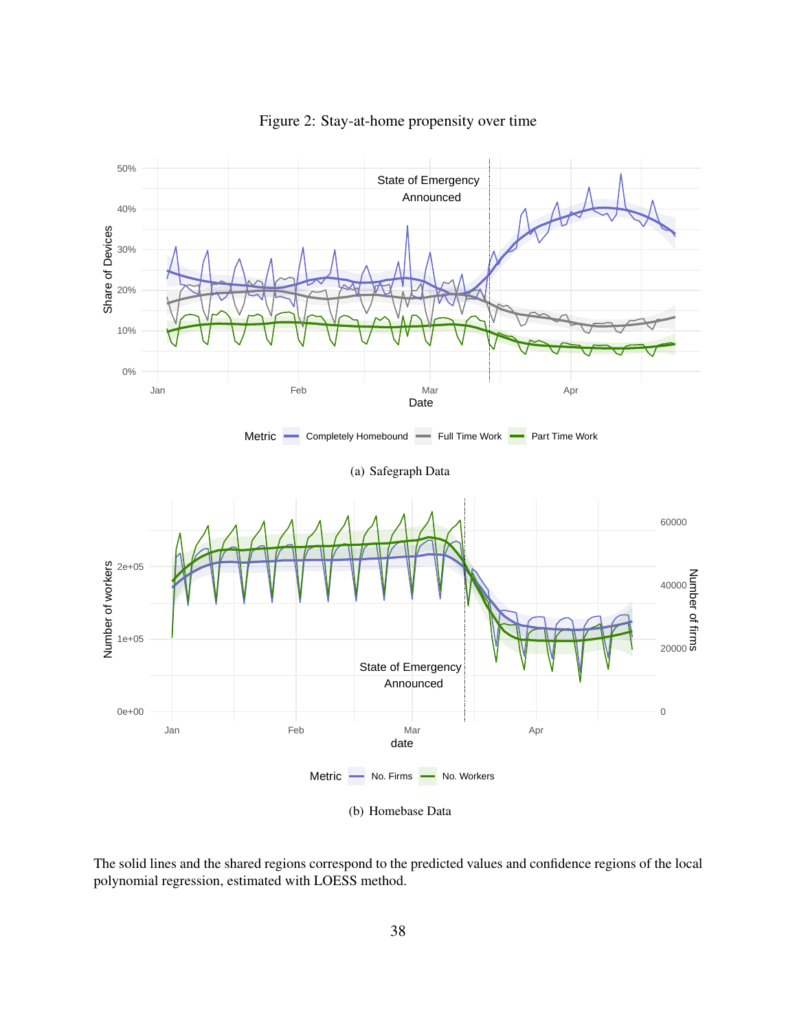Figure 2: Stay-at-home propensity over time

(a) Safegraph Data

(b) Homebase Data

The solid lines and the shared regions correspond to the predicted values and confidence regions of the local polynomial regression, estimated with LOESS method.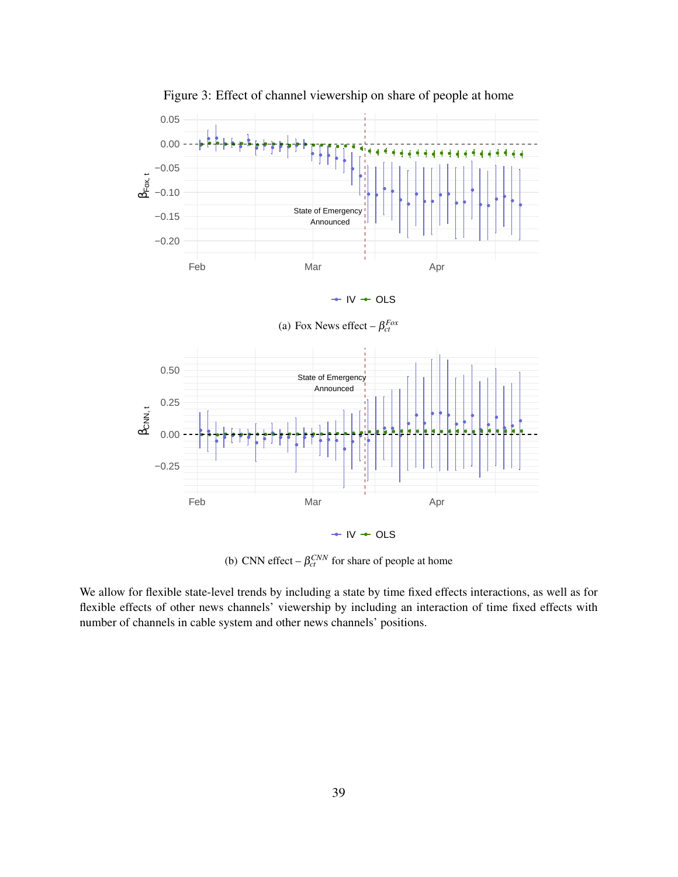Figure 3: Effect of channel viewership on share of people at home

(a) Fox News effect – $\beta_{ct}^{Fox}$

(b) CNN effect – $\beta_{ct}^{CNN}$ for share of people at home

We allow for flexible state-level trends by including a state by time fixed effects interactions, as well as for flexible effects of other news channels' viewership by including an interaction of time fixed effects with number of channels in cable system and other news channels' positions.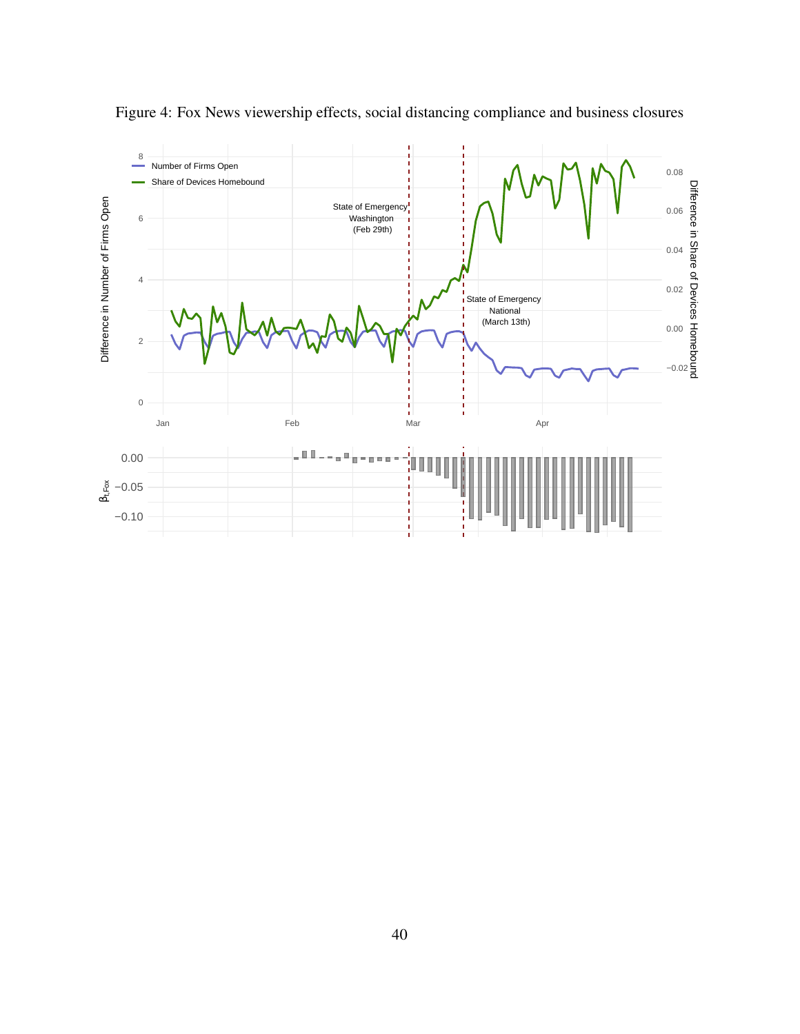Figure 4: Fox News viewership effects, social distancing compliance and business closures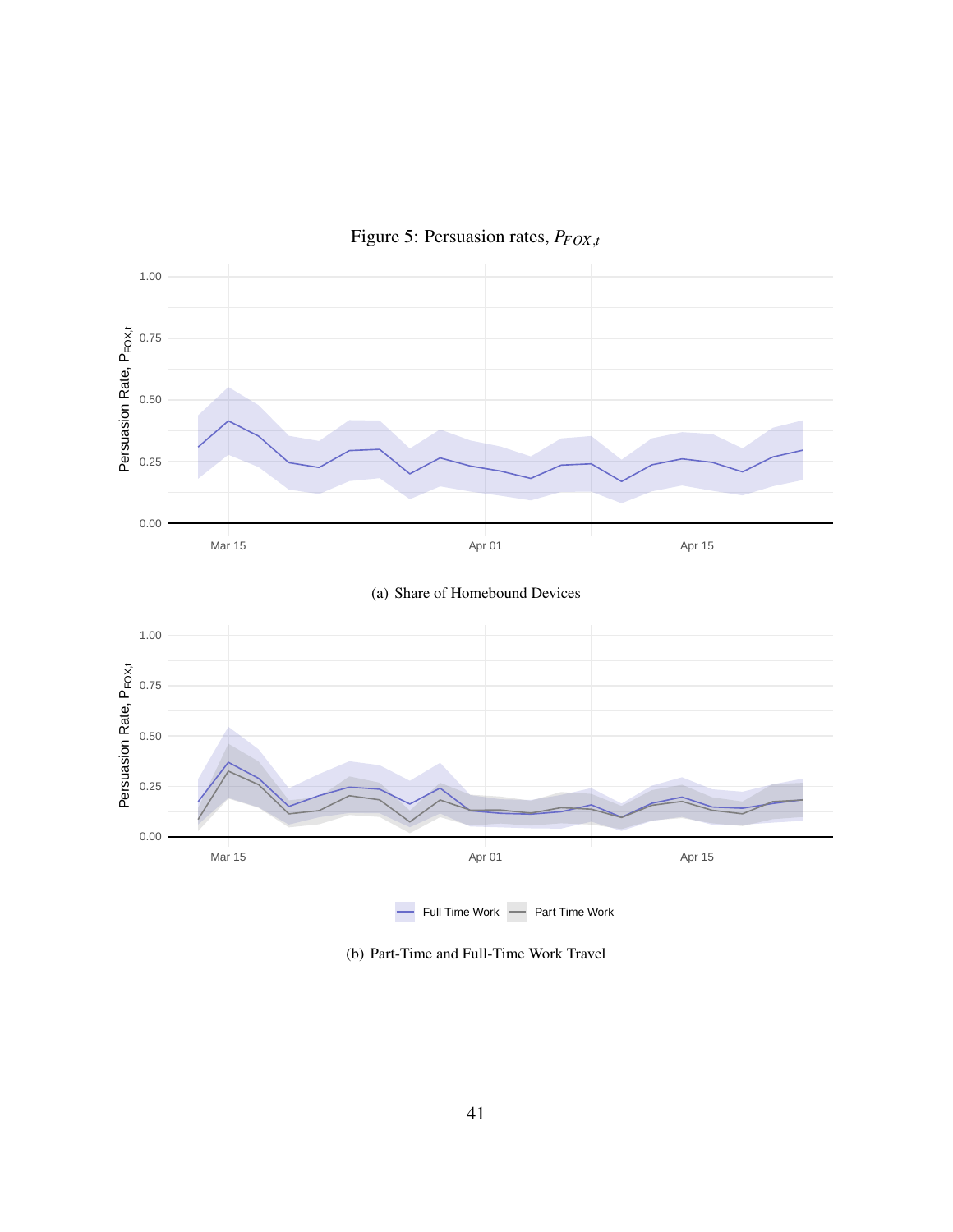Figure 5: Persuasion rates, $P_{FOX,t}$

(a) Share of Homebound Devices

(b) Part-Time and Full-Time Work Travel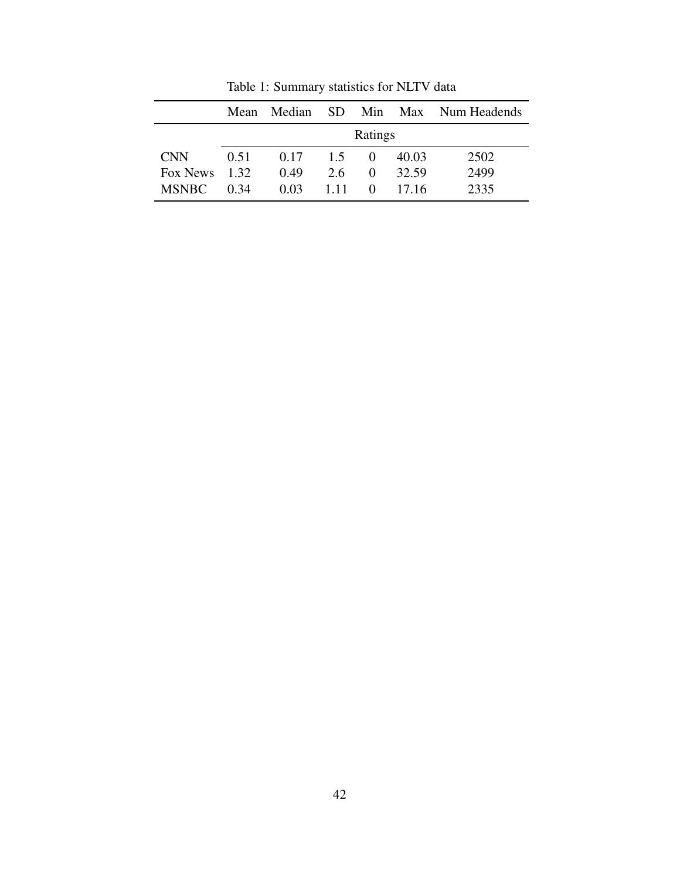Table 1: Summary statistics for NLTV data

| | Mean | Median | SD | Min | Max | Num Headends |
|---|---|---|---|---|---|---|
| | Ratings | | | | | |
| CNN | 0.51 | 0.17 | 1.5 | 0 | 40.03 | 2502 |
| Fox News | 1.32 | 0.49 | 2.6 | 0 | 32.59 | 2499 |
| MSNBC | 0.34 | 0.03 | 1.11 | 0 | 17.16 | 2335 |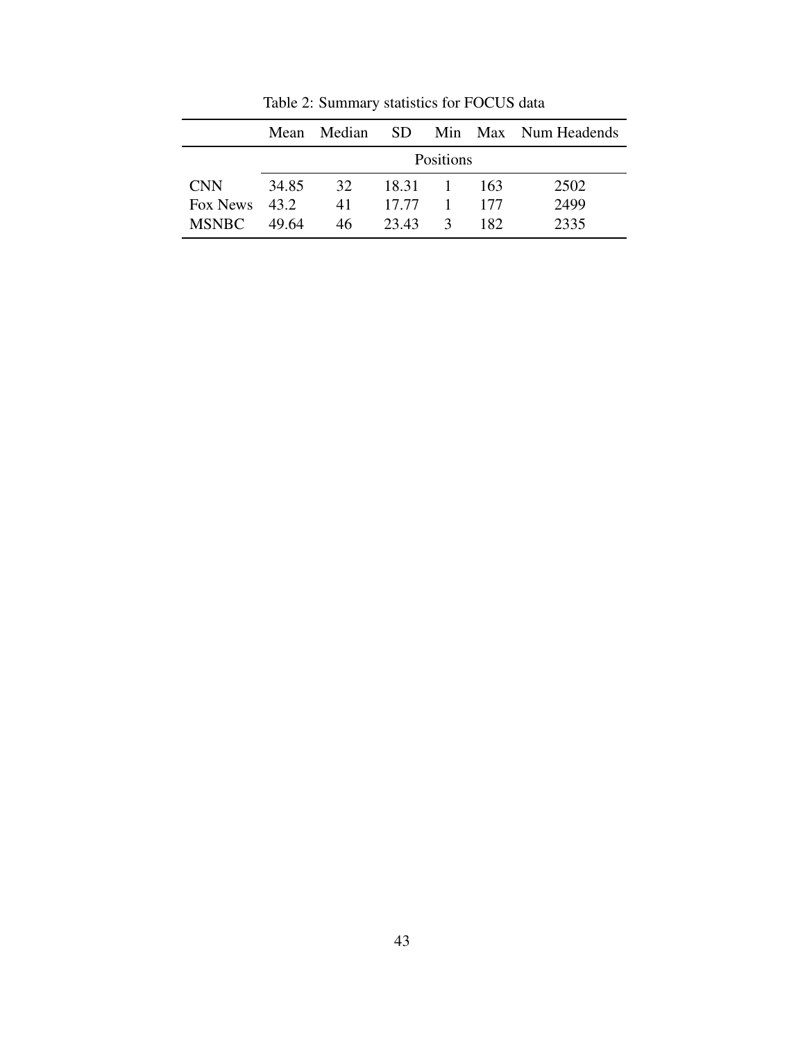Table 2: Summary statistics for FOCUS data

| | Mean | Median | SD | Min | Max | Num Headends |
|---|---|---|---|---|---|---|
| | Positions | | | | | |
| CNN | 34.85 | 32 | 18.31 | 1 | 163 | 2502 |
| Fox News | 43.2 | 41 | 17.77 | 1 | 177 | 2499 |
| MSNBC | 49.64 | 46 | 23.43 | 3 | 182 | 2335 |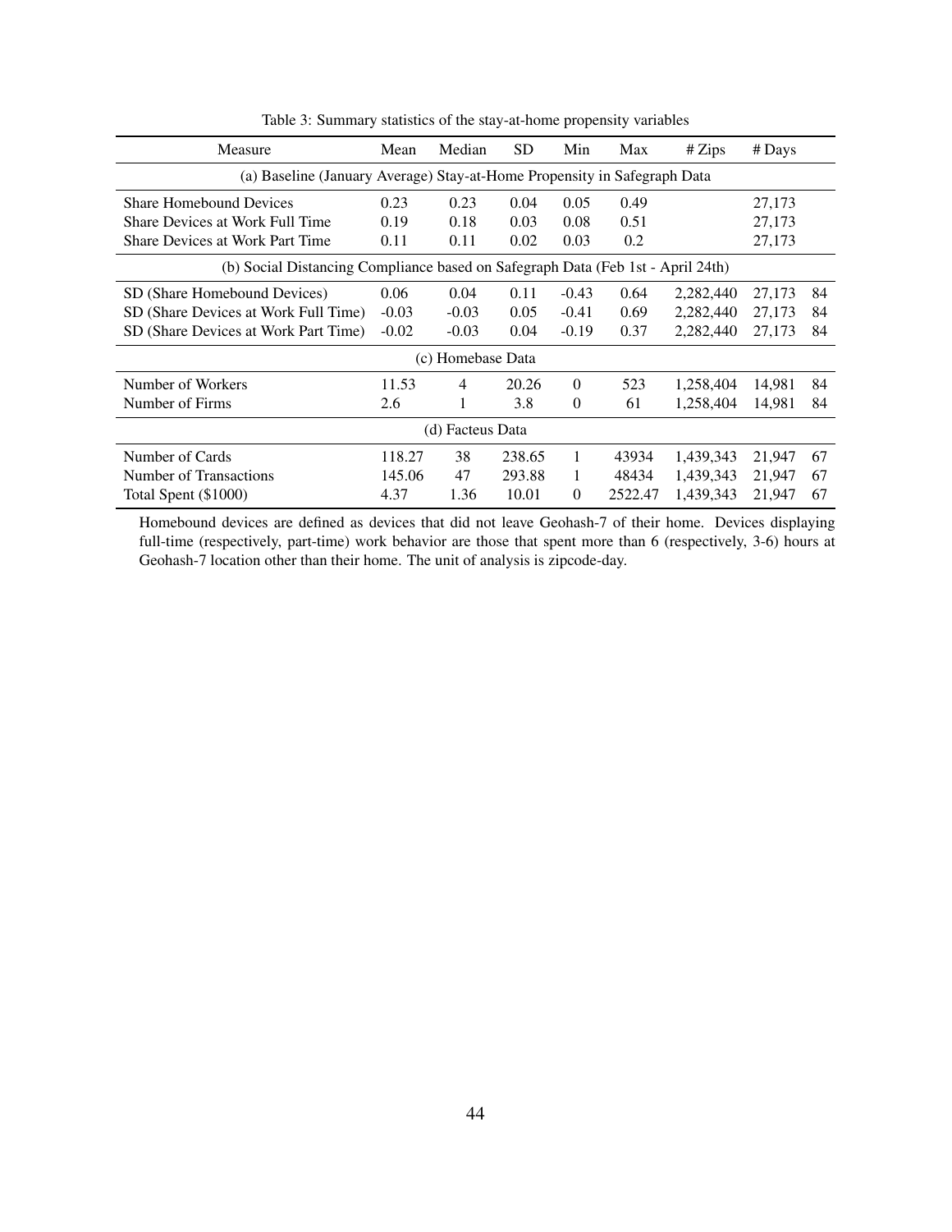Table 3: Summary statistics of the stay-at-home propensity variables

| Measure | Mean | Median | SD | Min | Max | # Zips | # Days | |
|---|---|---|---|---|---|---|---|---|
| (a) Baseline (January Average) Stay-at-Home Propensity in Safegraph Data | | | | | | | | |
| Share Homebound Devices | 0.23 | 0.23 | 0.04 | 0.05 | 0.49 | | 27,173 | |
| Share Devices at Work Full Time | 0.19 | 0.18 | 0.03 | 0.08 | 0.51 | | 27,173 | |
| Share Devices at Work Part Time | 0.11 | 0.11 | 0.02 | 0.03 | 0.2 | | 27,173 | |
| (b) Social Distancing Compliance based on Safegraph Data (Feb 1st - April 24th) | | | | | | | | |
| SD (Share Homebound Devices) | 0.06 | 0.04 | 0.11 | -0.43 | 0.64 | 2,282,440 | 27,173 | 84 |
| SD (Share Devices at Work Full Time) | -0.03 | -0.03 | 0.05 | -0.41 | 0.69 | 2,282,440 | 27,173 | 84 |
| SD (Share Devices at Work Part Time) | -0.02 | -0.03 | 0.04 | -0.19 | 0.37 | 2,282,440 | 27,173 | 84 |
| (c) Homebase Data | | | | | | | | |
| Number of Workers | 11.53 | 4 | 20.26 | 0 | 523 | 1,258,404 | 14,981 | 84 |
| Number of Firms | 2.6 | 1 | 3.8 | 0 | 61 | 1,258,404 | 14,981 | 84 |
| (d) Facteus Data | | | | | | | | |
| Number of Cards | 118.27 | 38 | 238.65 | 1 | 43934 | 1,439,343 | 21,947 | 67 |
| Number of Transactions | 145.06 | 47 | 293.88 | 1 | 48434 | 1,439,343 | 21,947 | 67 |
| Total Spent ($1000) | 4.37 | 1.36 | 10.01 | 0 | 2522.47 | 1,439,343 | 21,947 | 67 |

Homebound devices are defined as devices that did not leave Geohash-7 of their home. Devices displaying full-time (respectively, part-time) work behavior are those that spent more than 6 (respectively, 3-6) hours at Geohash-7 location other than their home. The unit of analysis is zipcode-day.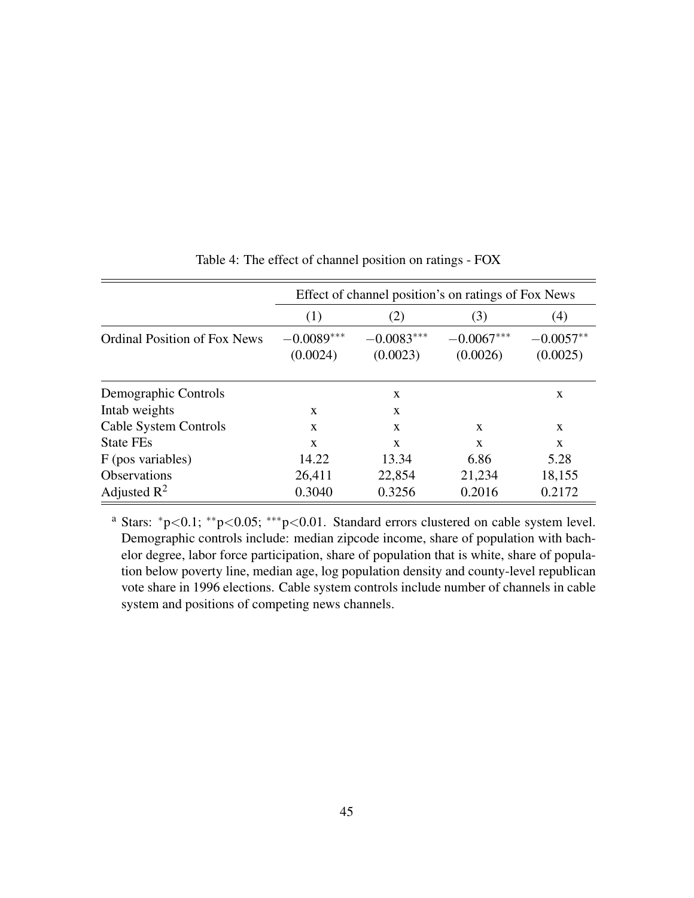Table 4: The effect of channel position on ratings - FOX

| | Effect of channel position's on ratings of Fox News | | | |
|---|---|---|---|---|
| | (1) | (2) | (3) | (4) |
| Ordinal Position of Fox News | $-0.0089^{***}$ | $-0.0083^{***}$ | $-0.0067^{***}$ | $-0.0057^{**}$ |
| | (0.0024) | (0.0023) | (0.0026) | (0.0025) |
| Demographic Controls | | x | | x |
| Intab weights | x | x | | |
| Cable System Controls | x | x | x | x |
| State FEs | x | x | x | x |
| F (pos variables) | 14.22 | 13.34 | 6.86 | 5.28 |
| Observations | 26,411 | 22,854 | 21,234 | 18,155 |
| Adjusted $R^2$ | 0.3040 | 0.3256 | 0.2016 | 0.2172 |

[a] Stars: $^{*}p<0.1$; $^{**}p<0.05$; $^{***}p<0.01$. Standard errors clustered on cable system level. Demographic controls include: median zipcode income, share of population with bachelor degree, labor force participation, share of population that is white, share of population below poverty line, median age, log population density and county-level republican vote share in 1996 elections. Cable system controls include number of channels in cable system and positions of competing news channels.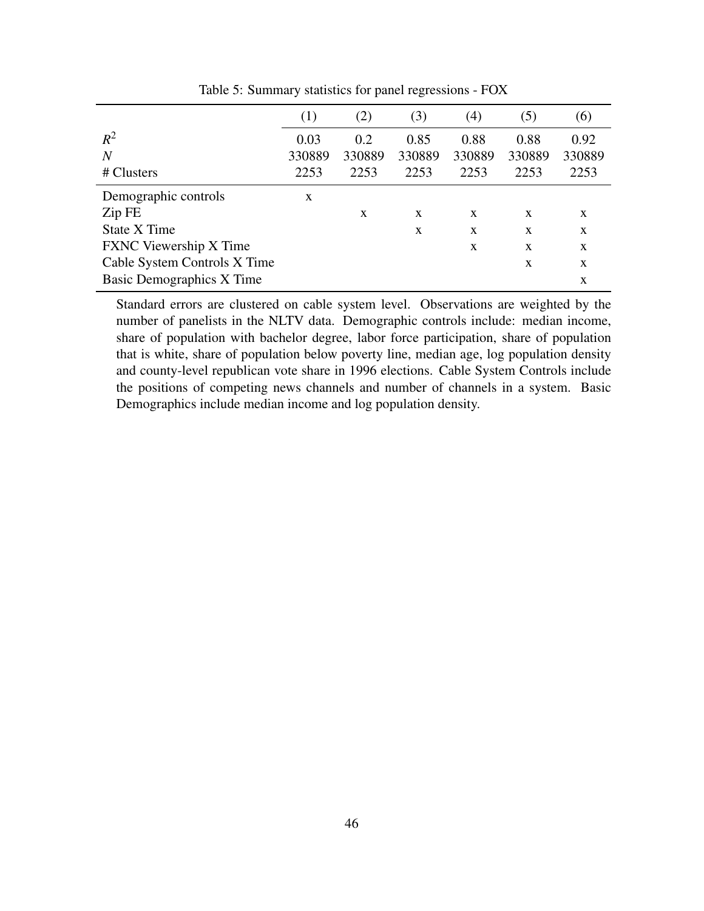Table 5: Summary statistics for panel regressions - FOX

| | (1) | (2) | (3) | (4) | (5) | (6) |
|---|---|---|---|---|---|---|
| $R^2$ | 0.03 | 0.2 | 0.85 | 0.88 | 0.88 | 0.92 |
| $N$ | 330889 | 330889 | 330889 | 330889 | 330889 | 330889 |
| # Clusters | 2253 | 2253 | 2253 | 2253 | 2253 | 2253 |
| Demographic controls | x | | | | | |
| Zip FE | | x | x | x | x | x |
| State X Time | | | x | x | x | x |
| FXNC Viewership X Time | | | | x | x | x |
| Cable System Controls X Time | | | | | x | x |
| Basic Demographics X Time | | | | | | x |

Standard errors are clustered on cable system level. Observations are weighted by the number of panelists in the NLTV data. Demographic controls include: median income, share of population with bachelor degree, labor force participation, share of population that is white, share of population below poverty line, median age, log population density and county-level republican vote share in 1996 elections. Cable System Controls include the positions of competing news channels and number of channels in a system. Basic Demographics include median income and log population density.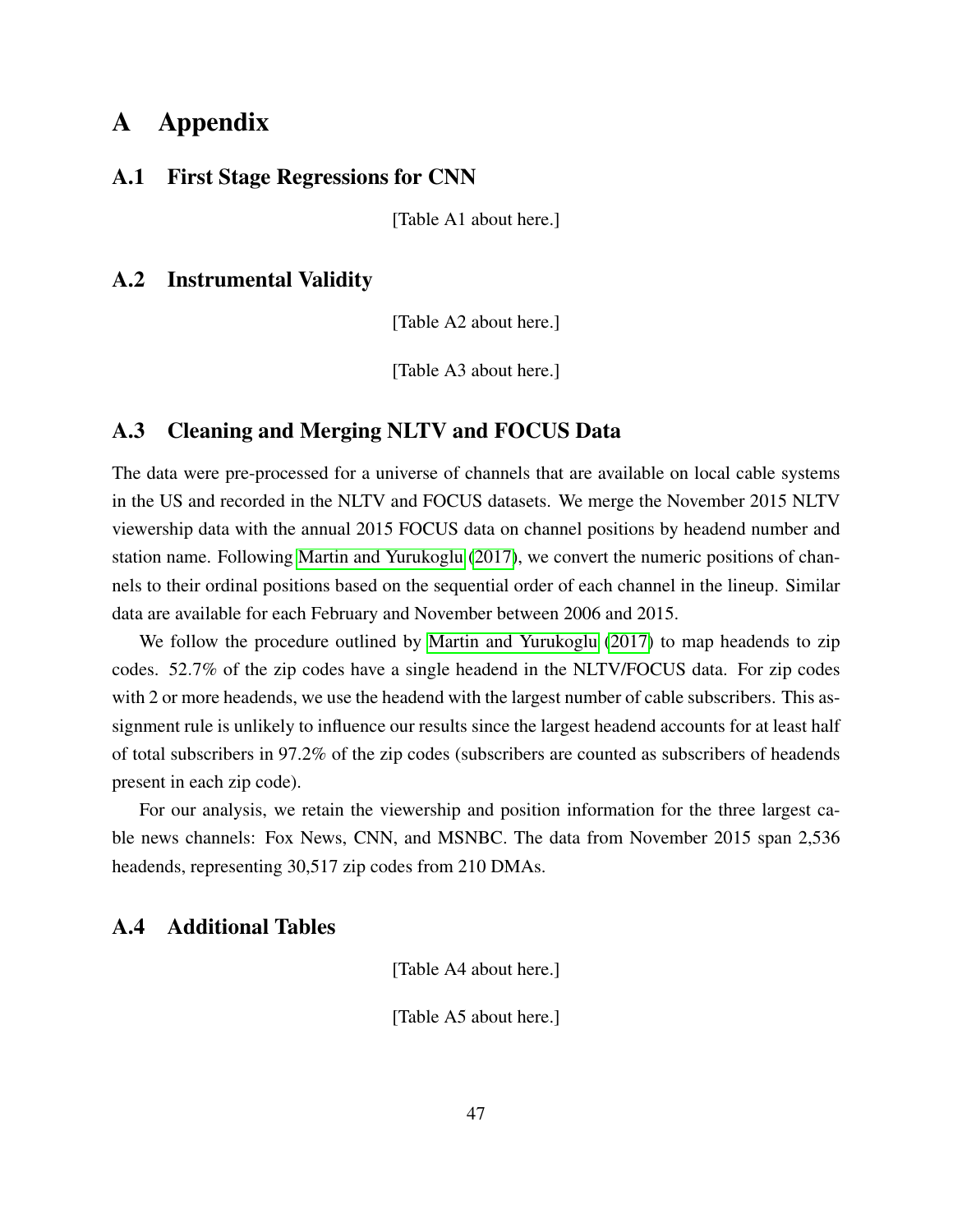# A Appendix

## A.1 First Stage Regressions for CNN

[Table A1 about here.]

## A.2 Instrumental Validity

[Table A2 about here.]

[Table A3 about here.]

## A.3 Cleaning and Merging NLTV and FOCUS Data

The data were pre-processed for a universe of channels that are available on local cable systems in the US and recorded in the NLTV and FOCUS datasets. We merge the November 2015 NLTV viewership data with the annual 2015 FOCUS data on channel positions by headend number and station name. Following Martin and Yurukoglu (2017), we convert the numeric positions of channels to their ordinal positions based on the sequential order of each channel in the lineup. Similar data are available for each February and November between 2006 and 2015.

We follow the procedure outlined by Martin and Yurukoglu (2017) to map headends to zip codes. 52.7% of the zip codes have a single headend in the NLTV/FOCUS data. For zip codes with 2 or more headends, we use the headend with the largest number of cable subscribers. This assignment rule is unlikely to influence our results since the largest headend accounts for at least half of total subscribers in 97.2% of the zip codes (subscribers are counted as subscribers of headends present in each zip code).

For our analysis, we retain the viewership and position information for the three largest cable news channels: Fox News, CNN, and MSNBC. The data from November 2015 span 2,536 headends, representing 30,517 zip codes from 210 DMAs.

## A.4 Additional Tables

[Table A4 about here.]

[Table A5 about here.]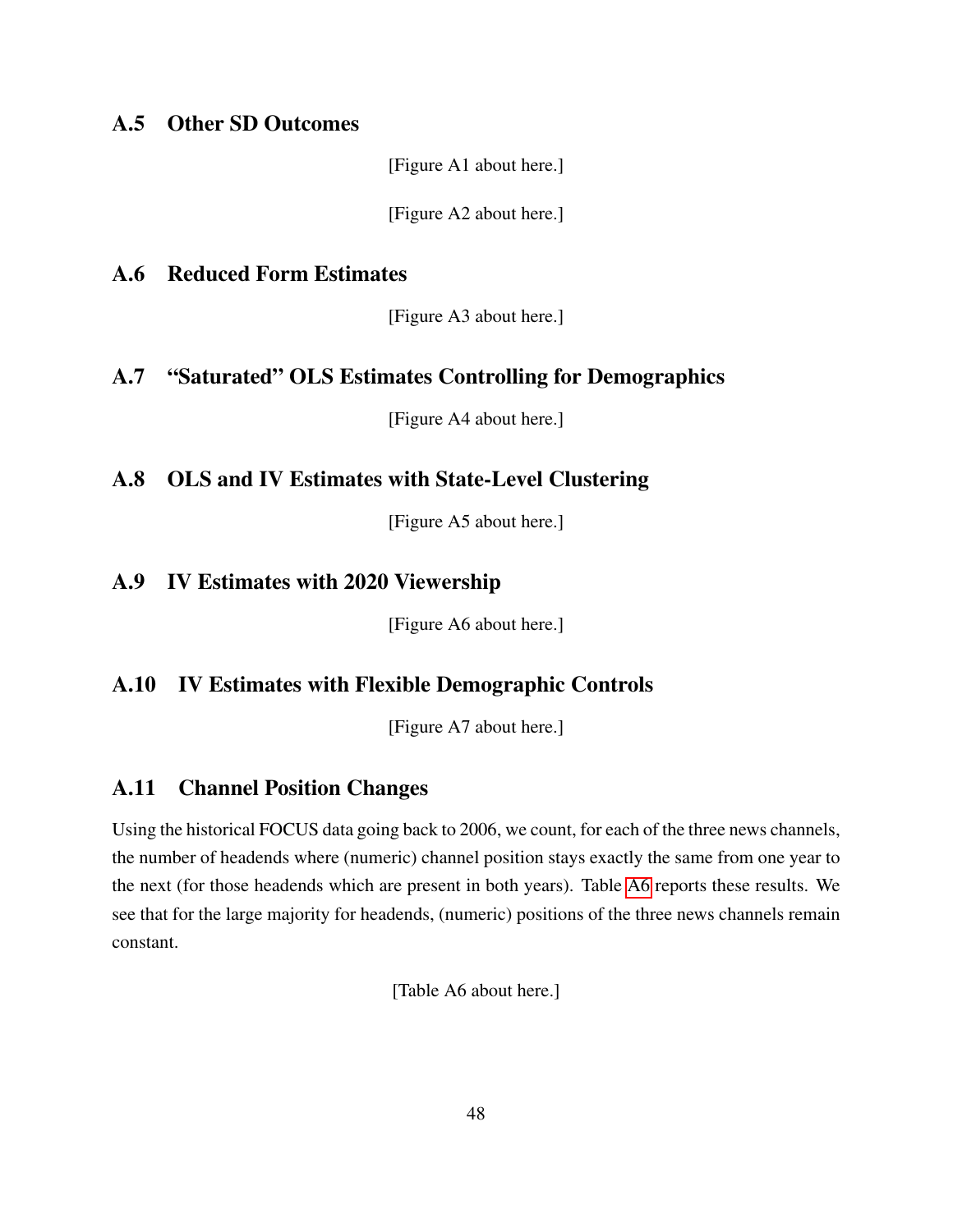## A.5 Other SD Outcomes

[Figure A1 about here.]

[Figure A2 about here.]

## A.6 Reduced Form Estimates

[Figure A3 about here.]

## A.7 "Saturated" OLS Estimates Controlling for Demographics

[Figure A4 about here.]

## A.8 OLS and IV Estimates with State-Level Clustering

[Figure A5 about here.]

## A.9 IV Estimates with 2020 Viewership

[Figure A6 about here.]

## A.10 IV Estimates with Flexible Demographic Controls

[Figure A7 about here.]

## A.11 Channel Position Changes

Using the historical FOCUS data going back to 2006, we count, for each of the three news channels, the number of headends where (numeric) channel position stays exactly the same from one year to the next (for those headends which are present in both years). Table A6 reports these results. We see that for the large majority for headends, (numeric) positions of the three news channels remain constant.

[Table A6 about here.]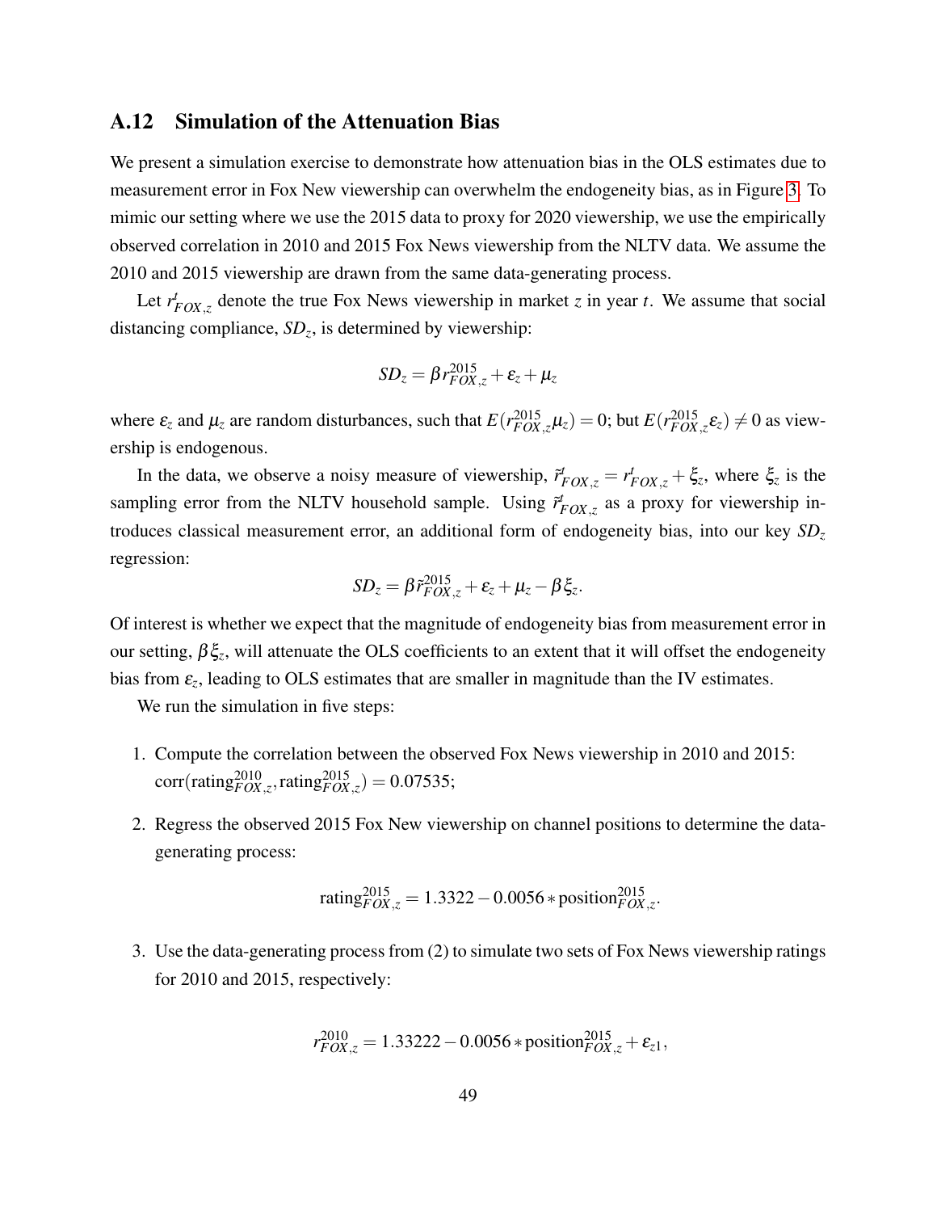## A.12 Simulation of the Attenuation Bias

We present a simulation exercise to demonstrate how attenuation bias in the OLS estimates due to measurement error in Fox New viewership can overwhelm the endogeneity bias, as in Figure 3. To mimic our setting where we use the 2015 data to proxy for 2020 viewership, we use the empirically observed correlation in 2010 and 2015 Fox News viewership from the NLTV data. We assume the 2010 and 2015 viewership are drawn from the same data-generating process.

Let $r^t_{FOX,z}$ denote the true Fox News viewership in market $z$ in year $t$. We assume that social distancing compliance, $SD_z$, is determined by viewership:

$$SD_z = \beta r^{2015}_{FOX,z} + \varepsilon_z + \mu_z$$

where $\varepsilon_z$ and $\mu_z$ are random disturbances, such that $E(r^{2015}_{FOX,z}\mu_z) = 0$; but $E(r^{2015}_{FOX,z}\varepsilon_z) \neq 0$ as viewership is endogenous.

In the data, we observe a noisy measure of viewership, $\tilde{r}^t_{FOX,z} = r^t_{FOX,z} + \xi_z$, where $\xi_z$ is the sampling error from the NLTV household sample. Using $\tilde{r}^t_{FOX,z}$ as a proxy for viewership introduces classical measurement error, an additional form of endogeneity bias, into our key $SD_z$ regression:

$$SD_z = \beta \tilde{r}^{2015}_{FOX,z} + \varepsilon_z + \mu_z - \beta \xi_z.$$

Of interest is whether we expect that the magnitude of endogeneity bias from measurement error in our setting, $\beta \xi_z$, will attenuate the OLS coefficients to an extent that it will offset the endogeneity bias from $\varepsilon_z$, leading to OLS estimates that are smaller in magnitude than the IV estimates.

We run the simulation in five steps:

1. Compute the correlation between the observed Fox News viewership in 2010 and 2015: $\text{corr}(\text{rating}^{2010}_{FOX,z}, \text{rating}^{2015}_{FOX,z}) = 0.07535$;

2. Regress the observed 2015 Fox New viewership on channel positions to determine the data-generating process:

$$\text{rating}^{2015}_{FOX,z} = 1.3322 - 0.0056 * \text{position}^{2015}_{FOX,z}.$$

3. Use the data-generating process from (2) to simulate two sets of Fox News viewership ratings for 2010 and 2015, respectively:

$$r^{2010}_{FOX,z} = 1.33222 - 0.0056 * \text{position}^{2015}_{FOX,z} + \varepsilon_{z1},$$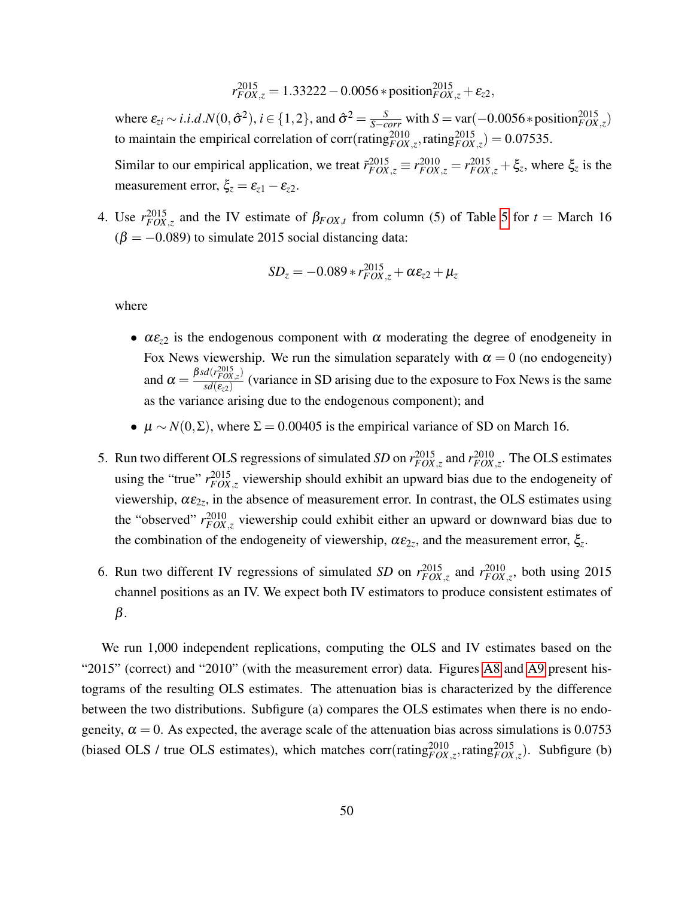$$r^{2015}_{FOX,z} = 1.33222 - 0.0056 * \text{position}^{2015}_{FOX,z} + \varepsilon_{z2},$$

where $\varepsilon_{zi} \sim i.i.d.N(0, \hat{\sigma}^2)$, $i \in \{1,2\}$, and $\hat{\sigma}^2 = \frac{S}{S - corr}$ with $S = \text{var}(-0.0056 * \text{position}^{2015}_{FOX,z})$ to maintain the empirical correlation of $\text{corr}(\text{rating}^{2010}_{FOX,z}, \text{rating}^{2015}_{FOX,z}) = 0.07535$.

Similar to our empirical application, we treat $\tilde{r}^{2015}_{FOX,z} \equiv r^{2010}_{FOX,z} = r^{2015}_{FOX,z} + \xi_z$, where $\xi_z$ is the measurement error, $\xi_z = \varepsilon_{z1} - \varepsilon_{z2}$.

4. Use $r^{2015}_{FOX,z}$ and the IV estimate of $\beta_{FOX,t}$ from column (5) of Table 5 for $t$ = March 16 ($\beta = -0.089$) to simulate 2015 social distancing data:

   $$SD_z = -0.089 * r^{2015}_{FOX,z} + \alpha\varepsilon_{z2} + \mu_z$$

   where

   - $\alpha\varepsilon_{z2}$ is the endogenous component with $\alpha$ moderating the degree of enodgeneity in Fox News viewership. We run the simulation separately with $\alpha = 0$ (no endogeneity) and $\alpha = \frac{\beta sd(r^{2015}_{FOX,z})}{sd(\varepsilon_{z2})}$ (variance in SD arising due to the exposure to Fox News is the same as the variance arising due to the endogenous component); and
   - $\mu \sim N(0, \Sigma)$, where $\Sigma = 0.00405$ is the empirical variance of SD on March 16.

5. Run two different OLS regressions of simulated $SD$ on $r^{2015}_{FOX,z}$ and $r^{2010}_{FOX,z}$. The OLS estimates using the "true" $r^{2015}_{FOX,z}$ viewership should exhibit an upward bias due to the endogeneity of viewership, $\alpha\varepsilon_{2z}$, in the absence of measurement error. In contrast, the OLS estimates using the "observed" $r^{2010}_{FOX,z}$ viewership could exhibit either an upward or downward bias due to the combination of the endogeneity of viewership, $\alpha\varepsilon_{2z}$, and the measurement error, $\xi_z$.

6. Run two different IV regressions of simulated $SD$ on $r^{2015}_{FOX,z}$ and $r^{2010}_{FOX,z}$, both using 2015 channel positions as an IV. We expect both IV estimators to produce consistent estimates of $\beta$.

We run 1,000 independent replications, computing the OLS and IV estimates based on the "2015" (correct) and "2010" (with the measurement error) data. Figures A8 and A9 present histograms of the resulting OLS estimates. The attenuation bias is characterized by the difference between the two distributions. Subfigure (a) compares the OLS estimates when there is no endogeneity, $\alpha = 0$. As expected, the average scale of the attenuation bias across simulations is 0.0753 (biased OLS / true OLS estimates), which matches $\text{corr}(\text{rating}^{2010}_{FOX,z}, \text{rating}^{2015}_{FOX,z})$. Subfigure (b)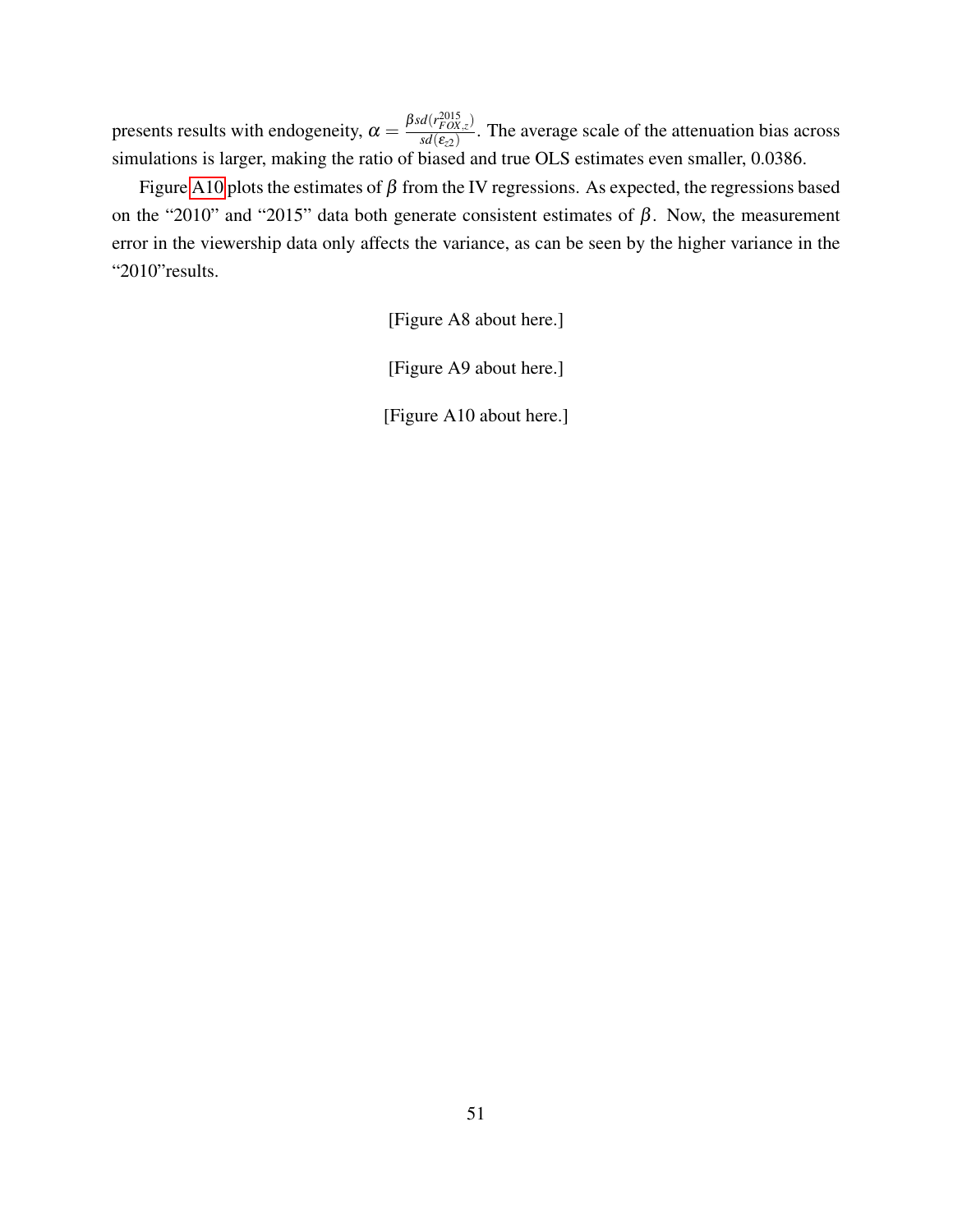presents results with endogeneity, $\alpha = \frac{\beta sd(r^{2015}_{FOX,z})}{sd(\varepsilon_{z2})}$. The average scale of the attenuation bias across simulations is larger, making the ratio of biased and true OLS estimates even smaller, 0.0386.

Figure A10 plots the estimates of $\beta$ from the IV regressions. As expected, the regressions based on the "2010" and "2015" data both generate consistent estimates of $\beta$. Now, the measurement error in the viewership data only affects the variance, as can be seen by the higher variance in the "2010"results.

[Figure A8 about here.]

[Figure A9 about here.]

[Figure A10 about here.]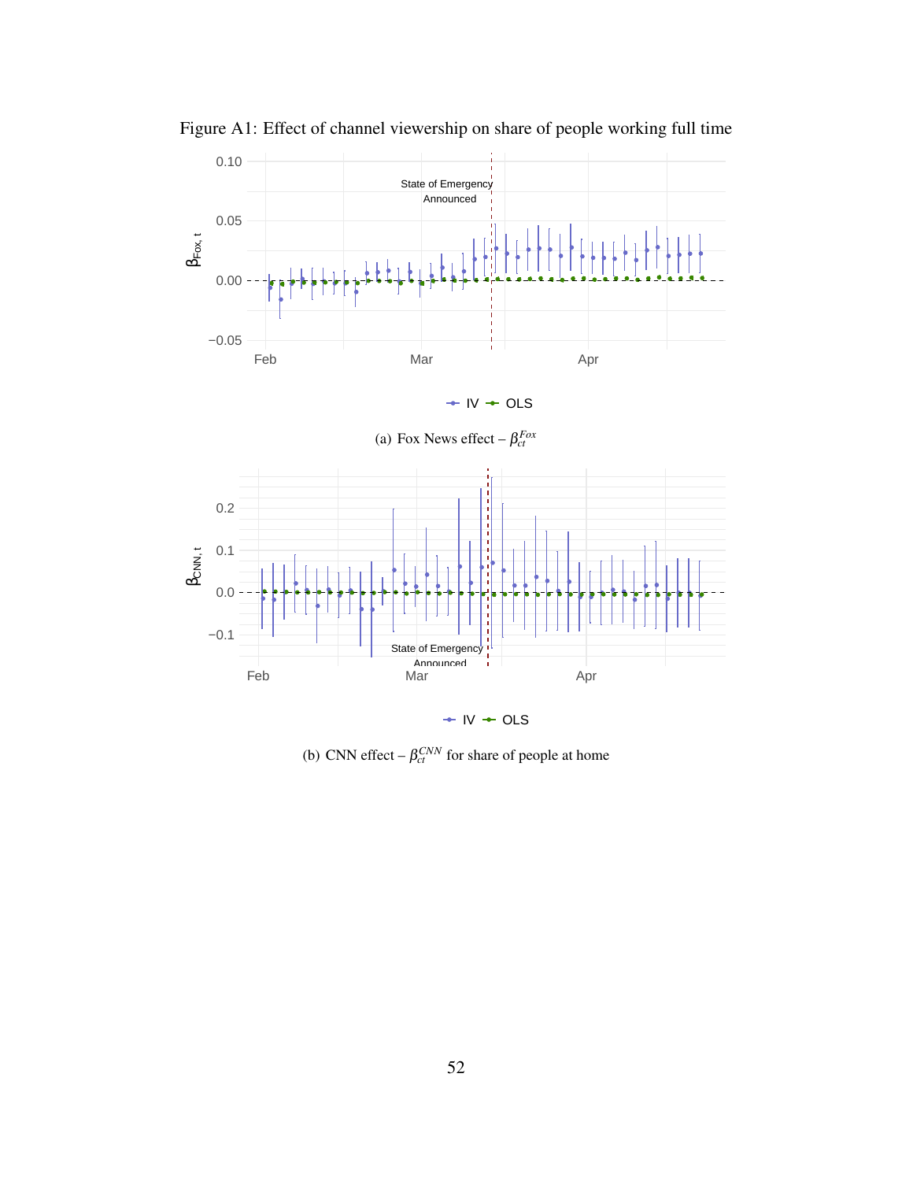Figure A1: Effect of channel viewership on share of people working full time

(a) Fox News effect – $\beta_{ct}^{Fox}$

(b) CNN effect – $\beta_{ct}^{CNN}$ for share of people at home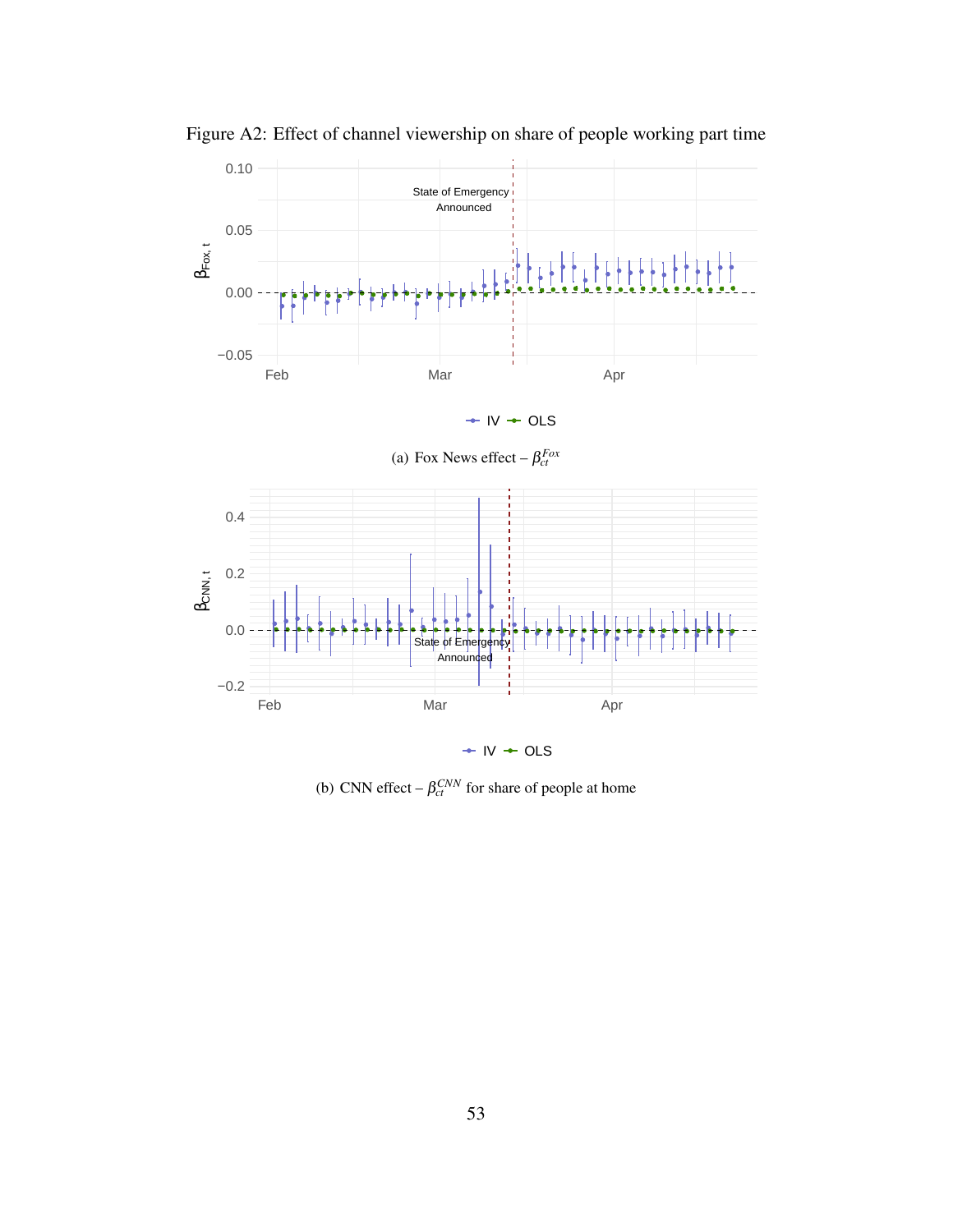Figure A2: Effect of channel viewership on share of people working part time

(a) Fox News effect – $\beta_{ct}^{Fox}$

(b) CNN effect – $\beta_{ct}^{CNN}$ for share of people at home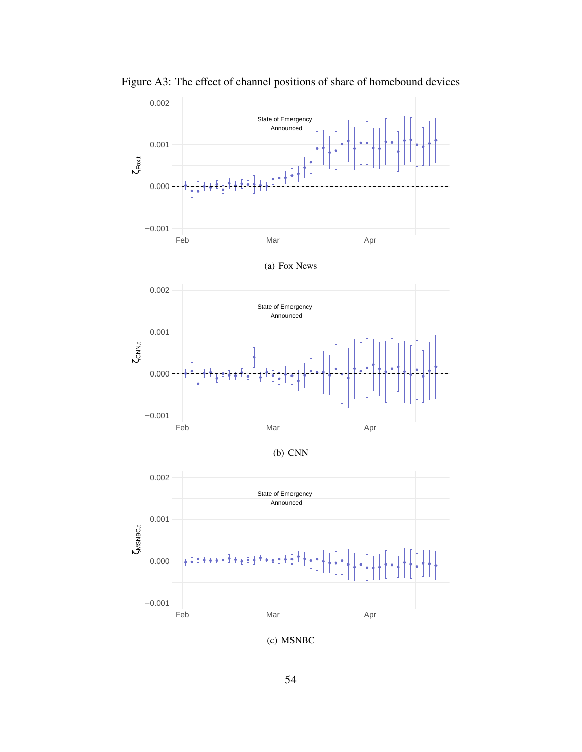Figure A3: The effect of channel positions of share of homebound devices

(a) Fox News

(b) CNN

(c) MSNBC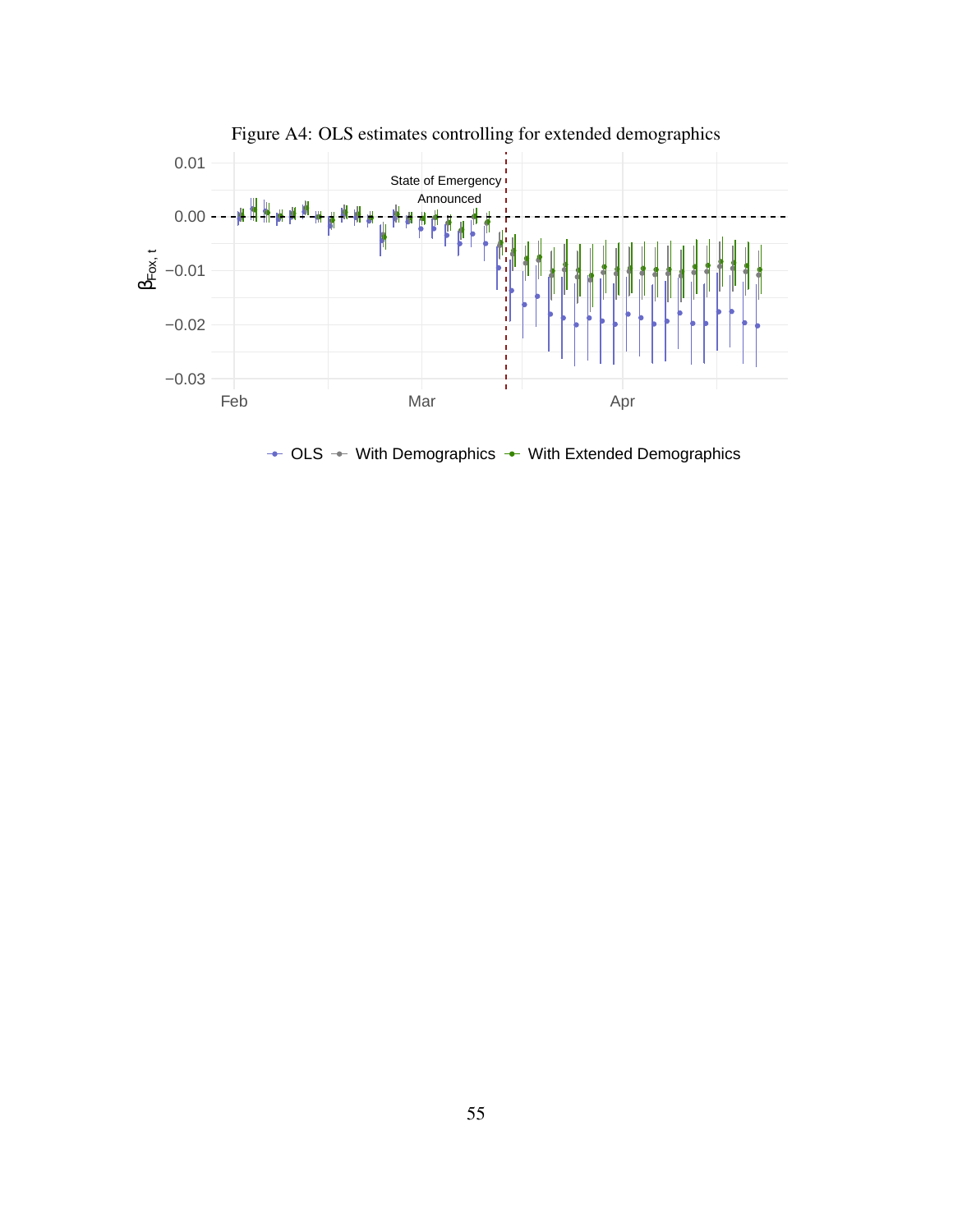Figure A4: OLS estimates controlling for extended demographics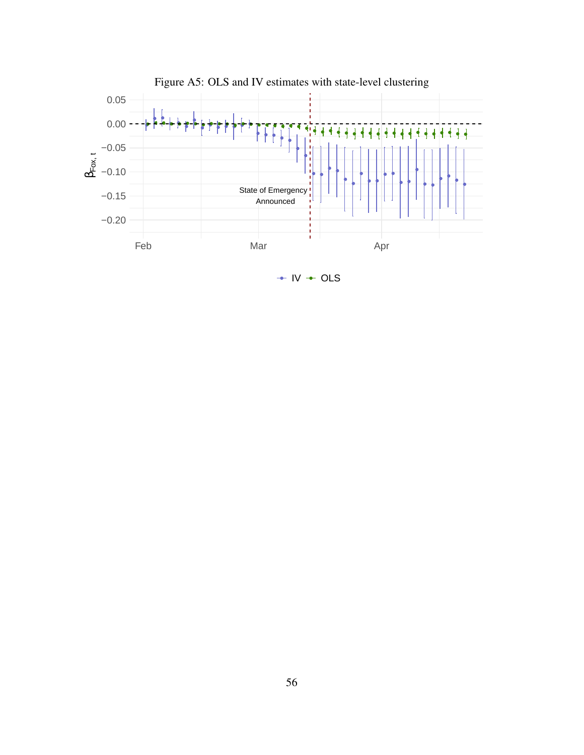Figure A5: OLS and IV estimates with state-level clustering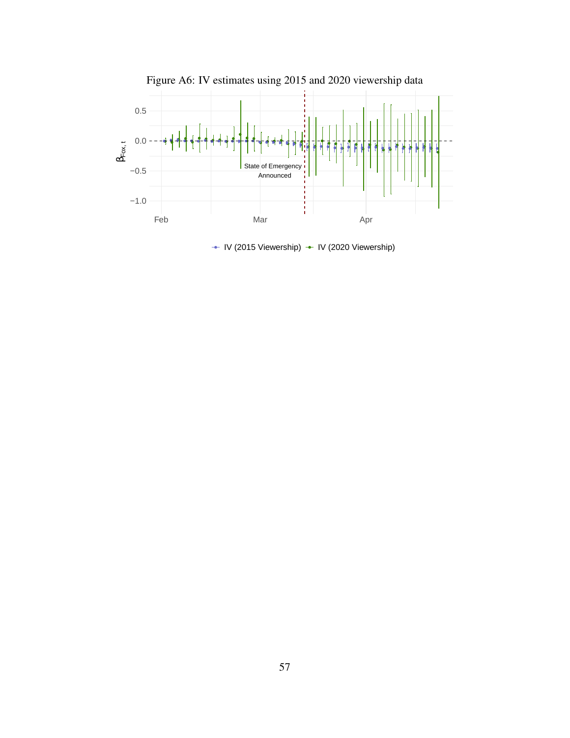Figure A6: IV estimates using 2015 and 2020 viewership data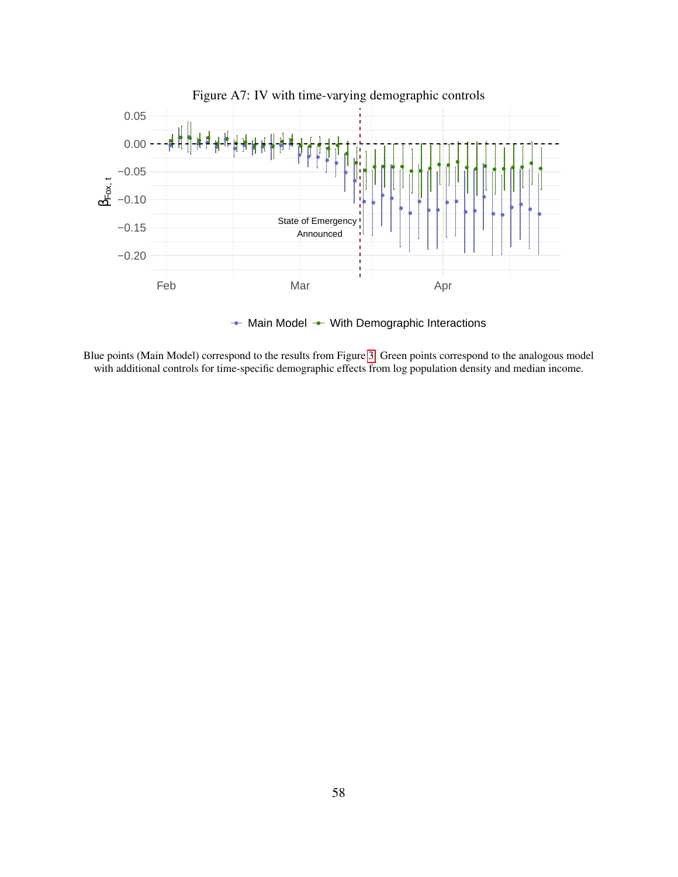Figure A7: IV with time-varying demographic controls

Blue points (Main Model) correspond to the results from Figure 3. Green points correspond to the analogous model with additional controls for time-specific demographic effects from log population density and median income.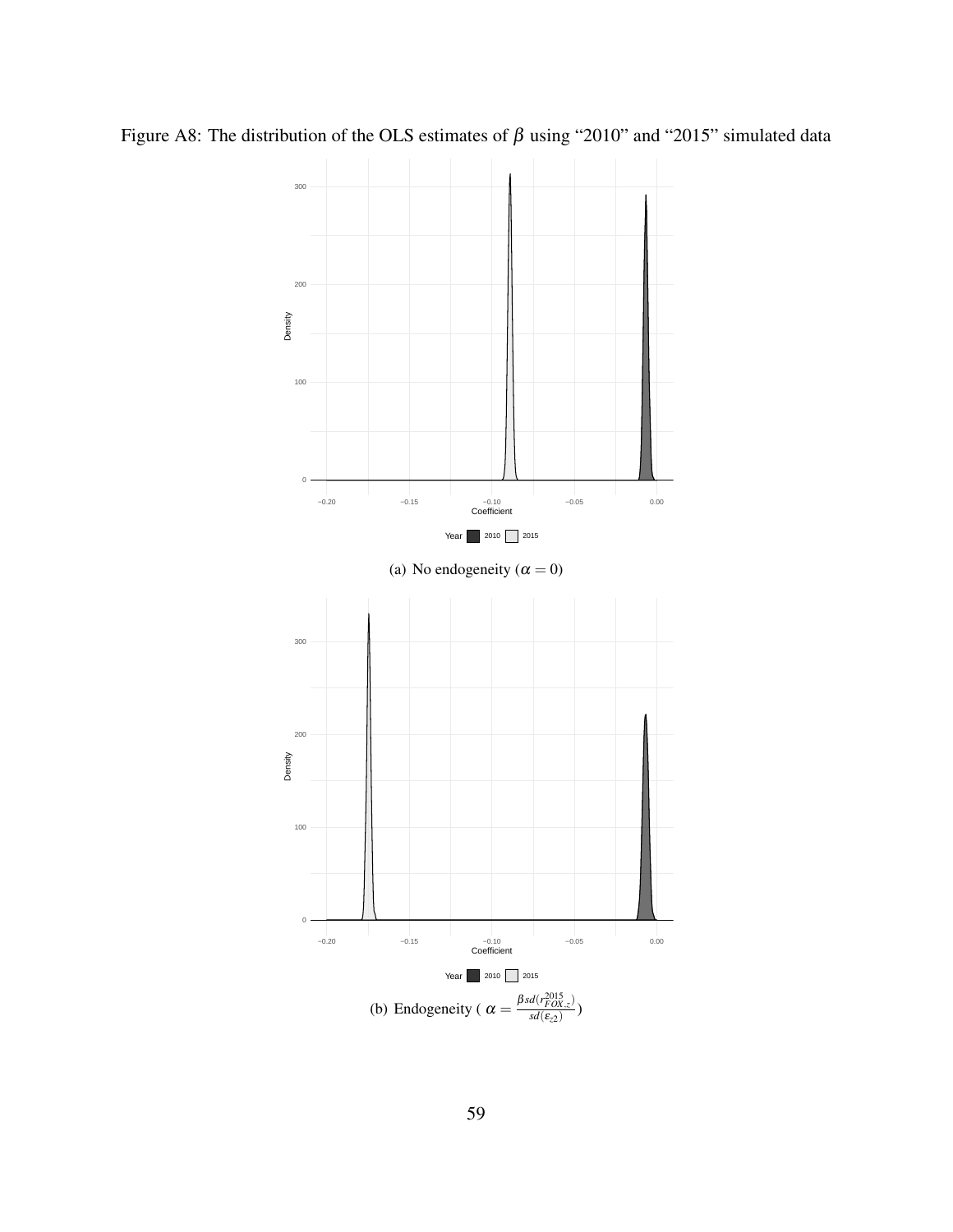Figure A8: The distribution of the OLS estimates of $\beta$ using "2010" and "2015" simulated data

(a) No endogeneity ($\alpha = 0$)

(b) Endogeneity ( $\alpha = \frac{\beta sd(r_{FOX,z}^{2015})}{sd(\varepsilon_{z2})}$)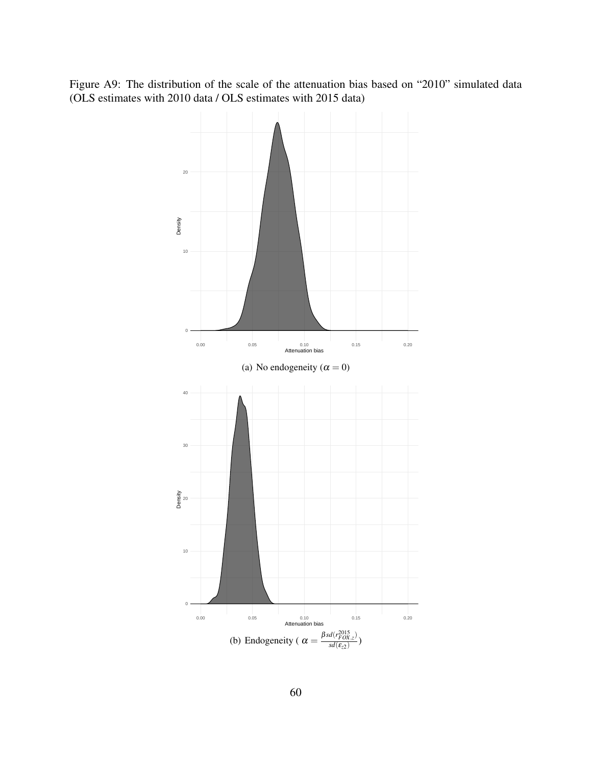Figure A9: The distribution of the scale of the attenuation bias based on "2010" simulated data (OLS estimates with 2010 data / OLS estimates with 2015 data)

(a) No endogeneity ($\alpha = 0$)

(b) Endogeneity ( $\alpha = \frac{\beta sd(r^{2015}_{FOX,z})}{sd(\varepsilon_{z2})}$)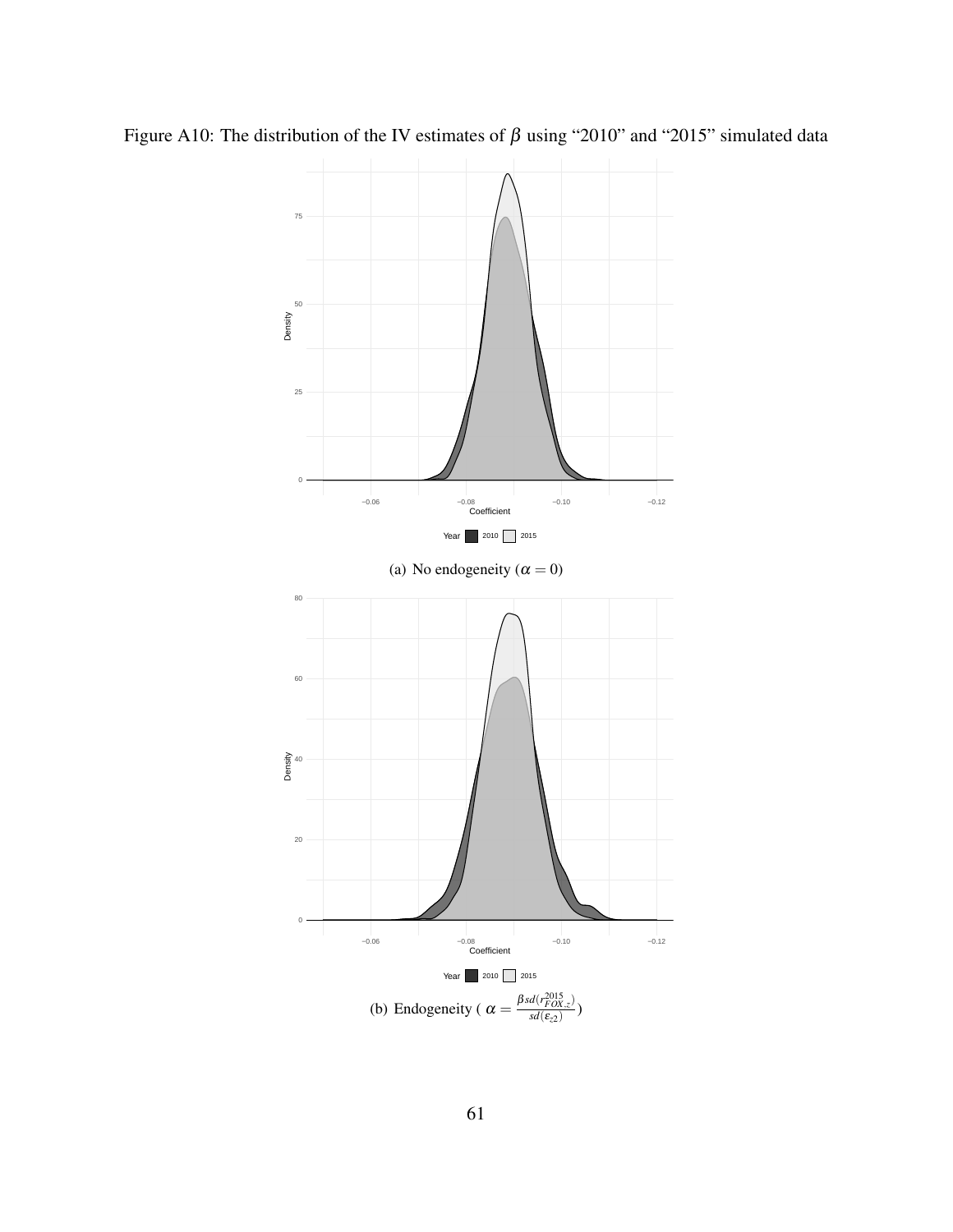Figure A10: The distribution of the IV estimates of $\beta$ using "2010" and "2015" simulated data

(a) No endogeneity ($\alpha = 0$)

(b) Endogeneity ( $\alpha = \frac{\beta sd(r^{2015}_{FOX,z})}{sd(\varepsilon_{z2})}$)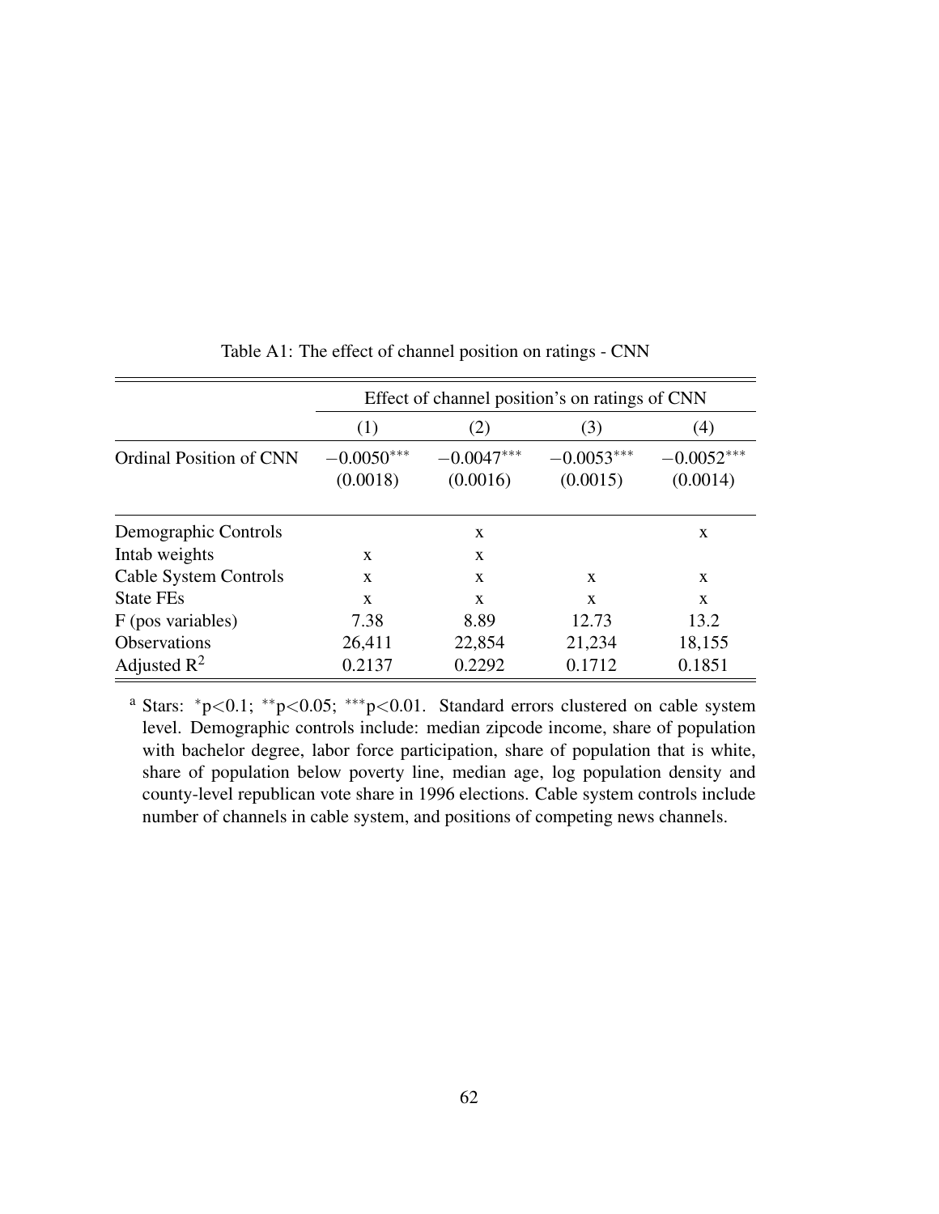Table A1: The effect of channel position on ratings - CNN

| | Effect of channel position's on ratings of CNN | | | |
|---|---|---|---|---|
| | (1) | (2) | (3) | (4) |
| Ordinal Position of CNN | $-0.0050^{***}$ | $-0.0047^{***}$ | $-0.0053^{***}$ | $-0.0052^{***}$ |
| | (0.0018) | (0.0016) | (0.0015) | (0.0014) |
| Demographic Controls | | x | | x |
| Intab weights | x | x | | |
| Cable System Controls | x | x | x | x |
| State FEs | x | x | x | x |
| F (pos variables) | 7.38 | 8.89 | 12.73 | 13.2 |
| Observations | 26,411 | 22,854 | 21,234 | 18,155 |
| Adjusted $R^2$ | 0.2137 | 0.2292 | 0.1712 | 0.1851 |

[a] Stars: $^{*}p<0.1$; $^{**}p<0.05$; $^{***}p<0.01$. Standard errors clustered on cable system level. Demographic controls include: median zipcode income, share of population with bachelor degree, labor force participation, share of population that is white, share of population below poverty line, median age, log population density and county-level republican vote share in 1996 elections. Cable system controls include number of channels in cable system, and positions of competing news channels.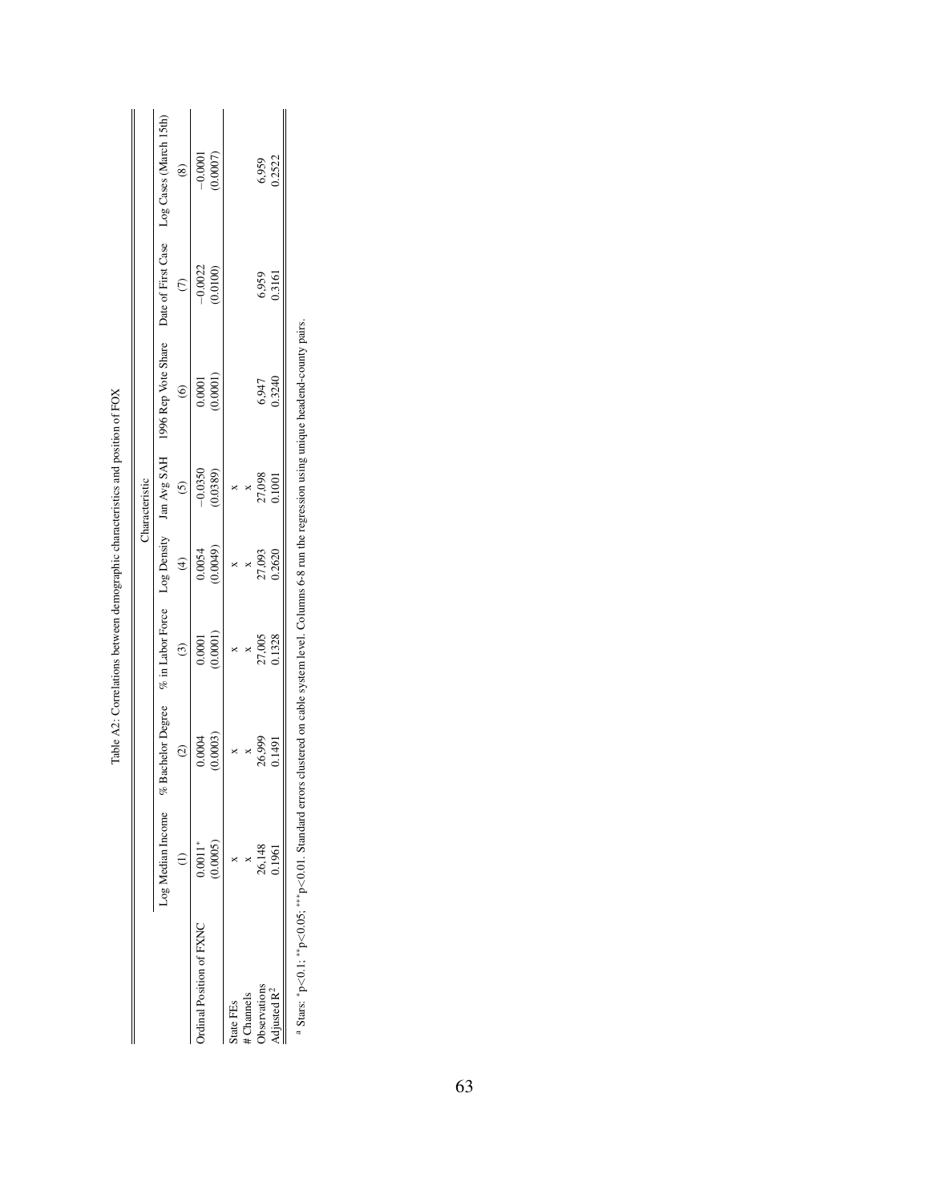Table A2: Correlations between demographic characteristics and position of FOX

| | Characteristic | | | | | | | |
|---|---|---|---|---|---|---|---|---|
| | Log Median Income | % Bachelor Degree | % in Labor Force | Log Density | Jan Avg SAH | 1996 Rep Vote Share | Date of First Case | Log Cases (March 15th) |
| | (1) | (2) | (3) | (4) | (5) | (6) | (7) | (8) |
| Ordinal Position of FXNC | 0.0011* | 0.0004 | 0.0001 | 0.0054 | −0.0350 | 0.0001 | −0.0022 | −0.0001 |
| | (0.0005) | (0.0003) | (0.0001) | (0.0049) | (0.0389) | (0.0001) | (0.0100) | (0.0007) |
| State FEs | x | x | x | x | x | | | |
| # Channels | x | x | x | x | x | | | |
| Observations | 26,148 | 26,999 | 27,005 | 27,093 | 27,098 | 6,947 | 6,959 | 6,959 |
| Adjusted $R^2$ | 0.1961 | 0.1491 | 0.1328 | 0.2620 | 0.1001 | 0.3240 | 0.3161 | 0.2522 |

[a] Stars: *p<0.1; **p<0.05; ***p<0.01. Standard errors clustered on cable system level. Columns 6-8 run the regression using unique headend-county pairs.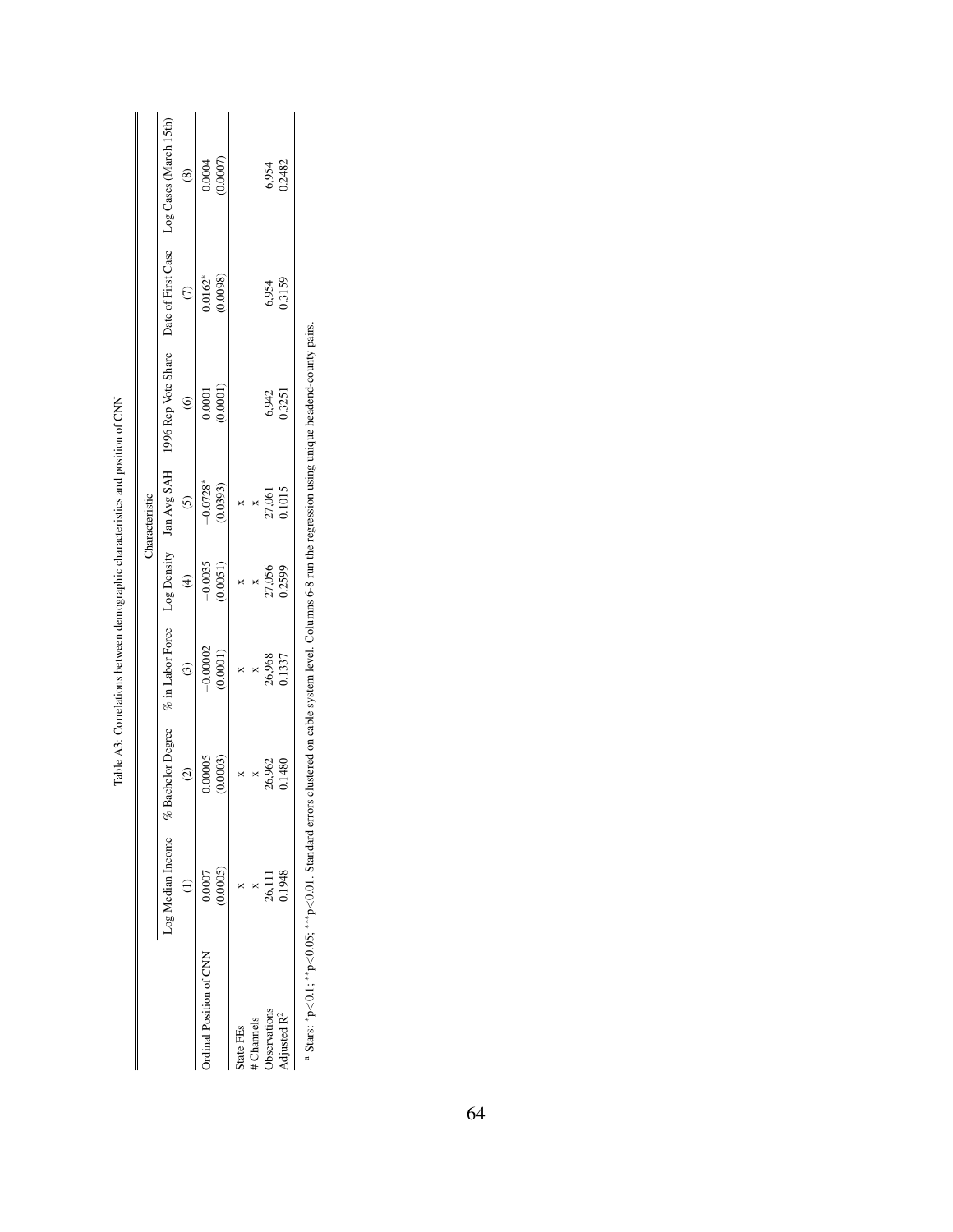Table A3: Correlations between demographic characteristics and position of CNN

| | Characteristic | | | | | | | |
|---|---|---|---|---|---|---|---|---|
| | Log Median Income | % Bachelor Degree | % in Labor Force | Log Density | Jan Avg SAH | 1996 Rep Vote Share | Date of First Case | Log Cases (March 15th) |
| | (1) | (2) | (3) | (4) | (5) | (6) | (7) | (8) |
| Ordinal Position of CNN | 0.0007 | 0.00005 | −0.00002 | −0.0035 | −0.0728* | 0.0001 | 0.0162* | 0.0004 |
| | (0.0005) | (0.0003) | (0.0001) | (0.0051) | (0.0393) | (0.0001) | (0.0098) | (0.0007) |
| State FEs | x | x | x | x | x | | | |
| # Channels | x | x | x | x | x | | | |
| Observations | 26,111 | 26,962 | 26,968 | 27,056 | 27,061 | 6,942 | 6,954 | 6,954 |
| Adjusted $R^2$ | 0.1948 | 0.1480 | 0.1337 | 0.2599 | 0.1015 | 0.3251 | 0.3159 | 0.2482 |

[a] Stars: *p<0.1; **p<0.05; ***p<0.01. Standard errors clustered on cable system level. Columns 6-8 run the regression using unique headend-county pairs.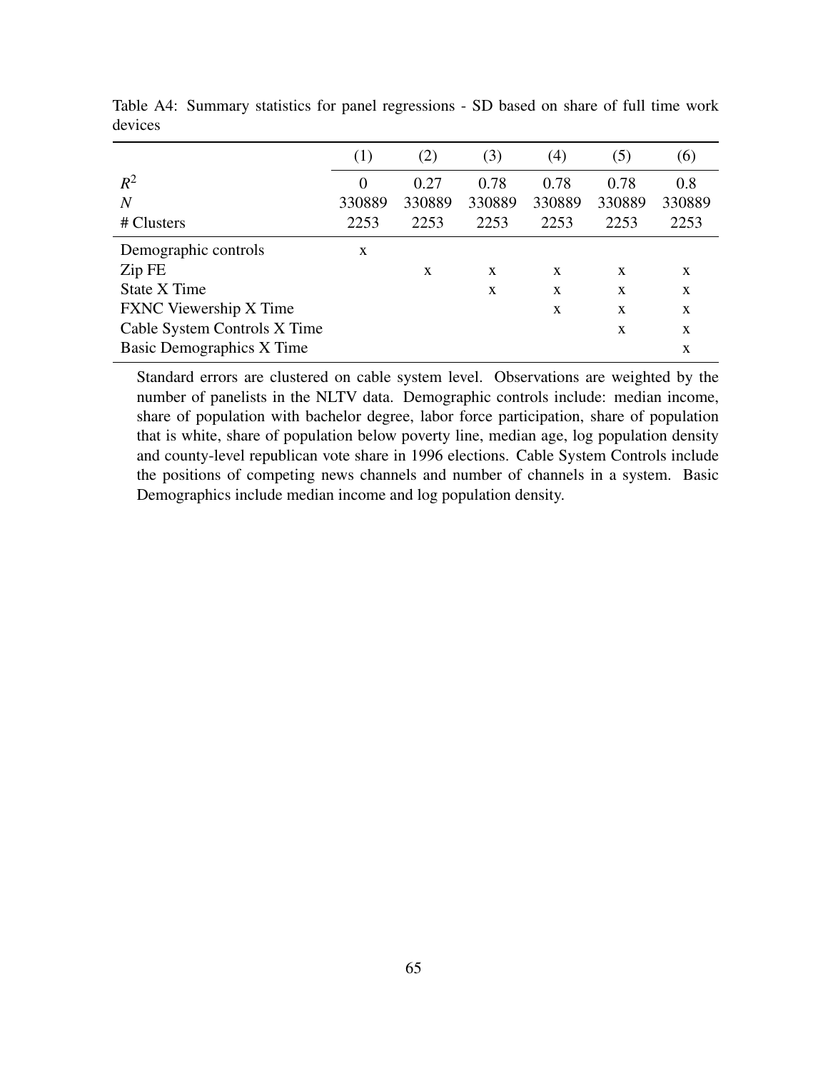Table A4: Summary statistics for panel regressions - SD based on share of full time work devices

| | (1) | (2) | (3) | (4) | (5) | (6) |
|---|---|---|---|---|---|---|
| $R^2$ | 0 | 0.27 | 0.78 | 0.78 | 0.78 | 0.8 |
| $N$ | 330889 | 330889 | 330889 | 330889 | 330889 | 330889 |
| # Clusters | 2253 | 2253 | 2253 | 2253 | 2253 | 2253 |
| Demographic controls | x | | | | | |
| Zip FE | | x | x | x | x | x |
| State X Time | | | x | x | x | x |
| FXNC Viewership X Time | | | | x | x | x |
| Cable System Controls X Time | | | | | x | x |
| Basic Demographics X Time | | | | | | x |

Standard errors are clustered on cable system level. Observations are weighted by the number of panelists in the NLTV data. Demographic controls include: median income, share of population with bachelor degree, labor force participation, share of population that is white, share of population below poverty line, median age, log population density and county-level republican vote share in 1996 elections. Cable System Controls include the positions of competing news channels and number of channels in a system. Basic Demographics include median income and log population density.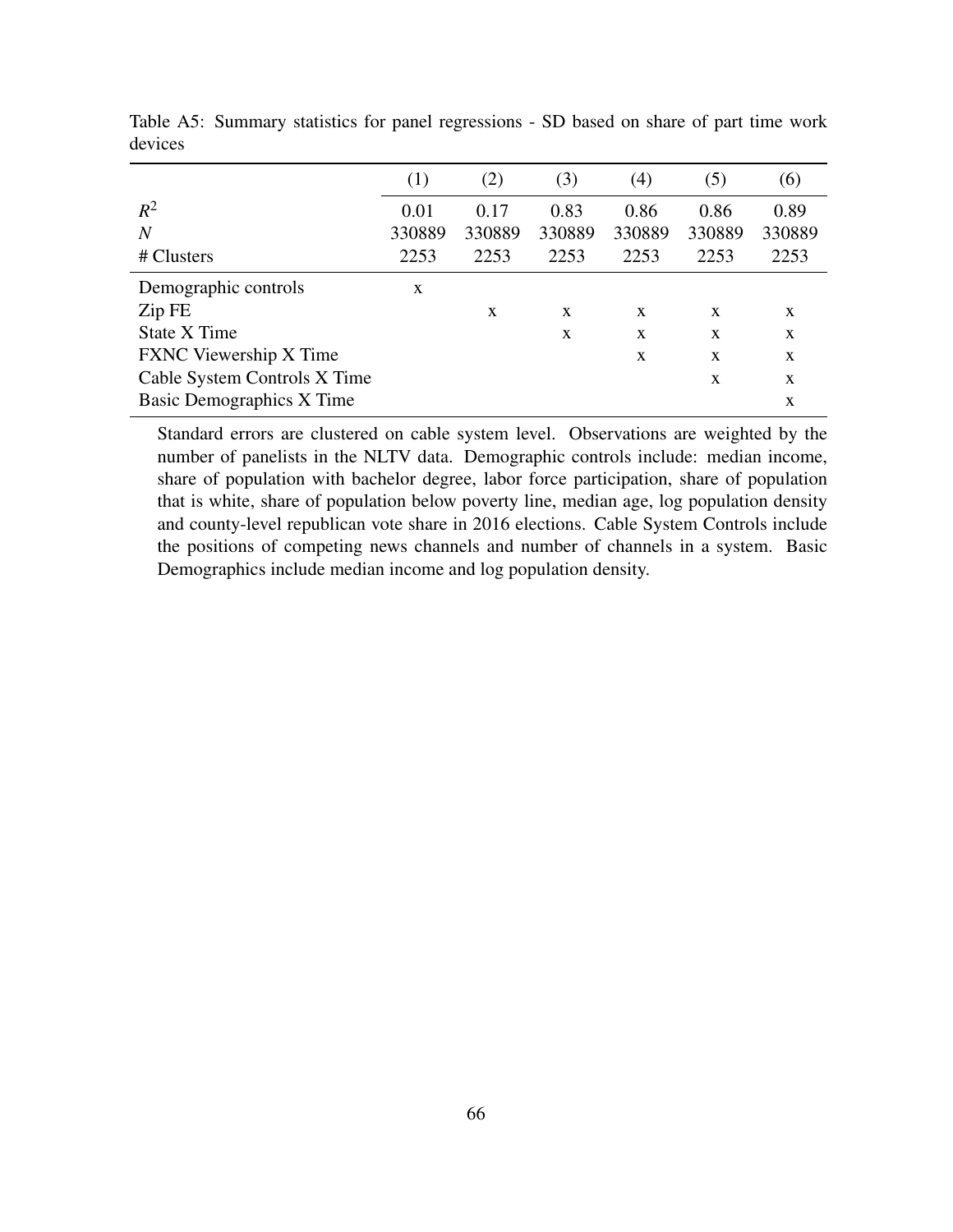Table A5: Summary statistics for panel regressions - SD based on share of part time work devices

| | (1) | (2) | (3) | (4) | (5) | (6) |
|---|---|---|---|---|---|---|
| $R^2$ | 0.01 | 0.17 | 0.83 | 0.86 | 0.86 | 0.89 |
| $N$ | 330889 | 330889 | 330889 | 330889 | 330889 | 330889 |
| # Clusters | 2253 | 2253 | 2253 | 2253 | 2253 | 2253 |
| Demographic controls | x | | | | | |
| Zip FE | | x | x | x | x | x |
| State X Time | | | x | x | x | x |
| FXNC Viewership X Time | | | | x | x | x |
| Cable System Controls X Time | | | | | x | x |
| Basic Demographics X Time | | | | | | x |

Standard errors are clustered on cable system level. Observations are weighted by the number of panelists in the NLTV data. Demographic controls include: median income, share of population with bachelor degree, labor force participation, share of population that is white, share of population below poverty line, median age, log population density and county-level republican vote share in 2016 elections. Cable System Controls include the positions of competing news channels and number of channels in a system. Basic Demographics include median income and log population density.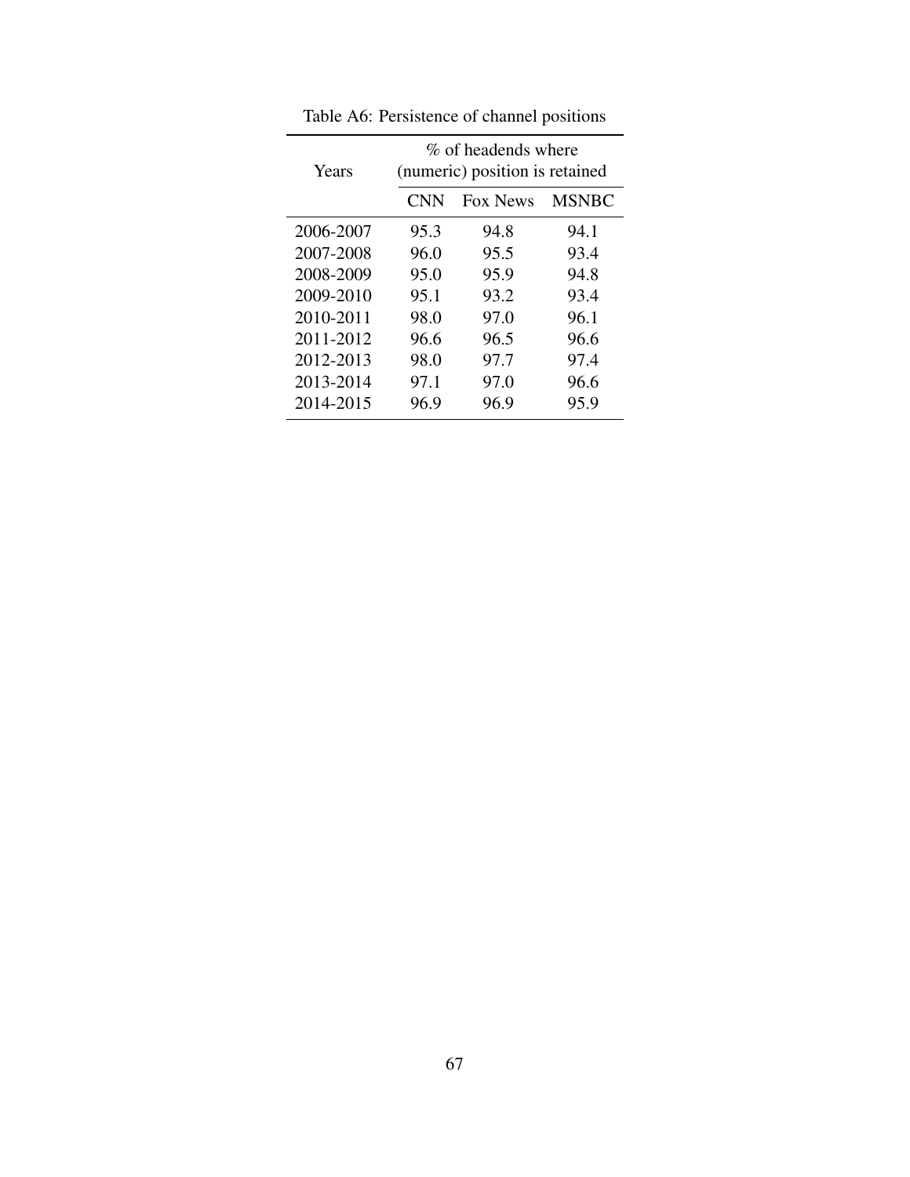Table A6: Persistence of channel positions

| Years | % of headends where (numeric) position is retained | | |
|---|---|---|---|
| | CNN | Fox News | MSNBC |
| 2006-2007 | 95.3 | 94.8 | 94.1 |
| 2007-2008 | 96.0 | 95.5 | 93.4 |
| 2008-2009 | 95.0 | 95.9 | 94.8 |
| 2009-2010 | 95.1 | 93.2 | 93.4 |
| 2010-2011 | 98.0 | 97.0 | 96.1 |
| 2011-2012 | 96.6 | 96.5 | 96.6 |
| 2012-2013 | 98.0 | 97.7 | 97.4 |
| 2013-2014 | 97.1 | 97.0 | 96.6 |
| 2014-2015 | 96.9 | 96.9 | 95.9 |